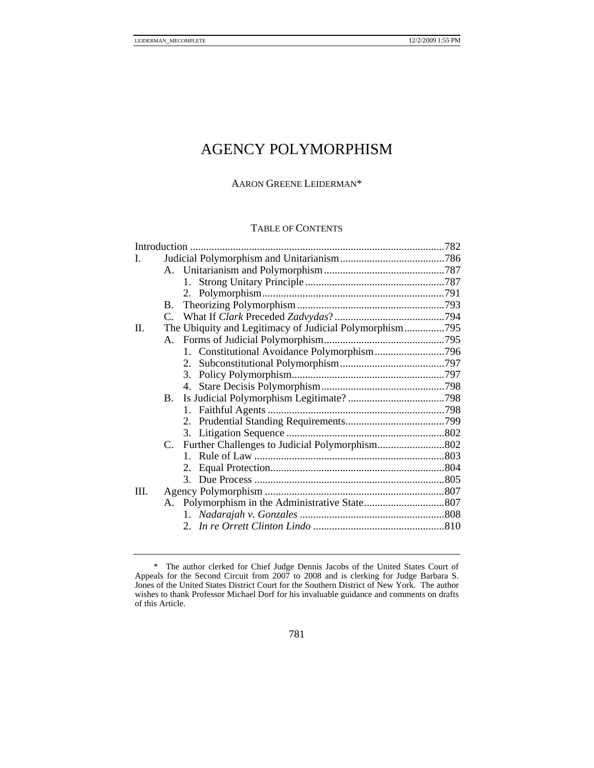# AGENCY POLYMORPHISM

AARON GREENE LEIDERMAN*

## TABLE OF CONTENTS

| | | | |
|---|---|---|---|
| Introduction | | | 782 |
| I. | Judicial Polymorphism and Unitarianism | | 786 |
| | A. | Unitarianism and Polymorphism | 787 |
| | | 1. Strong Unitary Principle | 787 |
| | | 2. Polymorphism | 791 |
| | B. | Theorizing Polymorphism | 793 |
| | C. | What If *Clark* Preceded *Zadvydas*? | 794 |
| II. | The Ubiquity and Legitimacy of Judicial Polymorphism | | 795 |
| | A. | Forms of Judicial Polymorphism | 795 |
| | | 1. Constitutional Avoidance Polymorphism | 796 |
| | | 2. Subconstitutional Polymorphism | 797 |
| | | 3. Policy Polymorphism | 797 |
| | | 4. Stare Decisis Polymorphism | 798 |
| | B. | Is Judicial Polymorphism Legitimate? | 798 |
| | | 1. Faithful Agents | 798 |
| | | 2. Prudential Standing Requirements | 799 |
| | | 3. Litigation Sequence | 802 |
| | C. | Further Challenges to Judicial Polymorphism | 802 |
| | | 1. Rule of Law | 803 |
| | | 2. Equal Protection | 804 |
| | | 3. Due Process | 805 |
| III. | Agency Polymorphism | | 807 |
| | A. | Polymorphism in the Administrative State | 807 |
| | | 1. *Nadarajah v. Gonzales* | 808 |
| | | 2. *In re Orrett Clinton Lindo* | 810 |

\* The author clerked for Chief Judge Dennis Jacobs of the United States Court of Appeals for the Second Circuit from 2007 to 2008 and is clerking for Judge Barbara S. Jones of the United States District Court for the Southern District of New York. The author wishes to thank Professor Michael Dorf for his invaluable guidance and comments on drafts of this Article.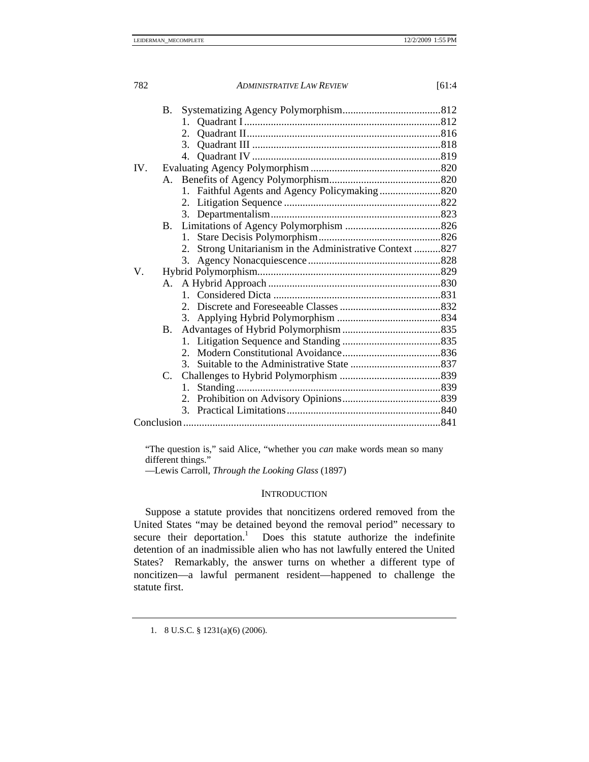B. Systematizing Agency Polymorphism.....................................812
   1. Quadrant I.........................................................................812
   2. Quadrant II........................................................................816
   3. Quadrant III.......................................................................818
   4. Quadrant IV.......................................................................819

IV. Evaluating Agency Polymorphism.................................................820
   A. Benefits of Agency Polymorphism..........................................820
      1. Faithful Agents and Agency Policymaking.......................820
      2. Litigation Sequence...........................................................822
      3. Departmentalism................................................................823
   B. Limitations of Agency Polymorphism....................................826
      1. Stare Decisis Polymorphism..............................................826
      2. Strong Unitarianism in the Administrative Context..........827
      3. Agency Nonacquiescence..................................................828

V. Hybrid Polymorphism.....................................................................829
   A. A Hybrid Approach.................................................................830
      1. Considered Dicta...............................................................831
      2. Discrete and Foreseeable Classes......................................832
      3. Applying Hybrid Polymorphism.......................................834
   B. Advantages of Hybrid Polymorphism.....................................835
      1. Litigation Sequence and Standing.....................................835
      2. Modern Constitutional Avoidance.....................................836
      3. Suitable to the Administrative State..................................837
   C. Challenges to Hybrid Polymorphism......................................839
      1. Standing.............................................................................839
      2. Prohibition on Advisory Opinions.....................................839
      3. Practical Limitations..........................................................840

Conclusion.................................................................................................841

> "The question is," said Alice, "whether you *can* make words mean so many different things."
>
> —Lewis Carroll, *Through the Looking Glass* (1897)

## INTRODUCTION

Suppose a statute provides that noncitizens ordered removed from the United States "may be detained beyond the removal period" necessary to secure their deportation.[1] Does this statute authorize the indefinite detention of an inadmissible alien who has not lawfully entered the United States? Remarkably, the answer turns on whether a different type of noncitizen—a lawful permanent resident—happened to challenge the statute first.

---

1. 8 U.S.C. § 1231(a)(6) (2006).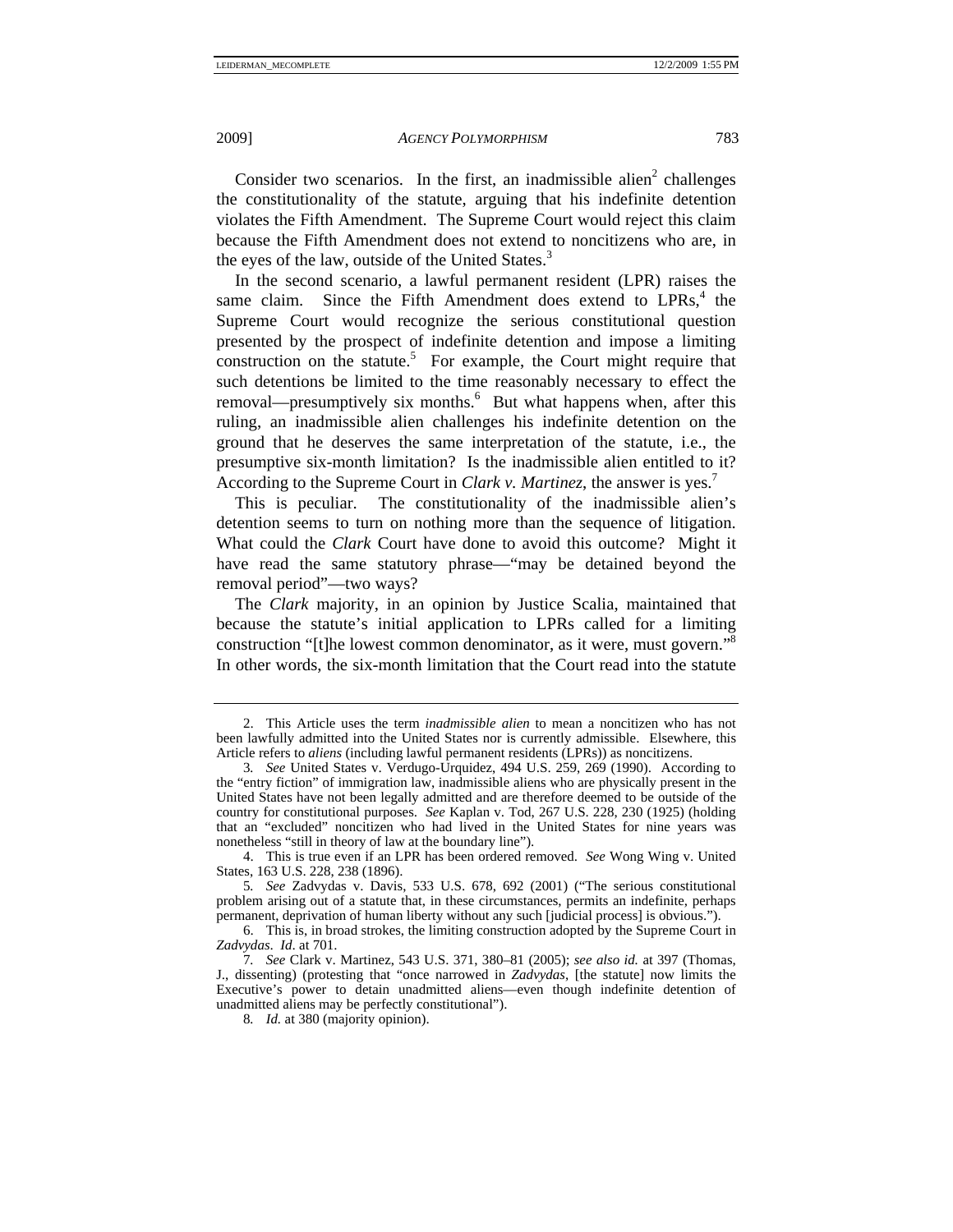Consider two scenarios. In the first, an inadmissible alien[2] challenges the constitutionality of the statute, arguing that his indefinite detention violates the Fifth Amendment. The Supreme Court would reject this claim because the Fifth Amendment does not extend to noncitizens who are, in the eyes of the law, outside of the United States.[3]

In the second scenario, a lawful permanent resident (LPR) raises the same claim. Since the Fifth Amendment does extend to LPRs,[4] the Supreme Court would recognize the serious constitutional question presented by the prospect of indefinite detention and impose a limiting construction on the statute.[5] For example, the Court might require that such detentions be limited to the time reasonably necessary to effect the removal—presumptively six months.[6] But what happens when, after this ruling, an inadmissible alien challenges his indefinite detention on the ground that he deserves the same interpretation of the statute, i.e., the presumptive six-month limitation? Is the inadmissible alien entitled to it? According to the Supreme Court in *Clark v. Martinez*, the answer is yes.[7]

This is peculiar. The constitutionality of the inadmissible alien's detention seems to turn on nothing more than the sequence of litigation. What could the *Clark* Court have done to avoid this outcome? Might it have read the same statutory phrase—"may be detained beyond the removal period"—two ways?

The *Clark* majority, in an opinion by Justice Scalia, maintained that because the statute's initial application to LPRs called for a limiting construction "[t]he lowest common denominator, as it were, must govern."[8] In other words, the six-month limitation that the Court read into the statute

---

2. This Article uses the term *inadmissible alien* to mean a noncitizen who has not been lawfully admitted into the United States nor is currently admissible. Elsewhere, this Article refers to *aliens* (including lawful permanent residents (LPRs)) as noncitizens.

3. *See* United States v. Verdugo-Urquidez, 494 U.S. 259, 269 (1990). According to the "entry fiction" of immigration law, inadmissible aliens who are physically present in the United States have not been legally admitted and are therefore deemed to be outside of the country for constitutional purposes. *See* Kaplan v. Tod, 267 U.S. 228, 230 (1925) (holding that an "excluded" noncitizen who had lived in the United States for nine years was nonetheless "still in theory of law at the boundary line").

4. This is true even if an LPR has been ordered removed. *See* Wong Wing v. United States, 163 U.S. 228, 238 (1896).

5. *See* Zadvydas v. Davis, 533 U.S. 678, 692 (2001) ("The serious constitutional problem arising out of a statute that, in these circumstances, permits an indefinite, perhaps permanent, deprivation of human liberty without any such [judicial process] is obvious.").

6. This is, in broad strokes, the limiting construction adopted by the Supreme Court in *Zadvydas*. *Id*. at 701.

7. *See* Clark v. Martinez, 543 U.S. 371, 380–81 (2005); *see also id.* at 397 (Thomas, J., dissenting) (protesting that "once narrowed in *Zadvydas*, [the statute] now limits the Executive's power to detain unadmitted aliens—even though indefinite detention of unadmitted aliens may be perfectly constitutional").

8. *Id.* at 380 (majority opinion).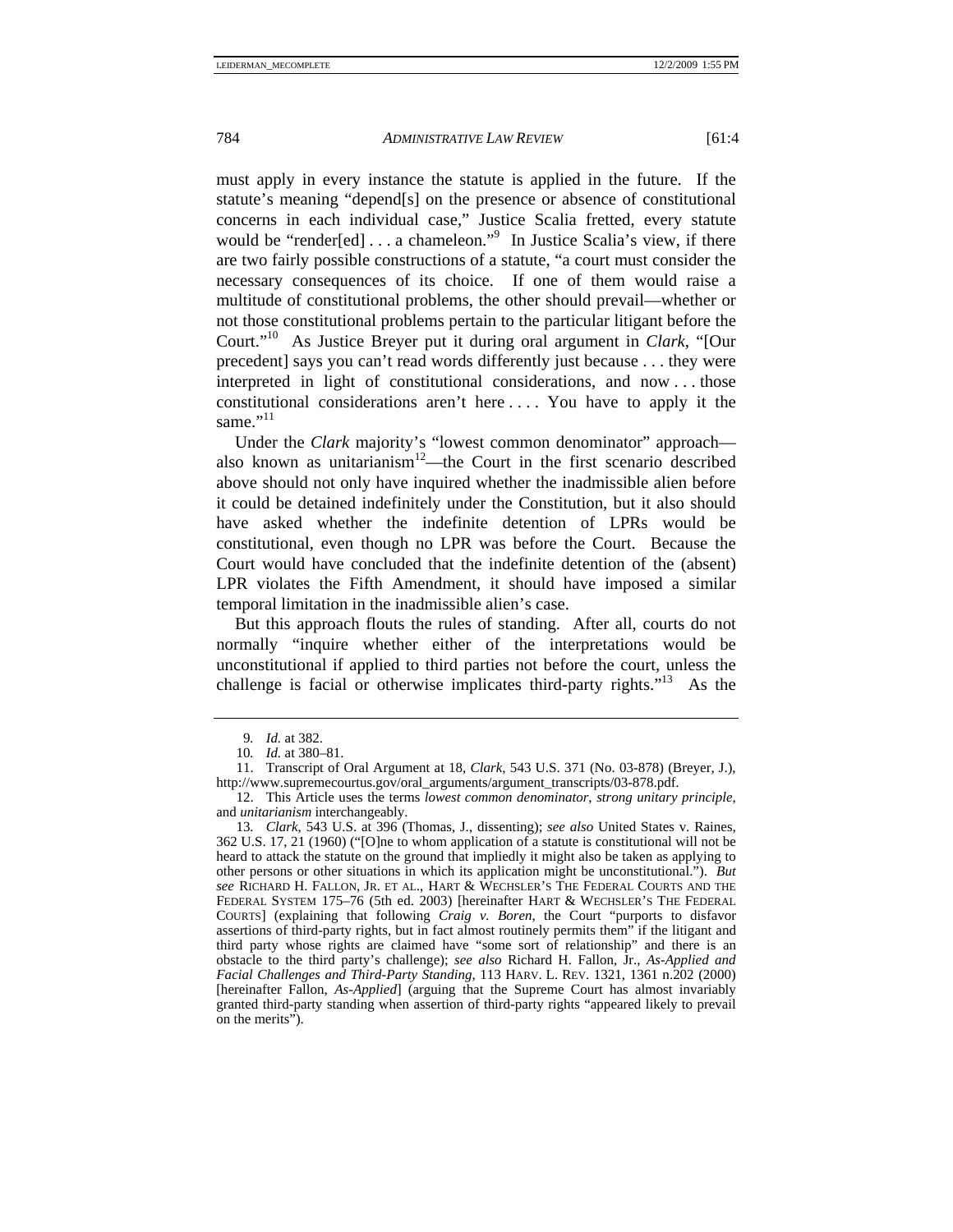must apply in every instance the statute is applied in the future. If the statute's meaning "depend[s] on the presence or absence of constitutional concerns in each individual case," Justice Scalia fretted, every statute would be "render[ed] . . . a chameleon."[9] In Justice Scalia's view, if there are two fairly possible constructions of a statute, "a court must consider the necessary consequences of its choice. If one of them would raise a multitude of constitutional problems, the other should prevail—whether or not those constitutional problems pertain to the particular litigant before the Court."[10] As Justice Breyer put it during oral argument in *Clark*, "[Our precedent] says you can't read words differently just because . . . they were interpreted in light of constitutional considerations, and now . . . those constitutional considerations aren't here . . . . You have to apply it the same."[11]

Under the *Clark* majority's "lowest common denominator" approach—also known as unitarianism[12]—the Court in the first scenario described above should not only have inquired whether the inadmissible alien before it could be detained indefinitely under the Constitution, but it also should have asked whether the indefinite detention of LPRs would be constitutional, even though no LPR was before the Court. Because the Court would have concluded that the indefinite detention of the (absent) LPR violates the Fifth Amendment, it should have imposed a similar temporal limitation in the inadmissible alien's case.

But this approach flouts the rules of standing. After all, courts do not normally "inquire whether either of the interpretations would be unconstitutional if applied to third parties not before the court, unless the challenge is facial or otherwise implicates third-party rights."[13] As the

---

9. *Id.* at 382.

10. *Id.* at 380–81.

11. Transcript of Oral Argument at 18, *Clark*, 543 U.S. 371 (No. 03-878) (Breyer, J.), http://www.supremecourtus.gov/oral_arguments/argument_transcripts/03-878.pdf.

12. This Article uses the terms *lowest common denominator*, *strong unitary principle*, and *unitarianism* interchangeably.

13. *Clark*, 543 U.S. at 396 (Thomas, J., dissenting); *see also* United States v. Raines, 362 U.S. 17, 21 (1960) ("[O]ne to whom application of a statute is constitutional will not be heard to attack the statute on the ground that impliedly it might also be taken as applying to other persons or other situations in which its application might be unconstitutional."). *But see* RICHARD H. FALLON, JR. ET AL., HART & WECHSLER'S THE FEDERAL COURTS AND THE FEDERAL SYSTEM 175–76 (5th ed. 2003) [hereinafter HART & WECHSLER'S THE FEDERAL COURTS] (explaining that following *Craig v. Boren*, the Court "purports to disfavor assertions of third-party rights, but in fact almost routinely permits them" if the litigant and third party whose rights are claimed have "some sort of relationship" and there is an obstacle to the third party's challenge); *see also* Richard H. Fallon, Jr., *As-Applied and Facial Challenges and Third-Party Standing*, 113 HARV. L. REV. 1321, 1361 n.202 (2000) [hereinafter Fallon, *As-Applied*] (arguing that the Supreme Court has almost invariably granted third-party standing when assertion of third-party rights "appeared likely to prevail on the merits").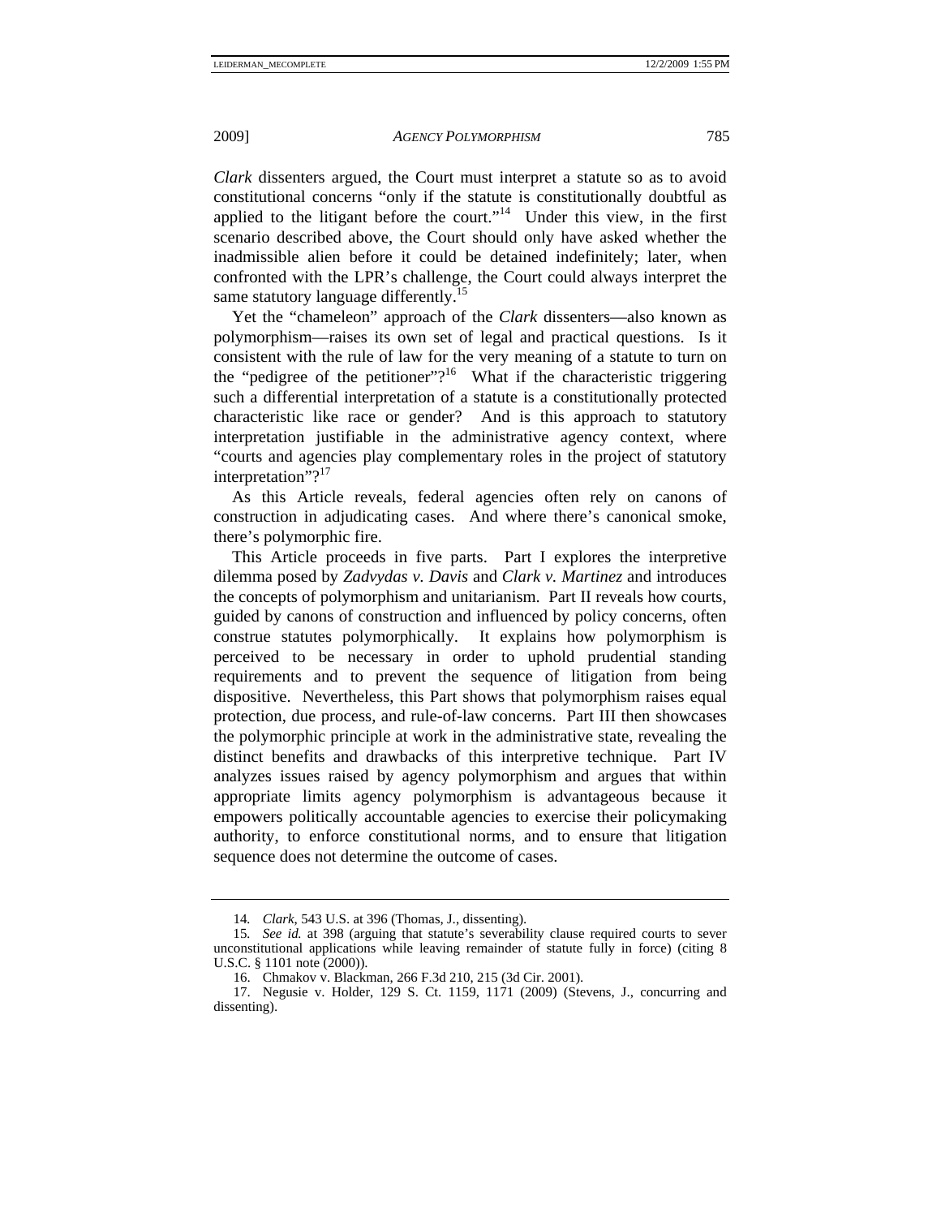*Clark* dissenters argued, the Court must interpret a statute so as to avoid constitutional concerns "only if the statute is constitutionally doubtful as applied to the litigant before the court."[14] Under this view, in the first scenario described above, the Court should only have asked whether the inadmissible alien before it could be detained indefinitely; later, when confronted with the LPR's challenge, the Court could always interpret the same statutory language differently.[15]

Yet the "chameleon" approach of the *Clark* dissenters—also known as polymorphism—raises its own set of legal and practical questions. Is it consistent with the rule of law for the very meaning of a statute to turn on the "pedigree of the petitioner"?[16] What if the characteristic triggering such a differential interpretation of a statute is a constitutionally protected characteristic like race or gender? And is this approach to statutory interpretation justifiable in the administrative agency context, where "courts and agencies play complementary roles in the project of statutory interpretation"?[17]

As this Article reveals, federal agencies often rely on canons of construction in adjudicating cases. And where there's canonical smoke, there's polymorphic fire.

This Article proceeds in five parts. Part I explores the interpretive dilemma posed by *Zadvydas v. Davis* and *Clark v. Martinez* and introduces the concepts of polymorphism and unitarianism. Part II reveals how courts, guided by canons of construction and influenced by policy concerns, often construe statutes polymorphically. It explains how polymorphism is perceived to be necessary in order to uphold prudential standing requirements and to prevent the sequence of litigation from being dispositive. Nevertheless, this Part shows that polymorphism raises equal protection, due process, and rule-of-law concerns. Part III then showcases the polymorphic principle at work in the administrative state, revealing the distinct benefits and drawbacks of this interpretive technique. Part IV analyzes issues raised by agency polymorphism and argues that within appropriate limits agency polymorphism is advantageous because it empowers politically accountable agencies to exercise their policymaking authority, to enforce constitutional norms, and to ensure that litigation sequence does not determine the outcome of cases.

---

14. *Clark*, 543 U.S. at 396 (Thomas, J., dissenting).

15. *See id.* at 398 (arguing that statute's severability clause required courts to sever unconstitutional applications while leaving remainder of statute fully in force) (citing 8 U.S.C. § 1101 note (2000)).

16. Chmakov v. Blackman, 266 F.3d 210, 215 (3d Cir. 2001).

17. Negusie v. Holder, 129 S. Ct. 1159, 1171 (2009) (Stevens, J., concurring and dissenting).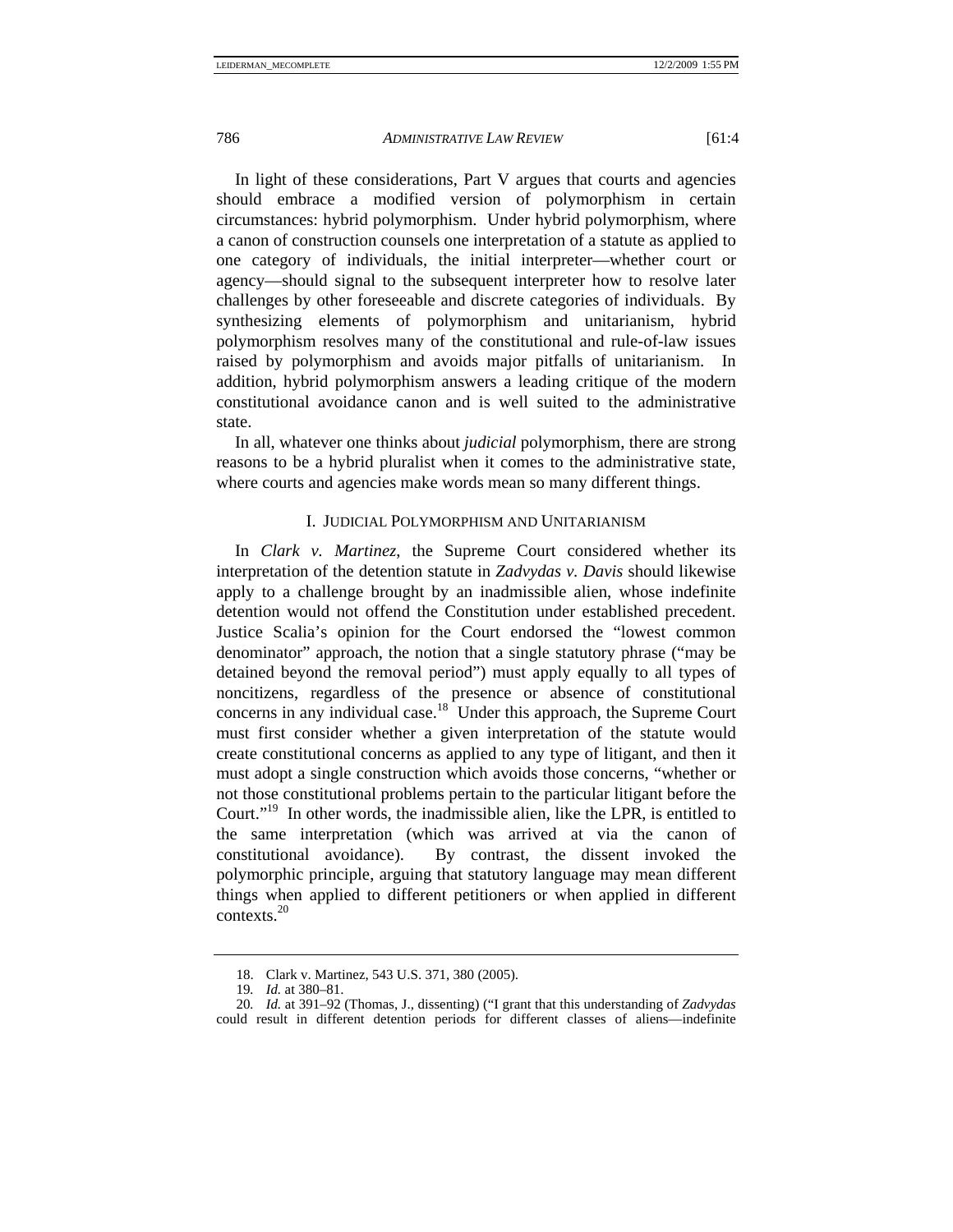In light of these considerations, Part V argues that courts and agencies should embrace a modified version of polymorphism in certain circumstances: hybrid polymorphism. Under hybrid polymorphism, where a canon of construction counsels one interpretation of a statute as applied to one category of individuals, the initial interpreter—whether court or agency—should signal to the subsequent interpreter how to resolve later challenges by other foreseeable and discrete categories of individuals. By synthesizing elements of polymorphism and unitarianism, hybrid polymorphism resolves many of the constitutional and rule-of-law issues raised by polymorphism and avoids major pitfalls of unitarianism. In addition, hybrid polymorphism answers a leading critique of the modern constitutional avoidance canon and is well suited to the administrative state.

In all, whatever one thinks about *judicial* polymorphism, there are strong reasons to be a hybrid pluralist when it comes to the administrative state, where courts and agencies make words mean so many different things.

## I. JUDICIAL POLYMORPHISM AND UNITARIANISM

In *Clark v. Martinez*, the Supreme Court considered whether its interpretation of the detention statute in *Zadvydas v. Davis* should likewise apply to a challenge brought by an inadmissible alien, whose indefinite detention would not offend the Constitution under established precedent. Justice Scalia's opinion for the Court endorsed the "lowest common denominator" approach, the notion that a single statutory phrase ("may be detained beyond the removal period") must apply equally to all types of noncitizens, regardless of the presence or absence of constitutional concerns in any individual case.[18] Under this approach, the Supreme Court must first consider whether a given interpretation of the statute would create constitutional concerns as applied to any type of litigant, and then it must adopt a single construction which avoids those concerns, "whether or not those constitutional problems pertain to the particular litigant before the Court."[19] In other words, the inadmissible alien, like the LPR, is entitled to the same interpretation (which was arrived at via the canon of constitutional avoidance). By contrast, the dissent invoked the polymorphic principle, arguing that statutory language may mean different things when applied to different petitioners or when applied in different contexts.[20]

---

18. Clark v. Martinez, 543 U.S. 371, 380 (2005).

19. *Id.* at 380–81.

20. *Id.* at 391–92 (Thomas, J., dissenting) ("I grant that this understanding of *Zadvydas* could result in different detention periods for different classes of aliens—indefinite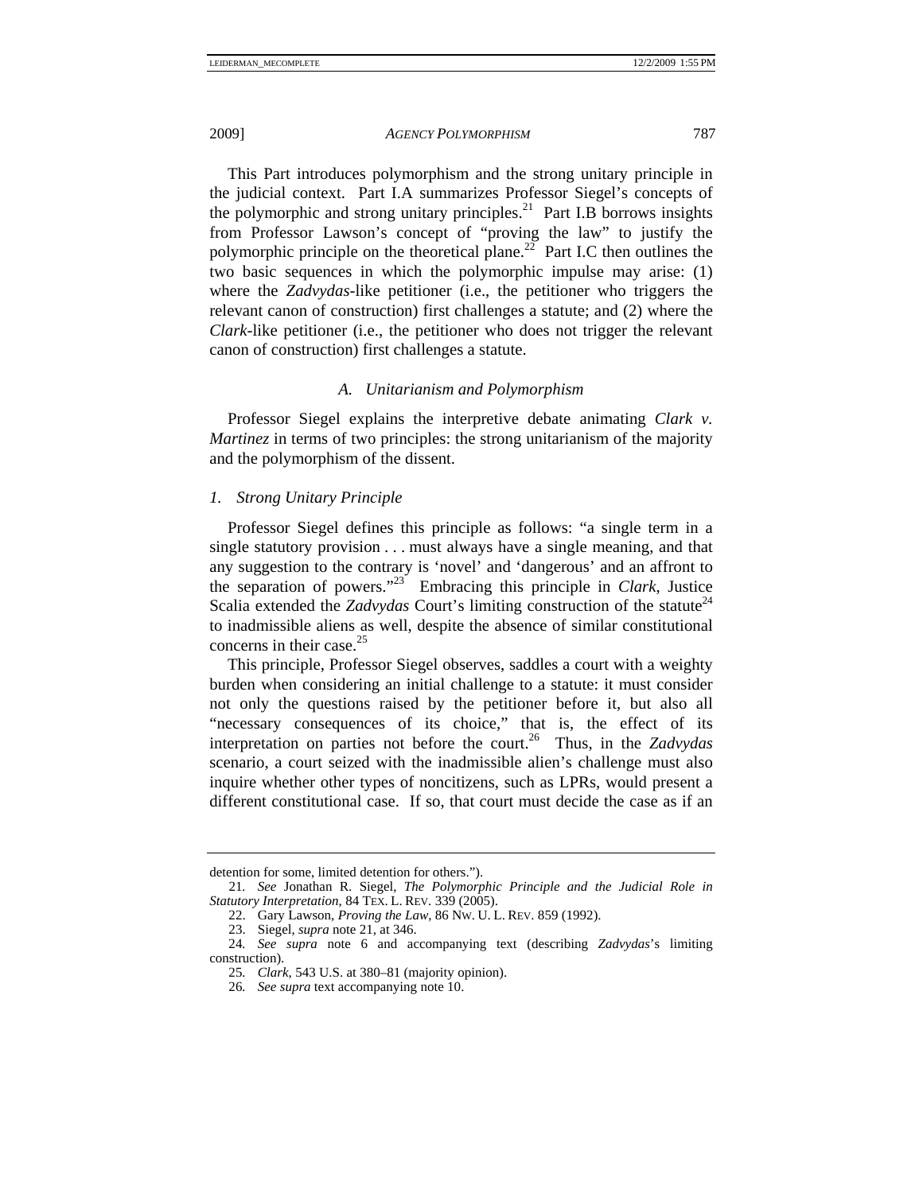This Part introduces polymorphism and the strong unitary principle in the judicial context. Part I.A summarizes Professor Siegel's concepts of the polymorphic and strong unitary principles.[21] Part I.B borrows insights from Professor Lawson's concept of "proving the law" to justify the polymorphic principle on the theoretical plane.[22] Part I.C then outlines the two basic sequences in which the polymorphic impulse may arise: (1) where the *Zadvydas*-like petitioner (i.e., the petitioner who triggers the relevant canon of construction) first challenges a statute; and (2) where the *Clark*-like petitioner (i.e., the petitioner who does not trigger the relevant canon of construction) first challenges a statute.

### *A. Unitarianism and Polymorphism*

Professor Siegel explains the interpretive debate animating *Clark v. Martinez* in terms of two principles: the strong unitarianism of the majority and the polymorphism of the dissent.

#### *1. Strong Unitary Principle*

Professor Siegel defines this principle as follows: "a single term in a single statutory provision . . . must always have a single meaning, and that any suggestion to the contrary is 'novel' and 'dangerous' and an affront to the separation of powers."[23] Embracing this principle in *Clark*, Justice Scalia extended the *Zadvydas* Court's limiting construction of the statute[24] to inadmissible aliens as well, despite the absence of similar constitutional concerns in their case.[25]

This principle, Professor Siegel observes, saddles a court with a weighty burden when considering an initial challenge to a statute: it must consider not only the questions raised by the petitioner before it, but also all "necessary consequences of its choice," that is, the effect of its interpretation on parties not before the court.[26] Thus, in the *Zadvydas* scenario, a court seized with the inadmissible alien's challenge must also inquire whether other types of noncitizens, such as LPRs, would present a different constitutional case. If so, that court must decide the case as if an

---

detention for some, limited detention for others.").

21. *See* Jonathan R. Siegel, *The Polymorphic Principle and the Judicial Role in Statutory Interpretation*, 84 TEX. L. REV. 339 (2005).

22. Gary Lawson, *Proving the Law*, 86 NW. U. L. REV. 859 (1992).

23. Siegel, *supra* note 21, at 346.

24. *See supra* note 6 and accompanying text (describing *Zadvydas*'s limiting construction).

25. *Clark*, 543 U.S. at 380–81 (majority opinion).

26. *See supra* text accompanying note 10.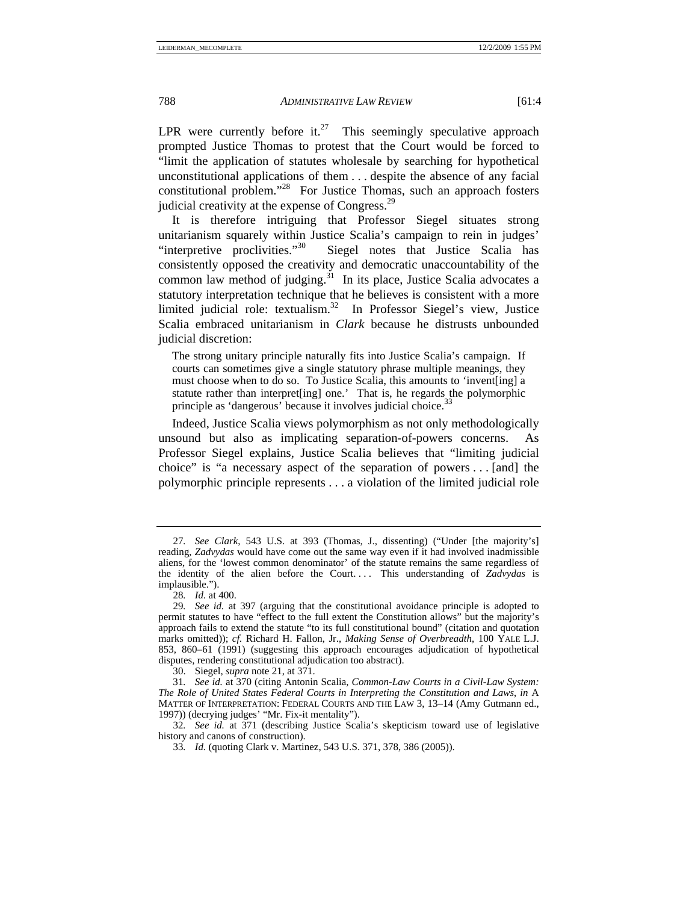LPR were currently before it.[27] This seemingly speculative approach prompted Justice Thomas to protest that the Court would be forced to "limit the application of statutes wholesale by searching for hypothetical unconstitutional applications of them . . . despite the absence of any facial constitutional problem."[28] For Justice Thomas, such an approach fosters judicial creativity at the expense of Congress.[29]

It is therefore intriguing that Professor Siegel situates strong unitarianism squarely within Justice Scalia's campaign to rein in judges' "interpretive proclivities."[30] Siegel notes that Justice Scalia has consistently opposed the creativity and democratic unaccountability of the common law method of judging.[31] In its place, Justice Scalia advocates a statutory interpretation technique that he believes is consistent with a more limited judicial role: textualism.[32] In Professor Siegel's view, Justice Scalia embraced unitarianism in *Clark* because he distrusts unbounded judicial discretion:

> The strong unitary principle naturally fits into Justice Scalia's campaign. If courts can sometimes give a single statutory phrase multiple meanings, they must choose when to do so. To Justice Scalia, this amounts to 'invent[ing] a statute rather than interpret[ing] one.' That is, he regards the polymorphic principle as 'dangerous' because it involves judicial choice.[33]

Indeed, Justice Scalia views polymorphism as not only methodologically unsound but also as implicating separation-of-powers concerns. As Professor Siegel explains, Justice Scalia believes that "limiting judicial choice" is "a necessary aspect of the separation of powers . . . [and] the polymorphic principle represents . . . a violation of the limited judicial role

---

27. *See Clark*, 543 U.S. at 393 (Thomas, J., dissenting) ("Under [the majority's] reading, *Zadvydas* would have come out the same way even if it had involved inadmissible aliens, for the 'lowest common denominator' of the statute remains the same regardless of the identity of the alien before the Court. . . . This understanding of *Zadvydas* is implausible.").

28. *Id.* at 400.

29. *See id.* at 397 (arguing that the constitutional avoidance principle is adopted to permit statutes to have "effect to the full extent the Constitution allows" but the majority's approach fails to extend the statute "to its full constitutional bound" (citation and quotation marks omitted)); *cf.* Richard H. Fallon, Jr., *Making Sense of Overbreadth*, 100 YALE L.J. 853, 860–61 (1991) (suggesting this approach encourages adjudication of hypothetical disputes, rendering constitutional adjudication too abstract).

30. Siegel, *supra* note 21, at 371.

31. *See id.* at 370 (citing Antonin Scalia, *Common-Law Courts in a Civil-Law System: The Role of United States Federal Courts in Interpreting the Constitution and Laws*, *in* A MATTER OF INTERPRETATION: FEDERAL COURTS AND THE LAW 3, 13–14 (Amy Gutmann ed., 1997)) (decrying judges' "Mr. Fix-it mentality").

32. *See id.* at 371 (describing Justice Scalia's skepticism toward use of legislative history and canons of construction).

33. *Id.* (quoting Clark v. Martinez, 543 U.S. 371, 378, 386 (2005)).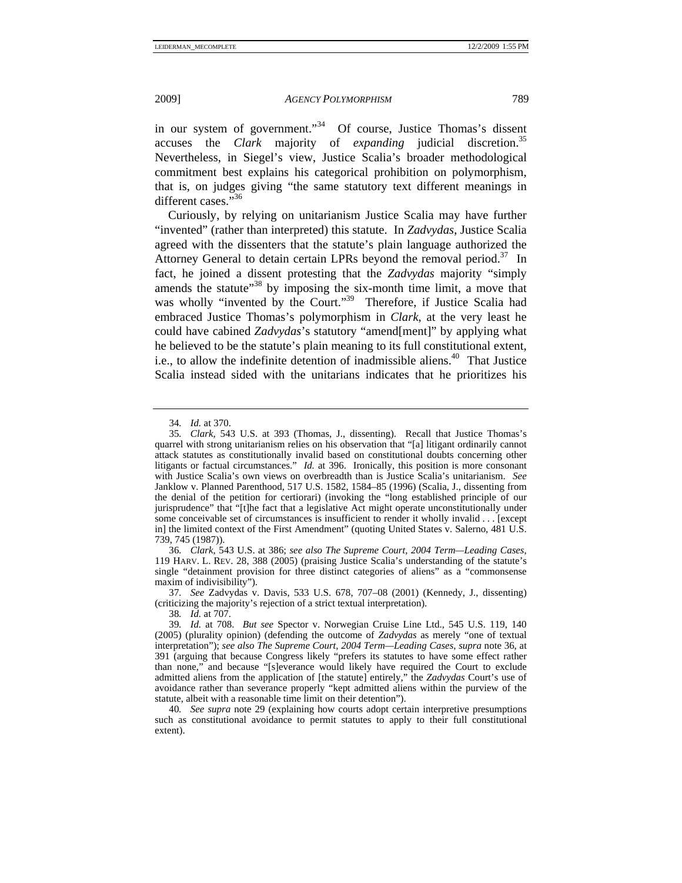in our system of government."[34] Of course, Justice Thomas's dissent accuses the *Clark* majority of *expanding* judicial discretion.[35] Nevertheless, in Siegel's view, Justice Scalia's broader methodological commitment best explains his categorical prohibition on polymorphism, that is, on judges giving "the same statutory text different meanings in different cases."[36]

Curiously, by relying on unitarianism Justice Scalia may have further "invented" (rather than interpreted) this statute. In *Zadvydas*, Justice Scalia agreed with the dissenters that the statute's plain language authorized the Attorney General to detain certain LPRs beyond the removal period.[37] In fact, he joined a dissent protesting that the *Zadvydas* majority "simply amends the statute"[38] by imposing the six-month time limit, a move that was wholly "invented by the Court."[39] Therefore, if Justice Scalia had embraced Justice Thomas's polymorphism in *Clark*, at the very least he could have cabined *Zadvydas*'s statutory "amend[ment]" by applying what he believed to be the statute's plain meaning to its full constitutional extent, i.e., to allow the indefinite detention of inadmissible aliens.[40] That Justice Scalia instead sided with the unitarians indicates that he prioritizes his

---

34. *Id.* at 370.

35. *Clark*, 543 U.S. at 393 (Thomas, J., dissenting). Recall that Justice Thomas's quarrel with strong unitarianism relies on his observation that "[a] litigant ordinarily cannot attack statutes as constitutionally invalid based on constitutional doubts concerning other litigants or factual circumstances." *Id.* at 396. Ironically, this position is more consonant with Justice Scalia's own views on overbreadth than is Justice Scalia's unitarianism. *See* Janklow v. Planned Parenthood, 517 U.S. 1582, 1584–85 (1996) (Scalia, J., dissenting from the denial of the petition for certiorari) (invoking the "long established principle of our jurisprudence" that "[t]he fact that a legislative Act might operate unconstitutionally under some conceivable set of circumstances is insufficient to render it wholly invalid . . . [except in] the limited context of the First Amendment" (quoting United States v. Salerno, 481 U.S. 739, 745 (1987)).

36. *Clark*, 543 U.S. at 386; *see also The Supreme Court, 2004 Term—Leading Cases*, 119 HARV. L. REV. 28, 388 (2005) (praising Justice Scalia's understanding of the statute's single "detainment provision for three distinct categories of aliens" as a "commonsense maxim of indivisibility").

37. *See* Zadvydas v. Davis, 533 U.S. 678, 707–08 (2001) (Kennedy, J., dissenting) (criticizing the majority's rejection of a strict textual interpretation).

38. *Id.* at 707.

39. *Id.* at 708. *But see* Spector v. Norwegian Cruise Line Ltd., 545 U.S. 119, 140 (2005) (plurality opinion) (defending the outcome of *Zadvydas* as merely "one of textual interpretation"); *see also The Supreme Court, 2004 Term—Leading Cases*, *supra* note 36, at 391 (arguing that because Congress likely "prefers its statutes to have some effect rather than none," and because "[s]everance would likely have required the Court to exclude admitted aliens from the application of [the statute] entirely," the *Zadvydas* Court's use of avoidance rather than severance properly "kept admitted aliens within the purview of the statute, albeit with a reasonable time limit on their detention").

40. *See supra* note 29 (explaining how courts adopt certain interpretive presumptions such as constitutional avoidance to permit statutes to apply to their full constitutional extent).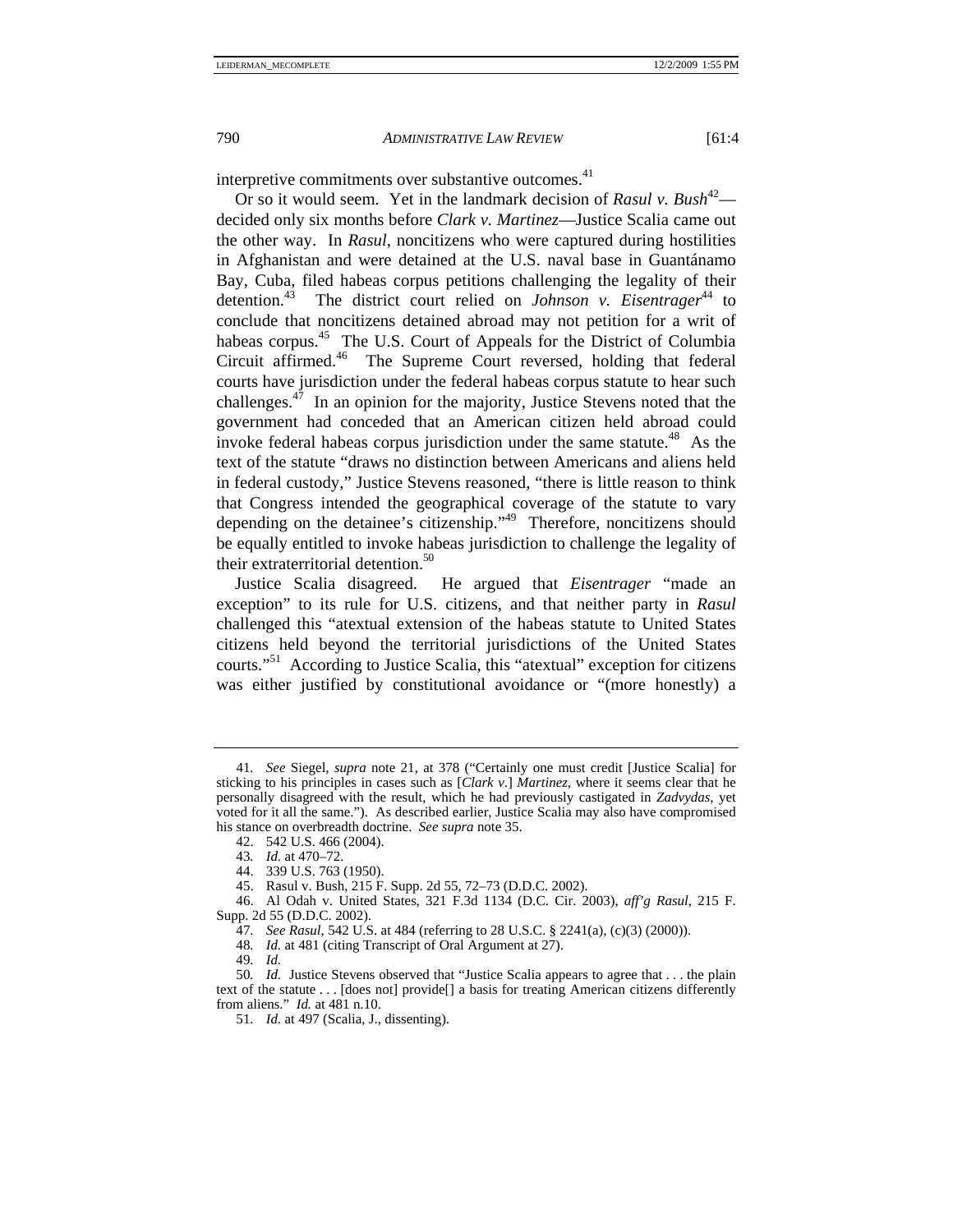interpretive commitments over substantive outcomes.[41]

Or so it would seem. Yet in the landmark decision of *Rasul v. Bush*[42]—decided only six months before *Clark v. Martinez*—Justice Scalia came out the other way. In *Rasul*, noncitizens who were captured during hostilities in Afghanistan and were detained at the U.S. naval base in Guantánamo Bay, Cuba, filed habeas corpus petitions challenging the legality of their detention.[43] The district court relied on *Johnson v. Eisentrager*[44] to conclude that noncitizens detained abroad may not petition for a writ of habeas corpus.[45] The U.S. Court of Appeals for the District of Columbia Circuit affirmed.[46] The Supreme Court reversed, holding that federal courts have jurisdiction under the federal habeas corpus statute to hear such challenges.[47] In an opinion for the majority, Justice Stevens noted that the government had conceded that an American citizen held abroad could invoke federal habeas corpus jurisdiction under the same statute.[48] As the text of the statute "draws no distinction between Americans and aliens held in federal custody," Justice Stevens reasoned, "there is little reason to think that Congress intended the geographical coverage of the statute to vary depending on the detainee's citizenship."[49] Therefore, noncitizens should be equally entitled to invoke habeas jurisdiction to challenge the legality of their extraterritorial detention.[50]

Justice Scalia disagreed. He argued that *Eisentrager* "made an exception" to its rule for U.S. citizens, and that neither party in *Rasul* challenged this "atextual extension of the habeas statute to United States citizens held beyond the territorial jurisdictions of the United States courts."[51] According to Justice Scalia, this "atextual" exception for citizens was either justified by constitutional avoidance or "(more honestly) a

---

41. *See* Siegel, *supra* note 21, at 378 ("Certainly one must credit [Justice Scalia] for sticking to his principles in cases such as [*Clark v.*] *Martinez*, where it seems clear that he personally disagreed with the result, which he had previously castigated in *Zadvydas*, yet voted for it all the same."). As described earlier, Justice Scalia may also have compromised his stance on overbreadth doctrine. *See supra* note 35.

42. 542 U.S. 466 (2004).

43. *Id.* at 470–72.

44. 339 U.S. 763 (1950).

45. Rasul v. Bush, 215 F. Supp. 2d 55, 72–73 (D.D.C. 2002).

46. Al Odah v. United States, 321 F.3d 1134 (D.C. Cir. 2003), *aff'g Rasul*, 215 F. Supp. 2d 55 (D.D.C. 2002).

47. *See Rasul*, 542 U.S. at 484 (referring to 28 U.S.C. § 2241(a), (c)(3) (2000)).

48. *Id.* at 481 (citing Transcript of Oral Argument at 27).

49. *Id.*

50. *Id.* Justice Stevens observed that "Justice Scalia appears to agree that . . . the plain text of the statute . . . [does not] provide[] a basis for treating American citizens differently from aliens." *Id.* at 481 n.10.

51. *Id.* at 497 (Scalia, J., dissenting).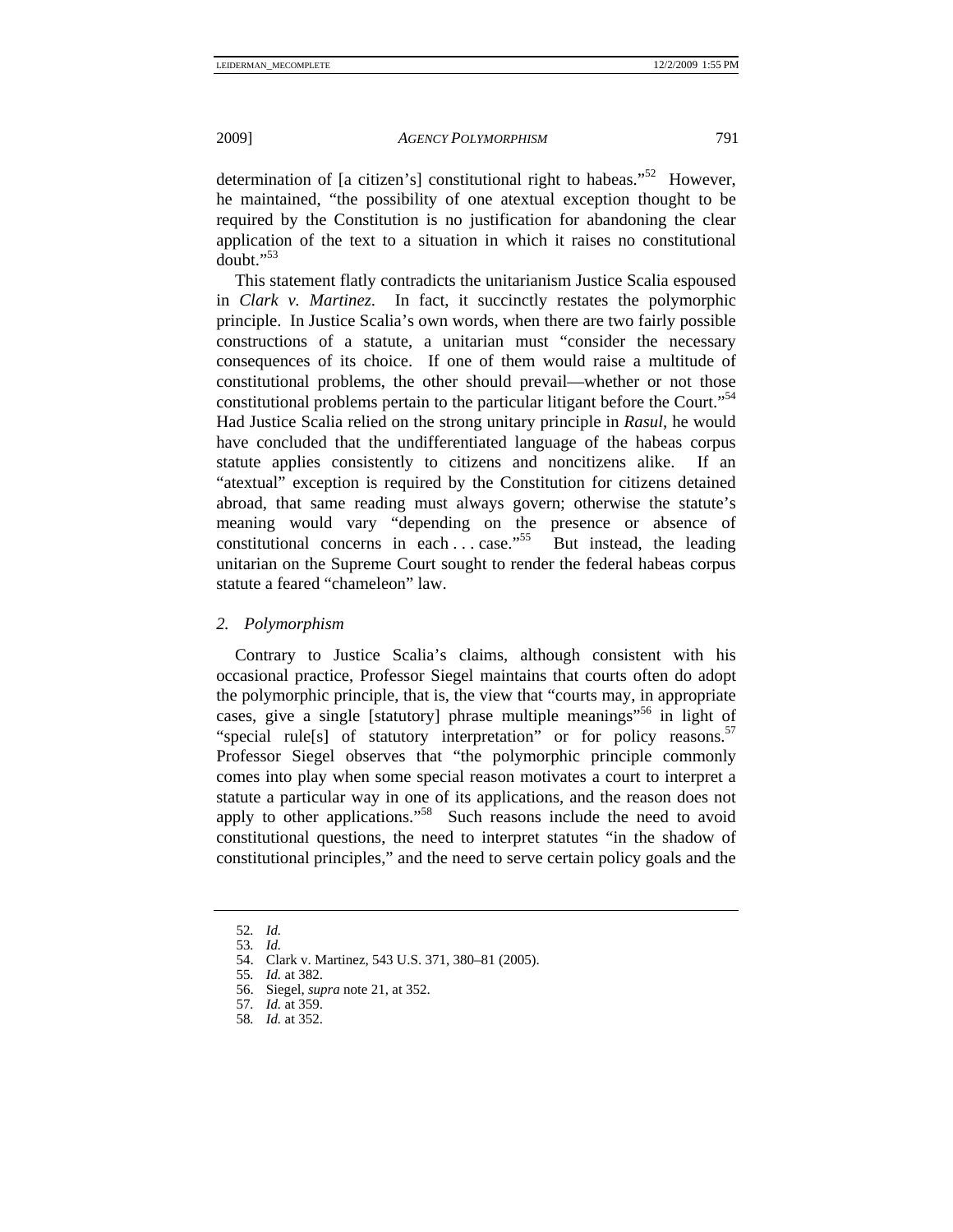determination of [a citizen's] constitutional right to habeas."[52] However, he maintained, "the possibility of one atextual exception thought to be required by the Constitution is no justification for abandoning the clear application of the text to a situation in which it raises no constitutional doubt."[53]

This statement flatly contradicts the unitarianism Justice Scalia espoused in *Clark v. Martinez*. In fact, it succinctly restates the polymorphic principle. In Justice Scalia's own words, when there are two fairly possible constructions of a statute, a unitarian must "consider the necessary consequences of its choice. If one of them would raise a multitude of constitutional problems, the other should prevail—whether or not those constitutional problems pertain to the particular litigant before the Court."[54] Had Justice Scalia relied on the strong unitary principle in *Rasul*, he would have concluded that the undifferentiated language of the habeas corpus statute applies consistently to citizens and noncitizens alike. If an "atextual" exception is required by the Constitution for citizens detained abroad, that same reading must always govern; otherwise the statute's meaning would vary "depending on the presence or absence of constitutional concerns in each . . . case."[55] But instead, the leading unitarian on the Supreme Court sought to render the federal habeas corpus statute a feared "chameleon" law.

### *2. Polymorphism*

Contrary to Justice Scalia's claims, although consistent with his occasional practice, Professor Siegel maintains that courts often do adopt the polymorphic principle, that is, the view that "courts may, in appropriate cases, give a single [statutory] phrase multiple meanings"[56] in light of "special rule[s] of statutory interpretation" or for policy reasons.[57] Professor Siegel observes that "the polymorphic principle commonly comes into play when some special reason motivates a court to interpret a statute a particular way in one of its applications, and the reason does not apply to other applications."[58] Such reasons include the need to avoid constitutional questions, the need to interpret statutes "in the shadow of constitutional principles," and the need to serve certain policy goals and the

---

52. *Id.*
53. *Id.*
54. Clark v. Martinez, 543 U.S. 371, 380–81 (2005).
55. *Id.* at 382.
56. Siegel, *supra* note 21, at 352.
57. *Id.* at 359.
58. *Id.* at 352.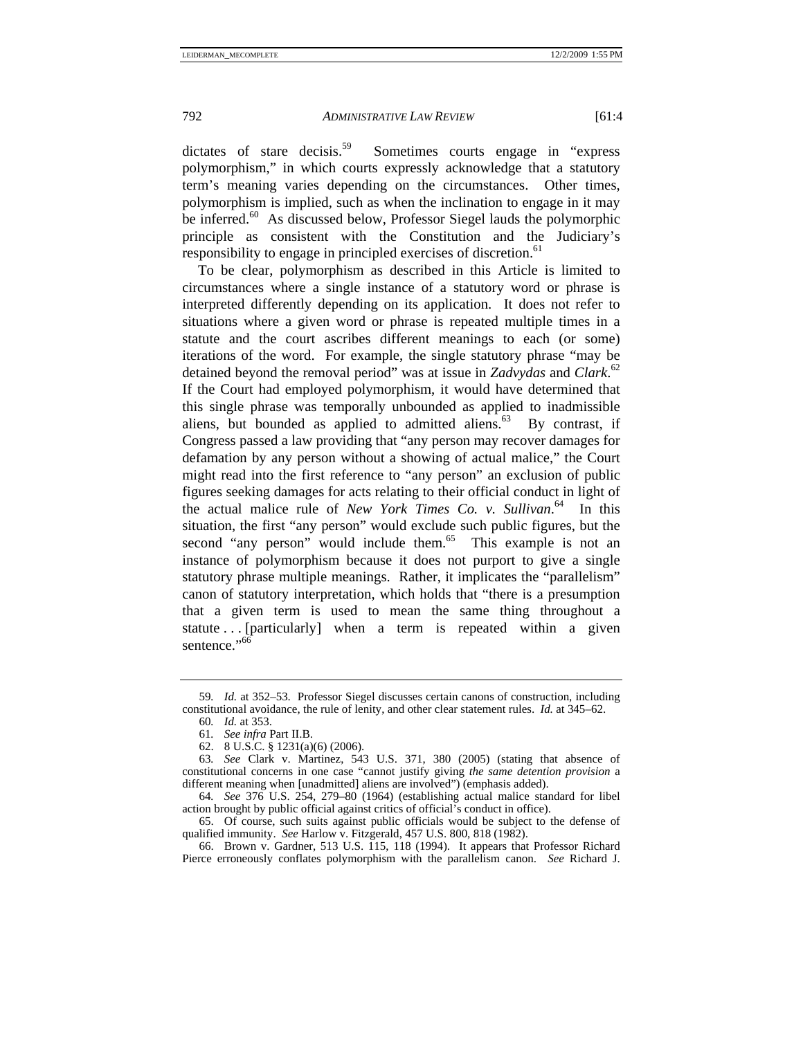dictates of stare decisis.[59] Sometimes courts engage in "express polymorphism," in which courts expressly acknowledge that a statutory term's meaning varies depending on the circumstances. Other times, polymorphism is implied, such as when the inclination to engage in it may be inferred.[60] As discussed below, Professor Siegel lauds the polymorphic principle as consistent with the Constitution and the Judiciary's responsibility to engage in principled exercises of discretion.[61]

To be clear, polymorphism as described in this Article is limited to circumstances where a single instance of a statutory word or phrase is interpreted differently depending on its application. It does not refer to situations where a given word or phrase is repeated multiple times in a statute and the court ascribes different meanings to each (or some) iterations of the word. For example, the single statutory phrase "may be detained beyond the removal period" was at issue in *Zadvydas* and *Clark*.[62] If the Court had employed polymorphism, it would have determined that this single phrase was temporally unbounded as applied to inadmissible aliens, but bounded as applied to admitted aliens.[63] By contrast, if Congress passed a law providing that "any person may recover damages for defamation by any person without a showing of actual malice," the Court might read into the first reference to "any person" an exclusion of public figures seeking damages for acts relating to their official conduct in light of the actual malice rule of *New York Times Co. v. Sullivan*.[64] In this situation, the first "any person" would exclude such public figures, but the second "any person" would include them.[65] This example is not an instance of polymorphism because it does not purport to give a single statutory phrase multiple meanings. Rather, it implicates the "parallelism" canon of statutory interpretation, which holds that "there is a presumption that a given term is used to mean the same thing throughout a statute . . . [particularly] when a term is repeated within a given sentence."[66]

---

59. *Id.* at 352–53. Professor Siegel discusses certain canons of construction, including constitutional avoidance, the rule of lenity, and other clear statement rules. *Id.* at 345–62.

60. *Id.* at 353.

61. *See infra* Part II.B.

62. 8 U.S.C. § 1231(a)(6) (2006).

63. *See* Clark v. Martinez, 543 U.S. 371, 380 (2005) (stating that absence of constitutional concerns in one case "cannot justify giving *the same detention provision* a different meaning when [unadmitted] aliens are involved") (emphasis added).

64. *See* 376 U.S. 254, 279–80 (1964) (establishing actual malice standard for libel action brought by public official against critics of official's conduct in office).

65. Of course, such suits against public officials would be subject to the defense of qualified immunity. *See* Harlow v. Fitzgerald, 457 U.S. 800, 818 (1982).

66. Brown v. Gardner, 513 U.S. 115, 118 (1994). It appears that Professor Richard Pierce erroneously conflates polymorphism with the parallelism canon. *See* Richard J.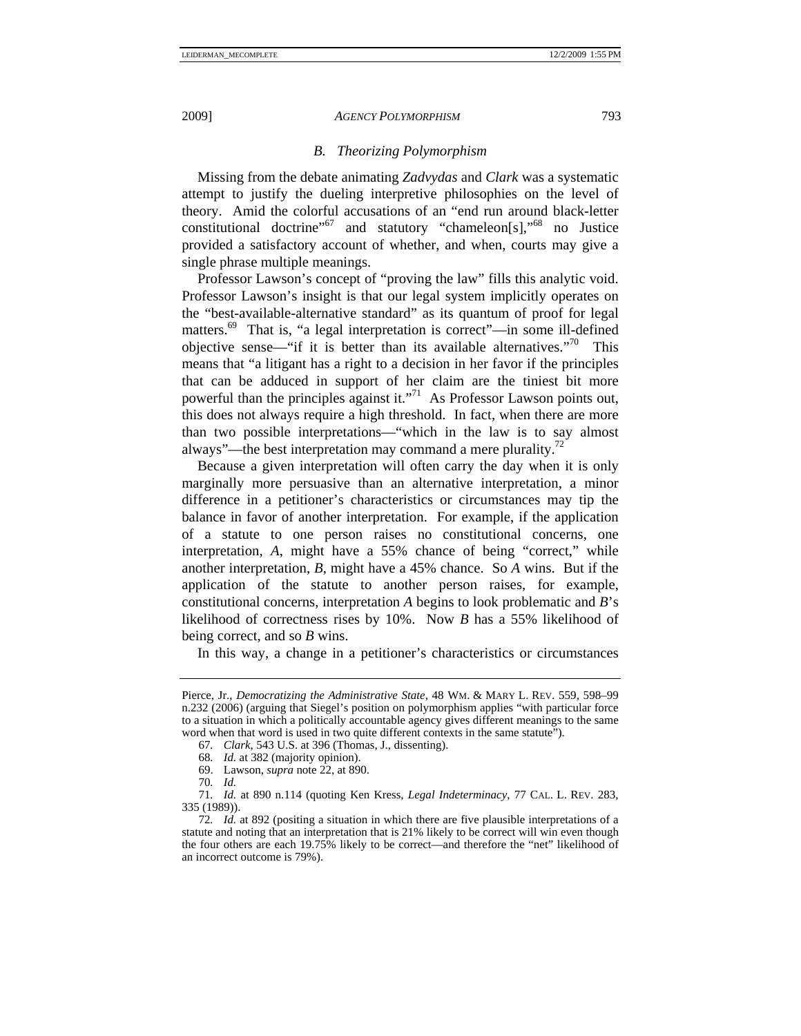### *B. Theorizing Polymorphism*

Missing from the debate animating *Zadvydas* and *Clark* was a systematic attempt to justify the dueling interpretive philosophies on the level of theory. Amid the colorful accusations of an "end run around black-letter constitutional doctrine"[67] and statutory "chameleon[s],"[68] no Justice provided a satisfactory account of whether, and when, courts may give a single phrase multiple meanings.

Professor Lawson's concept of "proving the law" fills this analytic void. Professor Lawson's insight is that our legal system implicitly operates on the "best-available-alternative standard" as its quantum of proof for legal matters.[69] That is, "a legal interpretation is correct"—in some ill-defined objective sense—"if it is better than its available alternatives."[70] This means that "a litigant has a right to a decision in her favor if the principles that can be adduced in support of her claim are the tiniest bit more powerful than the principles against it."[71] As Professor Lawson points out, this does not always require a high threshold. In fact, when there are more than two possible interpretations—"which in the law is to say almost always"—the best interpretation may command a mere plurality.[72]

Because a given interpretation will often carry the day when it is only marginally more persuasive than an alternative interpretation, a minor difference in a petitioner's characteristics or circumstances may tip the balance in favor of another interpretation. For example, if the application of a statute to one person raises no constitutional concerns, one interpretation, *A*, might have a 55% chance of being "correct," while another interpretation, *B*, might have a 45% chance. So *A* wins. But if the application of the statute to another person raises, for example, constitutional concerns, interpretation *A* begins to look problematic and *B*'s likelihood of correctness rises by 10%. Now *B* has a 55% likelihood of being correct, and so *B* wins.

In this way, a change in a petitioner's characteristics or circumstances

---

Pierce, Jr., *Democratizing the Administrative State*, 48 WM. & MARY L. REV. 559, 598–99 n.232 (2006) (arguing that Siegel's position on polymorphism applies "with particular force to a situation in which a politically accountable agency gives different meanings to the same word when that word is used in two quite different contexts in the same statute").

67. *Clark*, 543 U.S. at 396 (Thomas, J., dissenting).

68. *Id.* at 382 (majority opinion).

69. Lawson, *supra* note 22, at 890.

70. *Id.*

71. *Id.* at 890 n.114 (quoting Ken Kress, *Legal Indeterminacy*, 77 CAL. L. REV. 283, 335 (1989)).

72. *Id.* at 892 (positing a situation in which there are five plausible interpretations of a statute and noting that an interpretation that is 21% likely to be correct will win even though the four others are each 19.75% likely to be correct—and therefore the "net" likelihood of an incorrect outcome is 79%).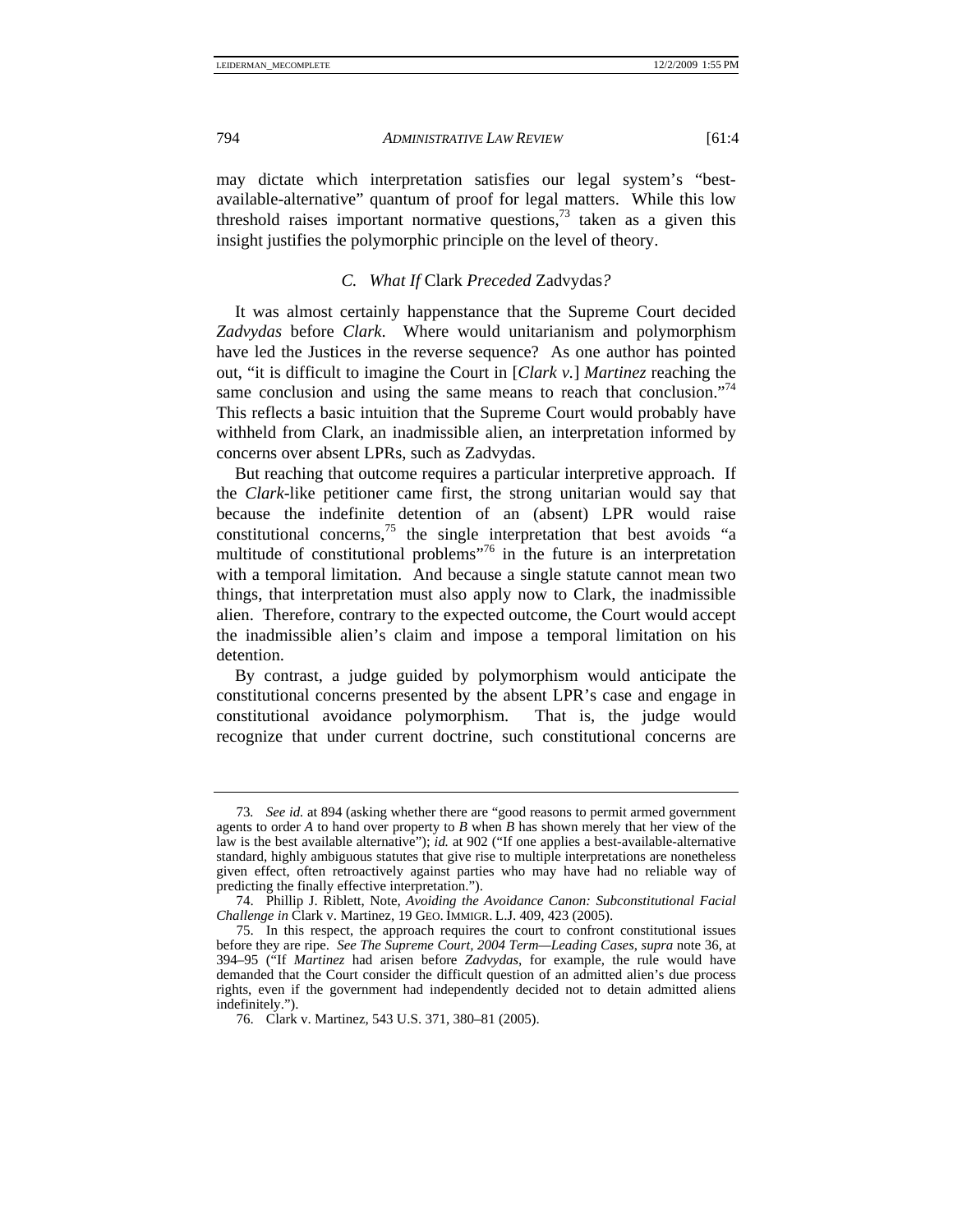may dictate which interpretation satisfies our legal system's "best-available-alternative" quantum of proof for legal matters. While this low threshold raises important normative questions,[73] taken as a given this insight justifies the polymorphic principle on the level of theory.

### C. *What If* Clark *Preceded* Zadvydas*?*

It was almost certainly happenstance that the Supreme Court decided *Zadvydas* before *Clark*. Where would unitarianism and polymorphism have led the Justices in the reverse sequence? As one author has pointed out, "it is difficult to imagine the Court in [*Clark v.*] *Martinez* reaching the same conclusion and using the same means to reach that conclusion."[74] This reflects a basic intuition that the Supreme Court would probably have withheld from Clark, an inadmissible alien, an interpretation informed by concerns over absent LPRs, such as Zadvydas.

But reaching that outcome requires a particular interpretive approach. If the *Clark*-like petitioner came first, the strong unitarian would say that because the indefinite detention of an (absent) LPR would raise constitutional concerns,[75] the single interpretation that best avoids "a multitude of constitutional problems"[76] in the future is an interpretation with a temporal limitation. And because a single statute cannot mean two things, that interpretation must also apply now to Clark, the inadmissible alien. Therefore, contrary to the expected outcome, the Court would accept the inadmissible alien's claim and impose a temporal limitation on his detention.

By contrast, a judge guided by polymorphism would anticipate the constitutional concerns presented by the absent LPR's case and engage in constitutional avoidance polymorphism. That is, the judge would recognize that under current doctrine, such constitutional concerns are

---

73. *See id.* at 894 (asking whether there are "good reasons to permit armed government agents to order *A* to hand over property to *B* when *B* has shown merely that her view of the law is the best available alternative"); *id.* at 902 ("If one applies a best-available-alternative standard, highly ambiguous statutes that give rise to multiple interpretations are nonetheless given effect, often retroactively against parties who may have had no reliable way of predicting the finally effective interpretation.").

74. Phillip J. Riblett, Note, *Avoiding the Avoidance Canon: Subconstitutional Facial Challenge in* Clark v. Martinez, 19 GEO. IMMIGR. L.J. 409, 423 (2005).

75. In this respect, the approach requires the court to confront constitutional issues before they are ripe. *See The Supreme Court, 2004 Term—Leading Cases*, *supra* note 36, at 394–95 ("If *Martinez* had arisen before *Zadvydas*, for example, the rule would have demanded that the Court consider the difficult question of an admitted alien's due process rights, even if the government had independently decided not to detain admitted aliens indefinitely.").

76. Clark v. Martinez, 543 U.S. 371, 380–81 (2005).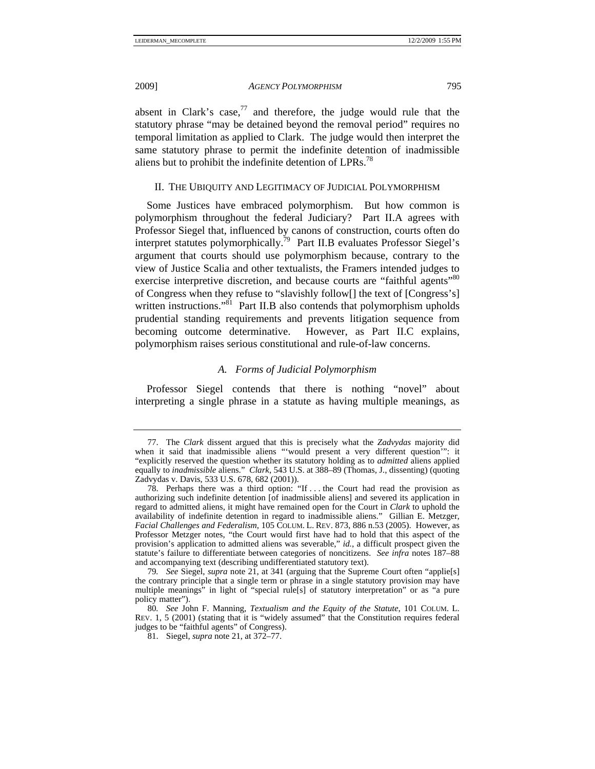absent in Clark's case,[77] and therefore, the judge would rule that the statutory phrase "may be detained beyond the removal period" requires no temporal limitation as applied to Clark. The judge would then interpret the same statutory phrase to permit the indefinite detention of inadmissible aliens but to prohibit the indefinite detention of LPRs.[78]

## II. THE UBIQUITY AND LEGITIMACY OF JUDICIAL POLYMORPHISM

Some Justices have embraced polymorphism. But how common is polymorphism throughout the federal Judiciary? Part II.A agrees with Professor Siegel that, influenced by canons of construction, courts often do interpret statutes polymorphically.[79] Part II.B evaluates Professor Siegel's argument that courts should use polymorphism because, contrary to the view of Justice Scalia and other textualists, the Framers intended judges to exercise interpretive discretion, and because courts are "faithful agents"[80] of Congress when they refuse to "slavishly follow[] the text of [Congress's] written instructions."[81] Part II.B also contends that polymorphism upholds prudential standing requirements and prevents litigation sequence from becoming outcome determinative. However, as Part II.C explains, polymorphism raises serious constitutional and rule-of-law concerns.

### *A. Forms of Judicial Polymorphism*

Professor Siegel contends that there is nothing "novel" about interpreting a single phrase in a statute as having multiple meanings, as

---

77. The *Clark* dissent argued that this is precisely what the *Zadvydas* majority did when it said that inadmissible aliens "'would present a very different question'": it "explicitly reserved the question whether its statutory holding as to *admitted* aliens applied equally to *inadmissible* aliens." *Clark*, 543 U.S. at 388–89 (Thomas, J., dissenting) (quoting Zadvydas v. Davis, 533 U.S. 678, 682 (2001)).

78. Perhaps there was a third option: "If . . . the Court had read the provision as authorizing such indefinite detention [of inadmissible aliens] and severed its application in regard to admitted aliens, it might have remained open for the Court in *Clark* to uphold the availability of indefinite detention in regard to inadmissible aliens." Gillian E. Metzger, *Facial Challenges and Federalism*, 105 COLUM. L. REV. 873, 886 n.53 (2005). However, as Professor Metzger notes, "the Court would first have had to hold that this aspect of the provision's application to admitted aliens was severable," *id.*, a difficult prospect given the statute's failure to differentiate between categories of noncitizens. *See infra* notes 187–88 and accompanying text (describing undifferentiated statutory text).

79. *See* Siegel, *supra* note 21, at 341 (arguing that the Supreme Court often "applie[s] the contrary principle that a single term or phrase in a single statutory provision may have multiple meanings" in light of "special rule[s] of statutory interpretation" or as "a pure policy matter").

80. *See* John F. Manning, *Textualism and the Equity of the Statute*, 101 COLUM. L. REV. 1, 5 (2001) (stating that it is "widely assumed" that the Constitution requires federal judges to be "faithful agents" of Congress).

81. Siegel, *supra* note 21, at 372–77.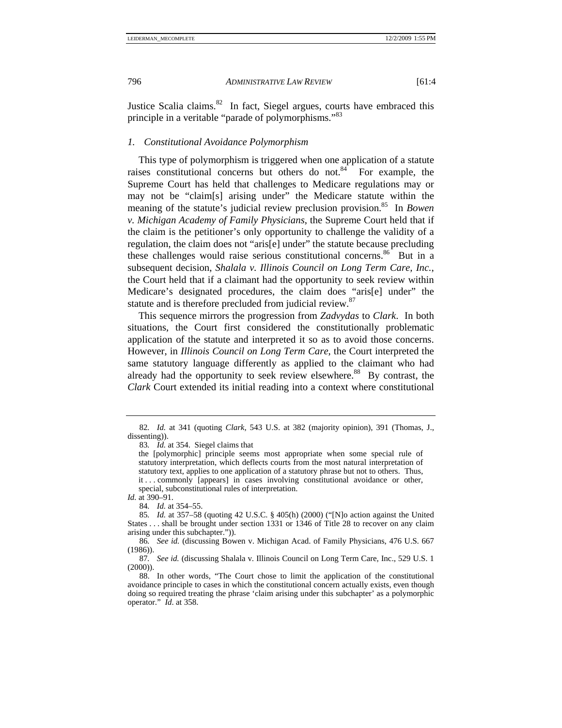Justice Scalia claims.[82] In fact, Siegel argues, courts have embraced this principle in a veritable "parade of polymorphisms."[83]

### 1. *Constitutional Avoidance Polymorphism*

This type of polymorphism is triggered when one application of a statute raises constitutional concerns but others do not.[84] For example, the Supreme Court has held that challenges to Medicare regulations may or may not be "claim[s] arising under" the Medicare statute within the meaning of the statute's judicial review preclusion provision.[85] In *Bowen v. Michigan Academy of Family Physicians*, the Supreme Court held that if the claim is the petitioner's only opportunity to challenge the validity of a regulation, the claim does not "aris[e] under" the statute because precluding these challenges would raise serious constitutional concerns.[86] But in a subsequent decision, *Shalala v. Illinois Council on Long Term Care, Inc.*, the Court held that if a claimant had the opportunity to seek review within Medicare's designated procedures, the claim does "aris[e] under" the statute and is therefore precluded from judicial review.[87]

This sequence mirrors the progression from *Zadvydas* to *Clark*. In both situations, the Court first considered the constitutionally problematic application of the statute and interpreted it so as to avoid those concerns. However, in *Illinois Council on Long Term Care*, the Court interpreted the same statutory language differently as applied to the claimant who had already had the opportunity to seek review elsewhere.[88] By contrast, the *Clark* Court extended its initial reading into a context where constitutional

---

82. *Id.* at 341 (quoting *Clark*, 543 U.S. at 382 (majority opinion), 391 (Thomas, J., dissenting)).

83. *Id.* at 354. Siegel claims that

> the [polymorphic] principle seems most appropriate when some special rule of statutory interpretation, which deflects courts from the most natural interpretation of statutory text, applies to one application of a statutory phrase but not to others. Thus, it . . . commonly [appears] in cases involving constitutional avoidance or other, special, subconstitutional rules of interpretation.

*Id.* at 390–91.

84. *Id.* at 354–55.

85. *Id.* at 357–58 (quoting 42 U.S.C. § 405(h) (2000) ("[N]o action against the United States . . . shall be brought under section 1331 or 1346 of Title 28 to recover on any claim arising under this subchapter.")).

86. *See id.* (discussing Bowen v. Michigan Acad. of Family Physicians, 476 U.S. 667 (1986)).

87. *See id.* (discussing Shalala v. Illinois Council on Long Term Care, Inc., 529 U.S. 1 (2000)).

88. In other words, "The Court chose to limit the application of the constitutional avoidance principle to cases in which the constitutional concern actually exists, even though doing so required treating the phrase 'claim arising under this subchapter' as a polymorphic operator." *Id.* at 358.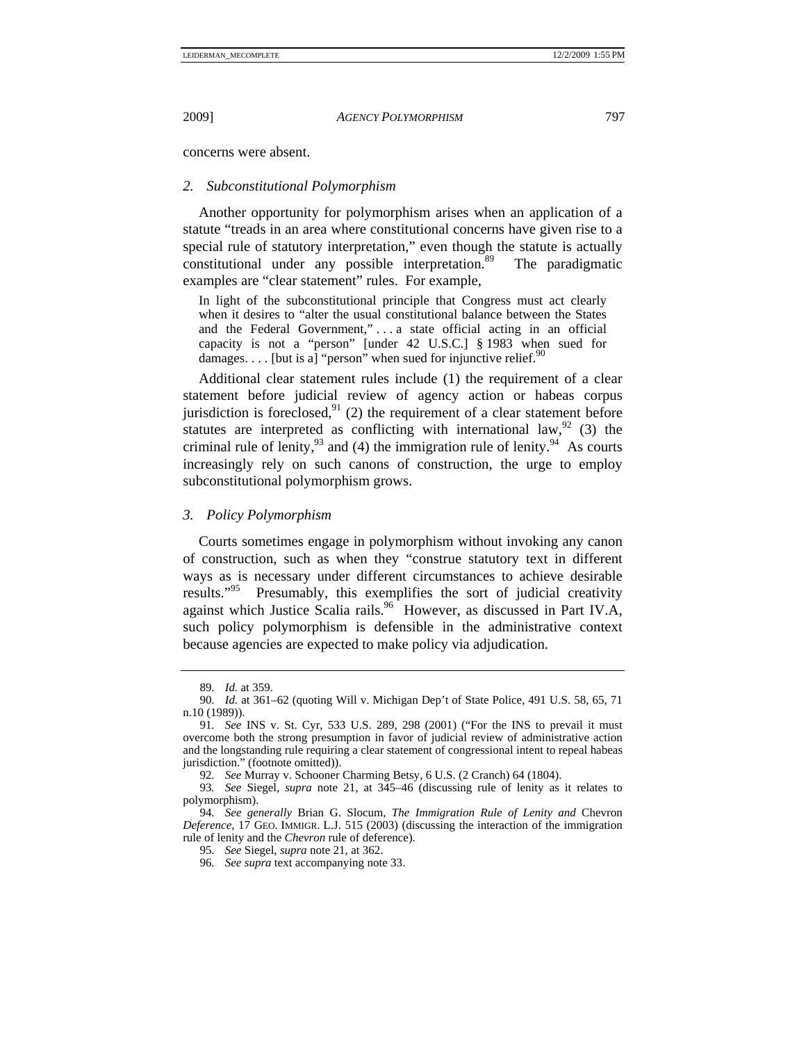concerns were absent.

### *2. Subconstitutional Polymorphism*

Another opportunity for polymorphism arises when an application of a statute "treads in an area where constitutional concerns have given rise to a special rule of statutory interpretation," even though the statute is actually constitutional under any possible interpretation.[89] The paradigmatic examples are "clear statement" rules. For example,

> In light of the subconstitutional principle that Congress must act clearly when it desires to "alter the usual constitutional balance between the States and the Federal Government," . . . a state official acting in an official capacity is not a "person" [under 42 U.S.C.] § 1983 when sued for damages. . . . [but is a] "person" when sued for injunctive relief.[90]

Additional clear statement rules include (1) the requirement of a clear statement before judicial review of agency action or habeas corpus jurisdiction is foreclosed,[91] (2) the requirement of a clear statement before statutes are interpreted as conflicting with international law,[92] (3) the criminal rule of lenity,[93] and (4) the immigration rule of lenity.[94] As courts increasingly rely on such canons of construction, the urge to employ subconstitutional polymorphism grows.

### *3. Policy Polymorphism*

Courts sometimes engage in polymorphism without invoking any canon of construction, such as when they "construe statutory text in different ways as is necessary under different circumstances to achieve desirable results."[95] Presumably, this exemplifies the sort of judicial creativity against which Justice Scalia rails.[96] However, as discussed in Part IV.A, such policy polymorphism is defensible in the administrative context because agencies are expected to make policy via adjudication.

---

89. *Id.* at 359.

90. *Id.* at 361–62 (quoting Will v. Michigan Dep't of State Police, 491 U.S. 58, 65, 71 n.10 (1989)).

91. *See* INS v. St. Cyr, 533 U.S. 289, 298 (2001) ("For the INS to prevail it must overcome both the strong presumption in favor of judicial review of administrative action and the longstanding rule requiring a clear statement of congressional intent to repeal habeas jurisdiction." (footnote omitted)).

92. *See* Murray v. Schooner Charming Betsy, 6 U.S. (2 Cranch) 64 (1804).

93. *See* Siegel, *supra* note 21, at 345–46 (discussing rule of lenity as it relates to polymorphism).

94. *See generally* Brian G. Slocum, *The Immigration Rule of Lenity and* Chevron *Deference*, 17 GEO. IMMIGR. L.J. 515 (2003) (discussing the interaction of the immigration rule of lenity and the *Chevron* rule of deference).

95. *See* Siegel, *supra* note 21, at 362.

96. *See supra* text accompanying note 33.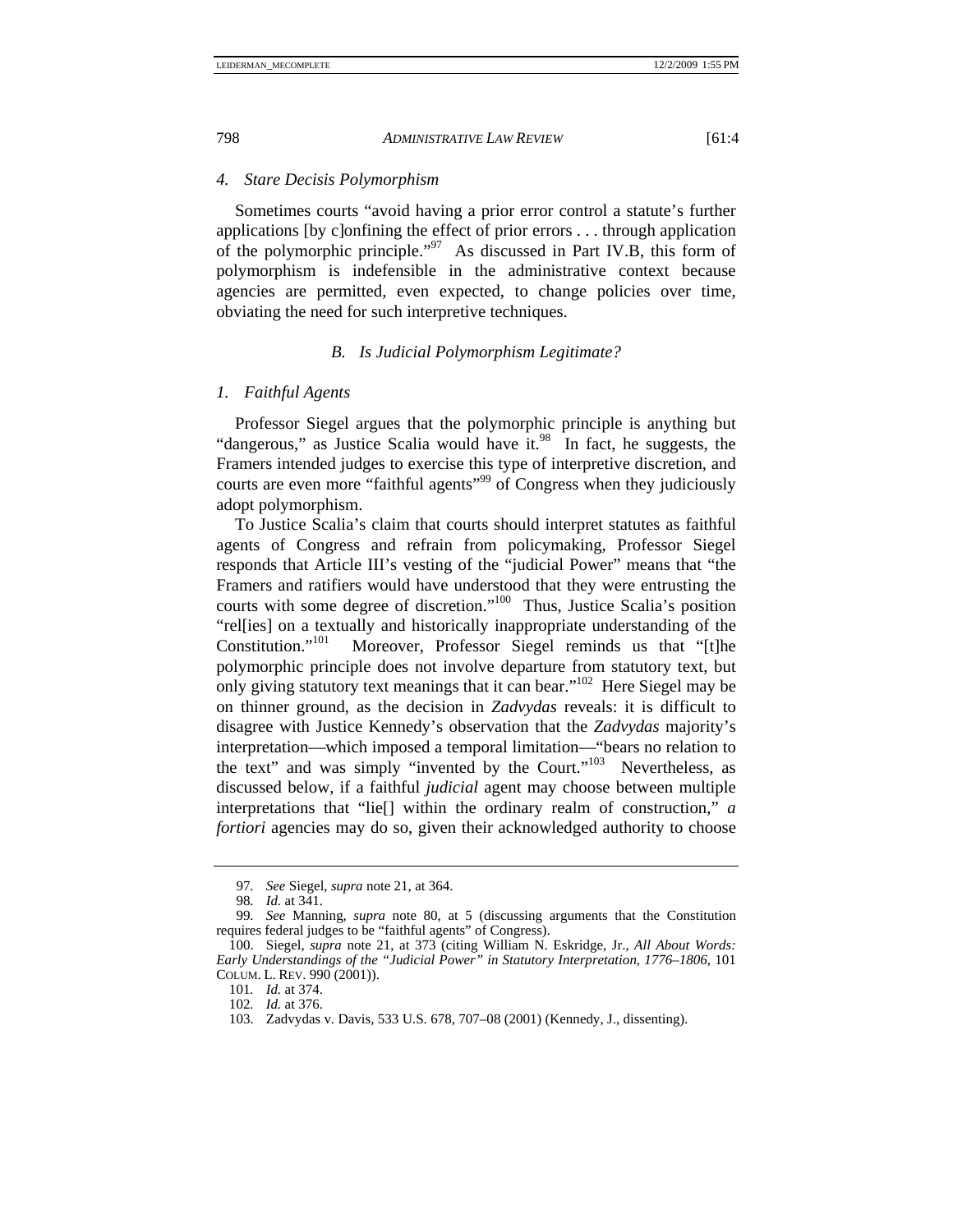#### 4. *Stare Decisis Polymorphism*

Sometimes courts "avoid having a prior error control a statute's further applications [by c]onfining the effect of prior errors . . . through application of the polymorphic principle."[97] As discussed in Part IV.B, this form of polymorphism is indefensible in the administrative context because agencies are permitted, even expected, to change policies over time, obviating the need for such interpretive techniques.

### *B. Is Judicial Polymorphism Legitimate?*

#### 1. *Faithful Agents*

Professor Siegel argues that the polymorphic principle is anything but "dangerous," as Justice Scalia would have it.[98] In fact, he suggests, the Framers intended judges to exercise this type of interpretive discretion, and courts are even more "faithful agents"[99] of Congress when they judiciously adopt polymorphism.

To Justice Scalia's claim that courts should interpret statutes as faithful agents of Congress and refrain from policymaking, Professor Siegel responds that Article III's vesting of the "judicial Power" means that "the Framers and ratifiers would have understood that they were entrusting the courts with some degree of discretion."[100] Thus, Justice Scalia's position "rel[ies] on a textually and historically inappropriate understanding of the Constitution."[101] Moreover, Professor Siegel reminds us that "[t]he polymorphic principle does not involve departure from statutory text, but only giving statutory text meanings that it can bear."[102] Here Siegel may be on thinner ground, as the decision in *Zadvydas* reveals: it is difficult to disagree with Justice Kennedy's observation that the *Zadvydas* majority's interpretation—which imposed a temporal limitation—"bears no relation to the text" and was simply "invented by the Court."[103] Nevertheless, as discussed below, if a faithful *judicial* agent may choose between multiple interpretations that "lie[] within the ordinary realm of construction," *a fortiori* agencies may do so, given their acknowledged authority to choose

---

97. *See* Siegel, *supra* note 21, at 364.

98. *Id.* at 341.

99. *See* Manning, *supra* note 80, at 5 (discussing arguments that the Constitution requires federal judges to be "faithful agents" of Congress).

100. Siegel, *supra* note 21, at 373 (citing William N. Eskridge, Jr., *All About Words: Early Understandings of the "Judicial Power" in Statutory Interpretation, 1776–1806*, 101 COLUM. L. REV. 990 (2001)).

101. *Id.* at 374.

102. *Id.* at 376.

103. Zadvydas v. Davis, 533 U.S. 678, 707–08 (2001) (Kennedy, J., dissenting).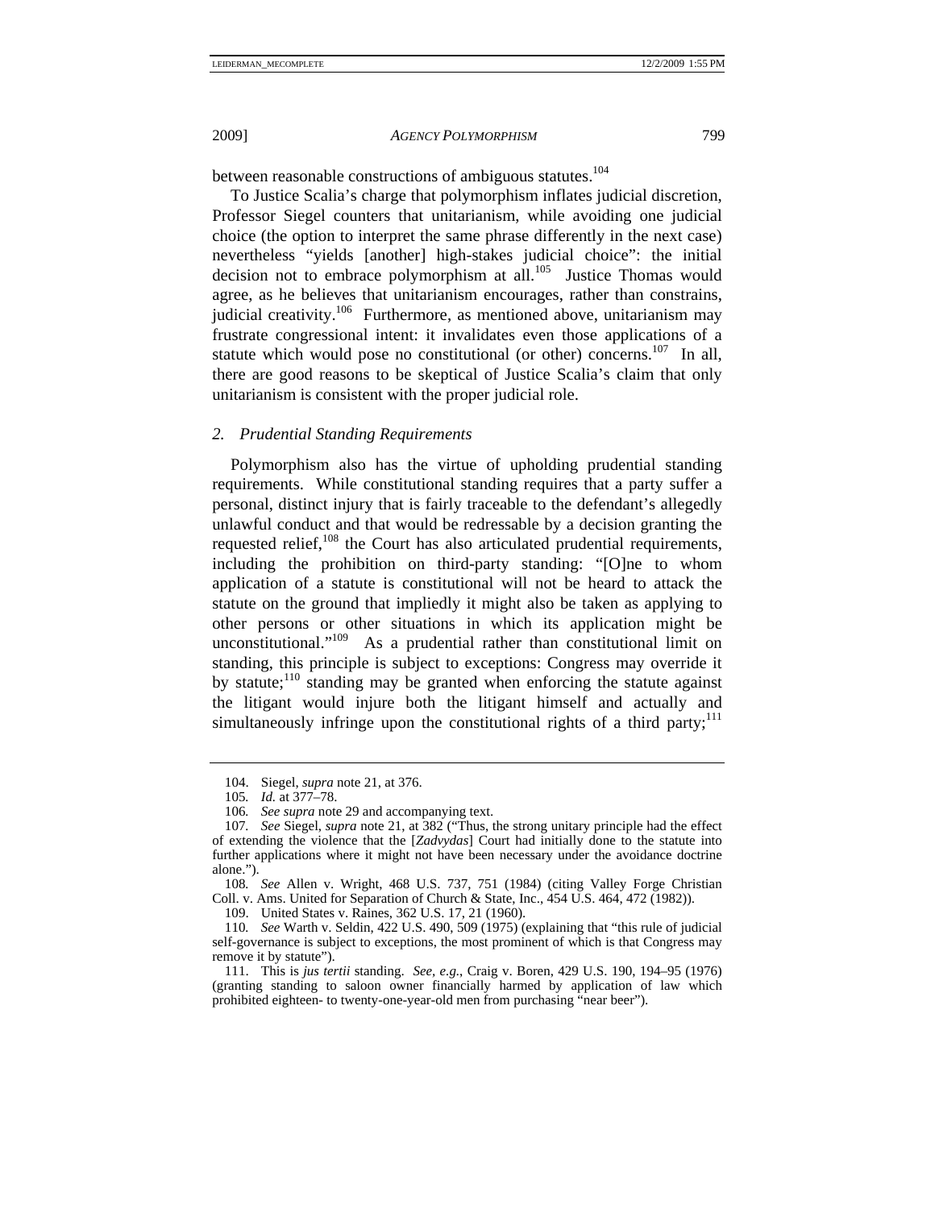between reasonable constructions of ambiguous statutes.[104]

To Justice Scalia's charge that polymorphism inflates judicial discretion, Professor Siegel counters that unitarianism, while avoiding one judicial choice (the option to interpret the same phrase differently in the next case) nevertheless "yields [another] high-stakes judicial choice": the initial decision not to embrace polymorphism at all.[105] Justice Thomas would agree, as he believes that unitarianism encourages, rather than constrains, judicial creativity.[106] Furthermore, as mentioned above, unitarianism may frustrate congressional intent: it invalidates even those applications of a statute which would pose no constitutional (or other) concerns.[107] In all, there are good reasons to be skeptical of Justice Scalia's claim that only unitarianism is consistent with the proper judicial role.

### *2. Prudential Standing Requirements*

Polymorphism also has the virtue of upholding prudential standing requirements. While constitutional standing requires that a party suffer a personal, distinct injury that is fairly traceable to the defendant's allegedly unlawful conduct and that would be redressable by a decision granting the requested relief,[108] the Court has also articulated prudential requirements, including the prohibition on third-party standing: "[O]ne to whom application of a statute is constitutional will not be heard to attack the statute on the ground that impliedly it might also be taken as applying to other persons or other situations in which its application might be unconstitutional."[109] As a prudential rather than constitutional limit on standing, this principle is subject to exceptions: Congress may override it by statute;[110] standing may be granted when enforcing the statute against the litigant would injure both the litigant himself and actually and simultaneously infringe upon the constitutional rights of a third party;[111]

---

104. Siegel, *supra* note 21, at 376.

105. *Id.* at 377–78.

106. *See supra* note 29 and accompanying text.

107. *See* Siegel, *supra* note 21, at 382 ("Thus, the strong unitary principle had the effect of extending the violence that the [*Zadvydas*] Court had initially done to the statute into further applications where it might not have been necessary under the avoidance doctrine alone.").

108. *See* Allen v. Wright, 468 U.S. 737, 751 (1984) (citing Valley Forge Christian Coll. v. Ams. United for Separation of Church & State, Inc., 454 U.S. 464, 472 (1982)).

109. United States v. Raines, 362 U.S. 17, 21 (1960).

110. *See* Warth v. Seldin, 422 U.S. 490, 509 (1975) (explaining that "this rule of judicial self-governance is subject to exceptions, the most prominent of which is that Congress may remove it by statute").

111. This is *jus tertii* standing. *See, e.g.*, Craig v. Boren, 429 U.S. 190, 194–95 (1976) (granting standing to saloon owner financially harmed by application of law which prohibited eighteen- to twenty-one-year-old men from purchasing "near beer").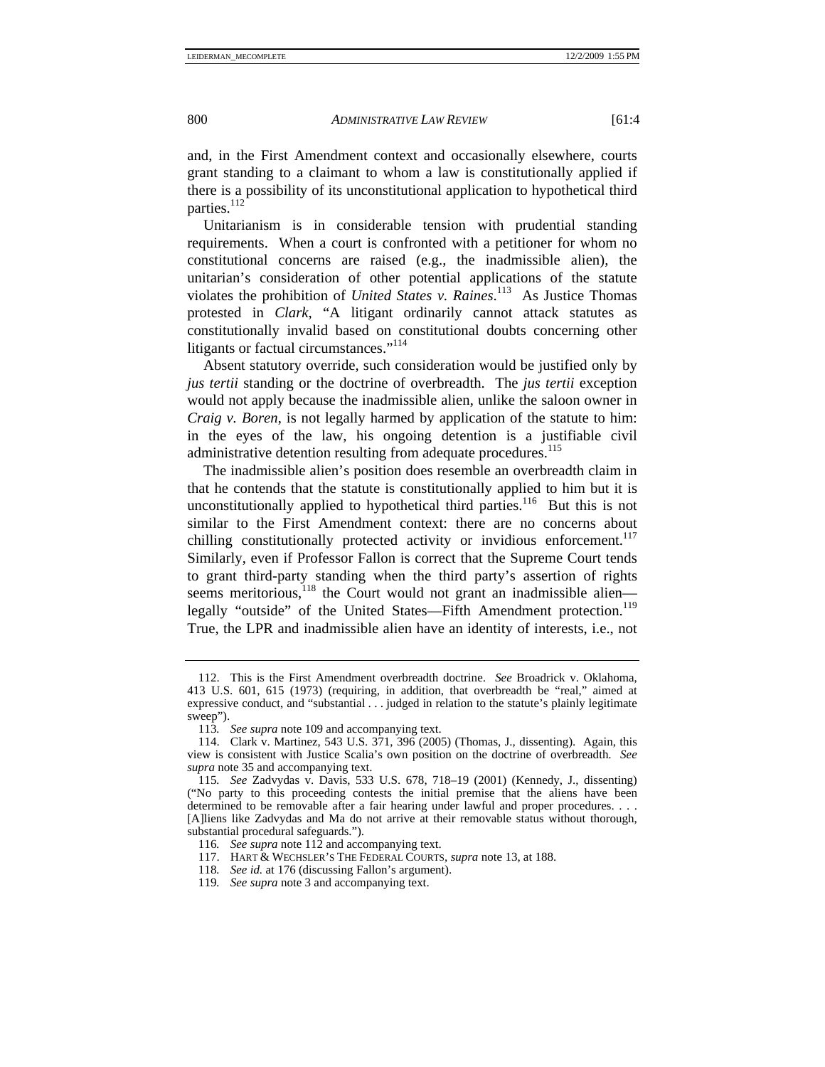and, in the First Amendment context and occasionally elsewhere, courts grant standing to a claimant to whom a law is constitutionally applied if there is a possibility of its unconstitutional application to hypothetical third parties.[112]

Unitarianism is in considerable tension with prudential standing requirements. When a court is confronted with a petitioner for whom no constitutional concerns are raised (e.g., the inadmissible alien), the unitarian's consideration of other potential applications of the statute violates the prohibition of *United States v. Raines*.[113] As Justice Thomas protested in *Clark*, "A litigant ordinarily cannot attack statutes as constitutionally invalid based on constitutional doubts concerning other litigants or factual circumstances."[114]

Absent statutory override, such consideration would be justified only by *jus tertii* standing or the doctrine of overbreadth. The *jus tertii* exception would not apply because the inadmissible alien, unlike the saloon owner in *Craig v. Boren*, is not legally harmed by application of the statute to him: in the eyes of the law, his ongoing detention is a justifiable civil administrative detention resulting from adequate procedures.[115]

The inadmissible alien's position does resemble an overbreadth claim in that he contends that the statute is constitutionally applied to him but it is unconstitutionally applied to hypothetical third parties.[116] But this is not similar to the First Amendment context: there are no concerns about chilling constitutionally protected activity or invidious enforcement.[117] Similarly, even if Professor Fallon is correct that the Supreme Court tends to grant third-party standing when the third party's assertion of rights seems meritorious,[118] the Court would not grant an inadmissible alien—legally "outside" of the United States—Fifth Amendment protection.[119] True, the LPR and inadmissible alien have an identity of interests, i.e., not

---

112. This is the First Amendment overbreadth doctrine. *See* Broadrick v. Oklahoma, 413 U.S. 601, 615 (1973) (requiring, in addition, that overbreadth be "real," aimed at expressive conduct, and "substantial . . . judged in relation to the statute's plainly legitimate sweep").

113. *See supra* note 109 and accompanying text.

114. Clark v. Martinez, 543 U.S. 371, 396 (2005) (Thomas, J., dissenting). Again, this view is consistent with Justice Scalia's own position on the doctrine of overbreadth. *See supra* note 35 and accompanying text.

115. *See* Zadvydas v. Davis, 533 U.S. 678, 718–19 (2001) (Kennedy, J., dissenting) ("No party to this proceeding contests the initial premise that the aliens have been determined to be removable after a fair hearing under lawful and proper procedures. . . . [A]liens like Zadvydas and Ma do not arrive at their removable status without thorough, substantial procedural safeguards.").

116. *See supra* note 112 and accompanying text.

117. HART & WECHSLER'S THE FEDERAL COURTS, *supra* note 13, at 188.

118. *See id.* at 176 (discussing Fallon's argument).

119. *See supra* note 3 and accompanying text.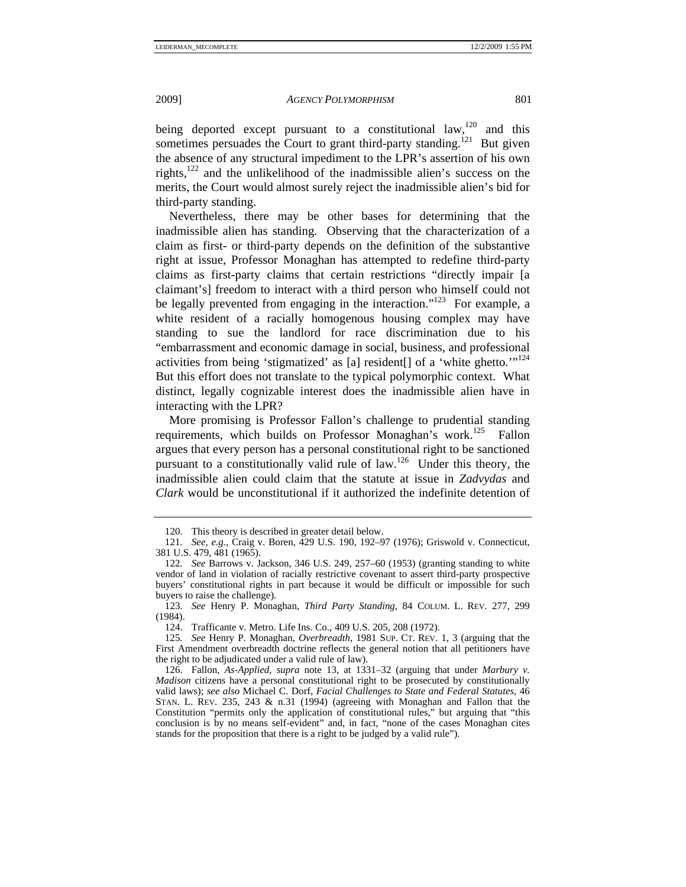being deported except pursuant to a constitutional law,[120] and this sometimes persuades the Court to grant third-party standing.[121] But given the absence of any structural impediment to the LPR's assertion of his own rights,[122] and the unlikelihood of the inadmissible alien's success on the merits, the Court would almost surely reject the inadmissible alien's bid for third-party standing.

Nevertheless, there may be other bases for determining that the inadmissible alien has standing. Observing that the characterization of a claim as first- or third-party depends on the definition of the substantive right at issue, Professor Monaghan has attempted to redefine third-party claims as first-party claims that certain restrictions "directly impair [a claimant's] freedom to interact with a third person who himself could not be legally prevented from engaging in the interaction."[123] For example, a white resident of a racially homogenous housing complex may have standing to sue the landlord for race discrimination due to his "embarrassment and economic damage in social, business, and professional activities from being 'stigmatized' as [a] resident[] of a 'white ghetto.'"[124] But this effort does not translate to the typical polymorphic context. What distinct, legally cognizable interest does the inadmissible alien have in interacting with the LPR?

More promising is Professor Fallon's challenge to prudential standing requirements, which builds on Professor Monaghan's work.[125] Fallon argues that every person has a personal constitutional right to be sanctioned pursuant to a constitutionally valid rule of law.[126] Under this theory, the inadmissible alien could claim that the statute at issue in *Zadvydas* and *Clark* would be unconstitutional if it authorized the indefinite detention of

---

120. This theory is described in greater detail below.

121. *See, e.g.*, Craig v. Boren, 429 U.S. 190, 192–97 (1976); Griswold v. Connecticut, 381 U.S. 479, 481 (1965).

122. *See* Barrows v. Jackson, 346 U.S. 249, 257–60 (1953) (granting standing to white vendor of land in violation of racially restrictive covenant to assert third-party prospective buyers' constitutional rights in part because it would be difficult or impossible for such buyers to raise the challenge).

123. *See* Henry P. Monaghan, *Third Party Standing*, 84 COLUM. L. REV. 277, 299 (1984).

124. Trafficante v. Metro. Life Ins. Co., 409 U.S. 205, 208 (1972).

125. *See* Henry P. Monaghan, *Overbreadth*, 1981 SUP. CT. REV. 1, 3 (arguing that the First Amendment overbreadth doctrine reflects the general notion that all petitioners have the right to be adjudicated under a valid rule of law).

126. Fallon, *As-Applied*, *supra* note 13, at 1331–32 (arguing that under *Marbury v. Madison* citizens have a personal constitutional right to be prosecuted by constitutionally valid laws); *see also* Michael C. Dorf, *Facial Challenges to State and Federal Statutes*, 46 STAN. L. REV. 235, 243 & n.31 (1994) (agreeing with Monaghan and Fallon that the Constitution "permits only the application of constitutional rules," but arguing that "this conclusion is by no means self-evident" and, in fact, "none of the cases Monaghan cites stands for the proposition that there is a right to be judged by a valid rule").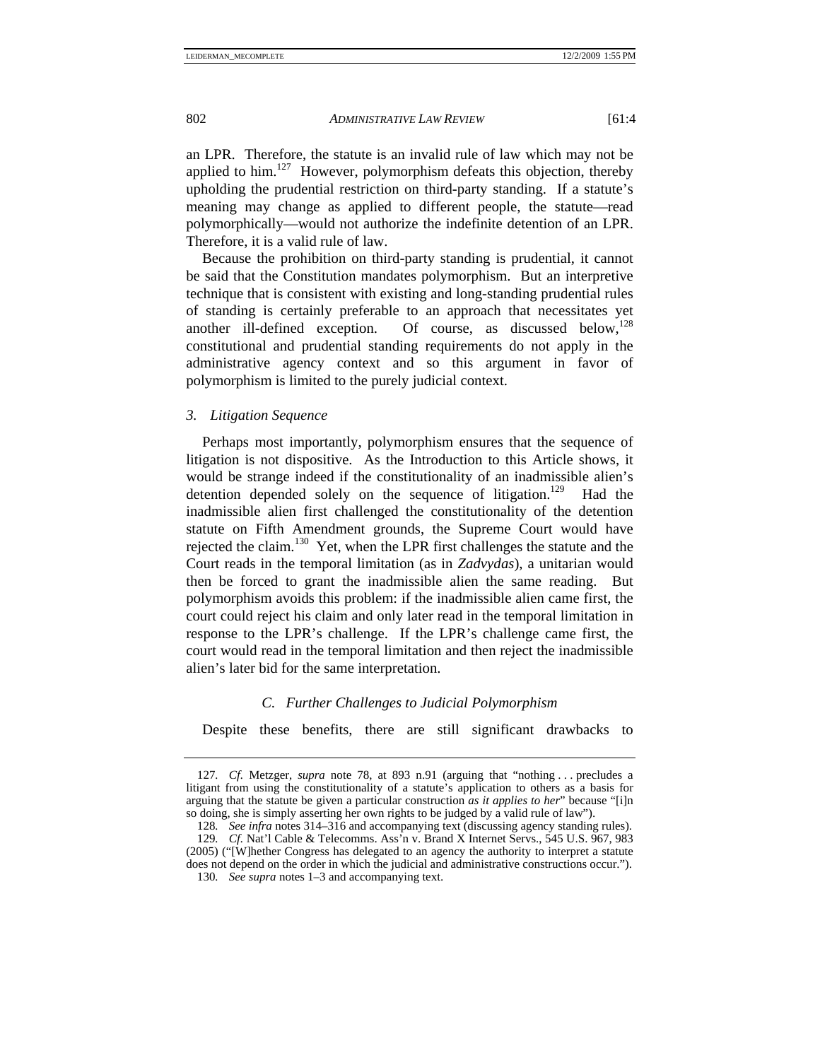an LPR. Therefore, the statute is an invalid rule of law which may not be applied to him.[127] However, polymorphism defeats this objection, thereby upholding the prudential restriction on third-party standing. If a statute's meaning may change as applied to different people, the statute—read polymorphically—would not authorize the indefinite detention of an LPR. Therefore, it is a valid rule of law.

Because the prohibition on third-party standing is prudential, it cannot be said that the Constitution mandates polymorphism. But an interpretive technique that is consistent with existing and long-standing prudential rules of standing is certainly preferable to an approach that necessitates yet another ill-defined exception. Of course, as discussed below,[128] constitutional and prudential standing requirements do not apply in the administrative agency context and so this argument in favor of polymorphism is limited to the purely judicial context.

### *3. Litigation Sequence*

Perhaps most importantly, polymorphism ensures that the sequence of litigation is not dispositive. As the Introduction to this Article shows, it would be strange indeed if the constitutionality of an inadmissible alien's detention depended solely on the sequence of litigation.[129] Had the inadmissible alien first challenged the constitutionality of the detention statute on Fifth Amendment grounds, the Supreme Court would have rejected the claim.[130] Yet, when the LPR first challenges the statute and the Court reads in the temporal limitation (as in *Zadvydas*), a unitarian would then be forced to grant the inadmissible alien the same reading. But polymorphism avoids this problem: if the inadmissible alien came first, the court could reject his claim and only later read in the temporal limitation in response to the LPR's challenge. If the LPR's challenge came first, the court would read in the temporal limitation and then reject the inadmissible alien's later bid for the same interpretation.

## *C. Further Challenges to Judicial Polymorphism*

Despite these benefits, there are still significant drawbacks to

---

127. *Cf.* Metzger, *supra* note 78, at 893 n.91 (arguing that "nothing . . . precludes a litigant from using the constitutionality of a statute's application to others as a basis for arguing that the statute be given a particular construction *as it applies to her*" because "[i]n so doing, she is simply asserting her own rights to be judged by a valid rule of law").

128. *See infra* notes 314–316 and accompanying text (discussing agency standing rules).

129. *Cf.* Nat'l Cable & Telecomms. Ass'n v. Brand X Internet Servs., 545 U.S. 967, 983 (2005) ("[W]hether Congress has delegated to an agency the authority to interpret a statute does not depend on the order in which the judicial and administrative constructions occur.").

130. *See supra* notes 1–3 and accompanying text.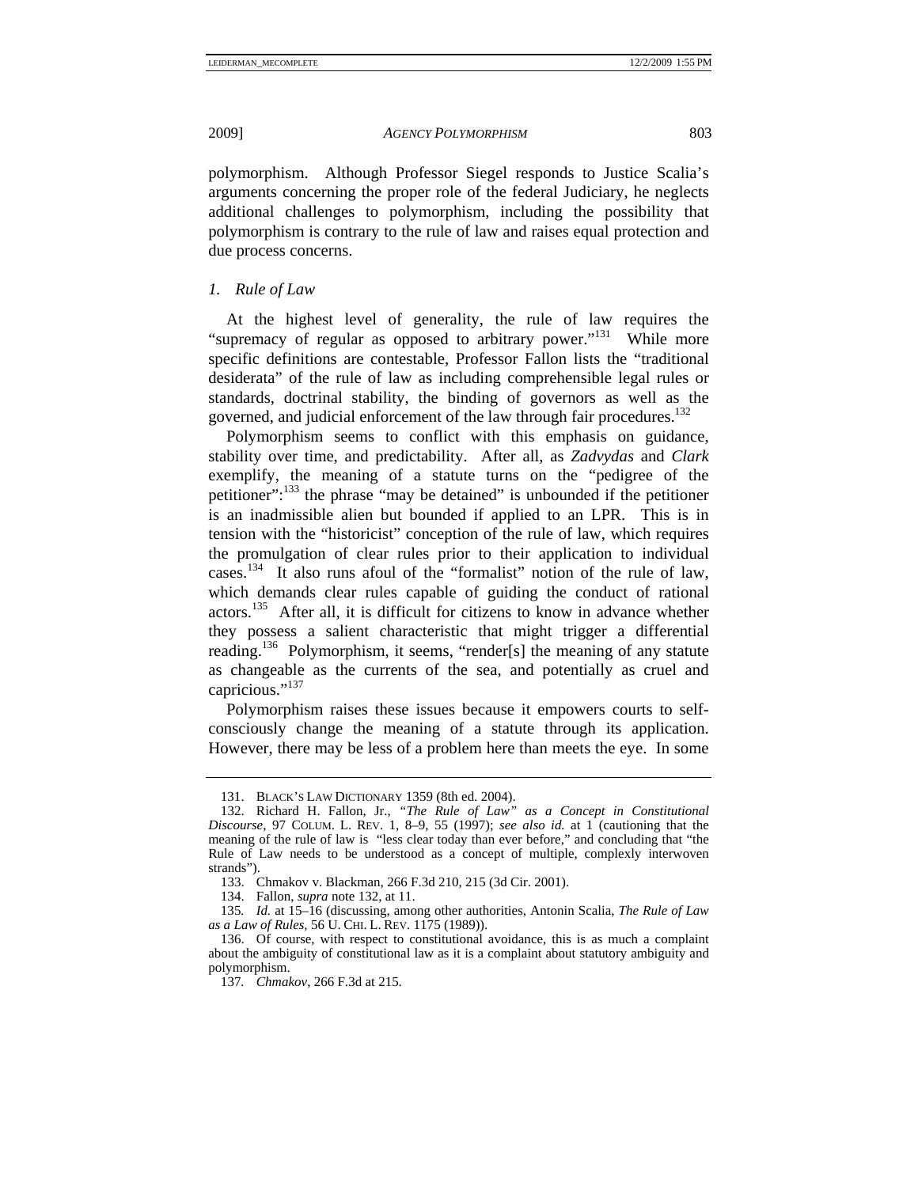polymorphism. Although Professor Siegel responds to Justice Scalia's arguments concerning the proper role of the federal Judiciary, he neglects additional challenges to polymorphism, including the possibility that polymorphism is contrary to the rule of law and raises equal protection and due process concerns.

### *1. Rule of Law*

At the highest level of generality, the rule of law requires the "supremacy of regular as opposed to arbitrary power."[131] While more specific definitions are contestable, Professor Fallon lists the "traditional desiderata" of the rule of law as including comprehensible legal rules or standards, doctrinal stability, the binding of governors as well as the governed, and judicial enforcement of the law through fair procedures.[132]

Polymorphism seems to conflict with this emphasis on guidance, stability over time, and predictability. After all, as *Zadvydas* and *Clark* exemplify, the meaning of a statute turns on the "pedigree of the petitioner":[133] the phrase "may be detained" is unbounded if the petitioner is an inadmissible alien but bounded if applied to an LPR. This is in tension with the "historicist" conception of the rule of law, which requires the promulgation of clear rules prior to their application to individual cases.[134] It also runs afoul of the "formalist" notion of the rule of law, which demands clear rules capable of guiding the conduct of rational actors.[135] After all, it is difficult for citizens to know in advance whether they possess a salient characteristic that might trigger a differential reading.[136] Polymorphism, it seems, "render[s] the meaning of any statute as changeable as the currents of the sea, and potentially as cruel and capricious."[137]

Polymorphism raises these issues because it empowers courts to self-consciously change the meaning of a statute through its application. However, there may be less of a problem here than meets the eye. In some

---

131. BLACK'S LAW DICTIONARY 1359 (8th ed. 2004).

132. Richard H. Fallon, Jr., *"The Rule of Law" as a Concept in Constitutional Discourse*, 97 COLUM. L. REV. 1, 8–9, 55 (1997); *see also id.* at 1 (cautioning that the meaning of the rule of law is "less clear today than ever before," and concluding that "the Rule of Law needs to be understood as a concept of multiple, complexly interwoven strands").

133. Chmakov v. Blackman, 266 F.3d 210, 215 (3d Cir. 2001).

134. Fallon, *supra* note 132, at 11.

135. *Id.* at 15–16 (discussing, among other authorities, Antonin Scalia, *The Rule of Law as a Law of Rules*, 56 U. CHI. L. REV. 1175 (1989)).

136. Of course, with respect to constitutional avoidance, this is as much a complaint about the ambiguity of constitutional law as it is a complaint about statutory ambiguity and polymorphism.

137. *Chmakov*, 266 F.3d at 215.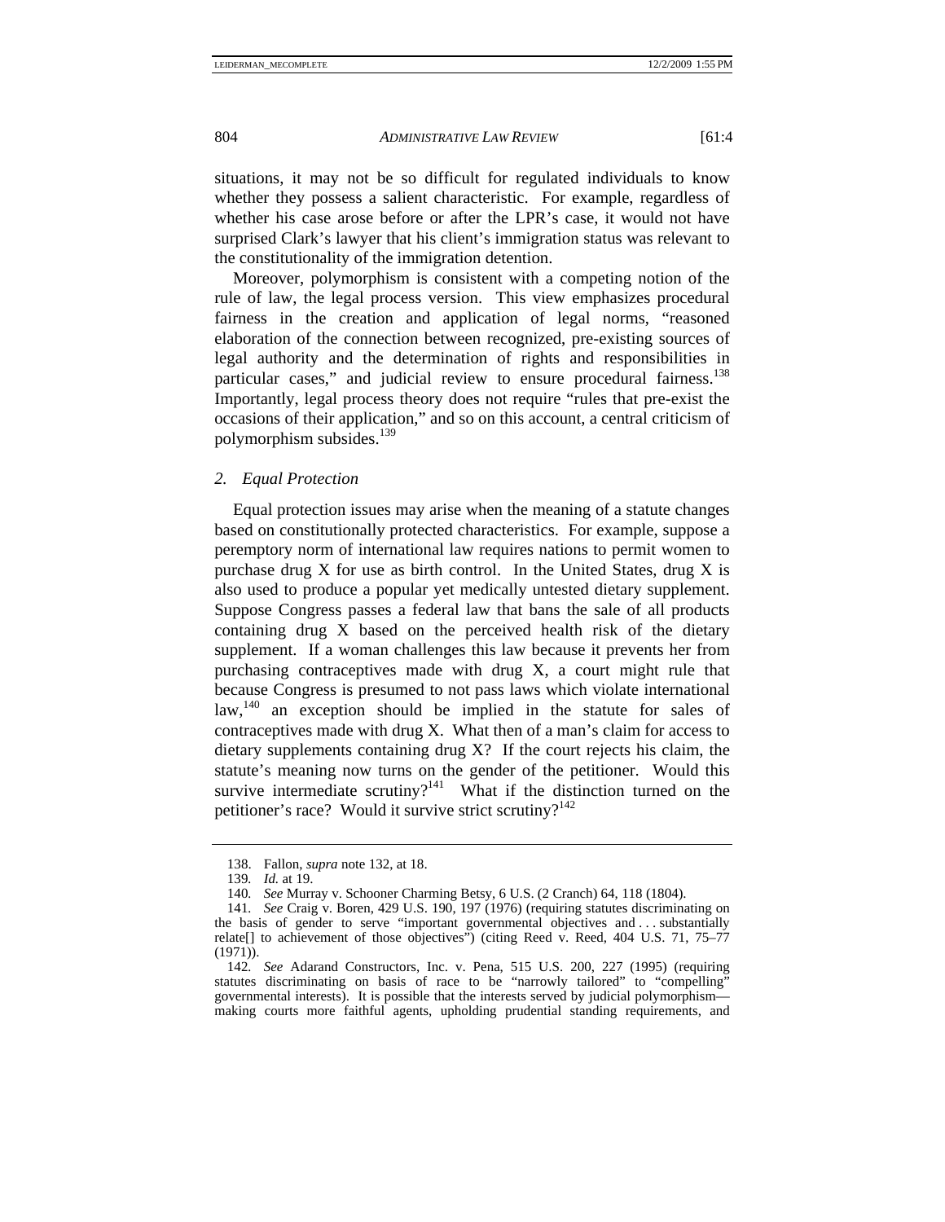situations, it may not be so difficult for regulated individuals to know whether they possess a salient characteristic. For example, regardless of whether his case arose before or after the LPR's case, it would not have surprised Clark's lawyer that his client's immigration status was relevant to the constitutionality of the immigration detention.

Moreover, polymorphism is consistent with a competing notion of the rule of law, the legal process version. This view emphasizes procedural fairness in the creation and application of legal norms, "reasoned elaboration of the connection between recognized, pre-existing sources of legal authority and the determination of rights and responsibilities in particular cases," and judicial review to ensure procedural fairness.[138] Importantly, legal process theory does not require "rules that pre-exist the occasions of their application," and so on this account, a central criticism of polymorphism subsides.[139]

### *2. Equal Protection*

Equal protection issues may arise when the meaning of a statute changes based on constitutionally protected characteristics. For example, suppose a peremptory norm of international law requires nations to permit women to purchase drug X for use as birth control. In the United States, drug X is also used to produce a popular yet medically untested dietary supplement. Suppose Congress passes a federal law that bans the sale of all products containing drug X based on the perceived health risk of the dietary supplement. If a woman challenges this law because it prevents her from purchasing contraceptives made with drug X, a court might rule that because Congress is presumed to not pass laws which violate international law,[140] an exception should be implied in the statute for sales of contraceptives made with drug X. What then of a man's claim for access to dietary supplements containing drug X? If the court rejects his claim, the statute's meaning now turns on the gender of the petitioner. Would this survive intermediate scrutiny?[141] What if the distinction turned on the petitioner's race? Would it survive strict scrutiny?[142]

---

138. Fallon, *supra* note 132, at 18.

139. *Id.* at 19.

140. *See* Murray v. Schooner Charming Betsy, 6 U.S. (2 Cranch) 64, 118 (1804).

141. *See* Craig v. Boren, 429 U.S. 190, 197 (1976) (requiring statutes discriminating on the basis of gender to serve "important governmental objectives and . . . substantially relate[] to achievement of those objectives") (citing Reed v. Reed, 404 U.S. 71, 75–77 (1971)).

142. *See* Adarand Constructors, Inc. v. Pena, 515 U.S. 200, 227 (1995) (requiring statutes discriminating on basis of race to be "narrowly tailored" to "compelling" governmental interests). It is possible that the interests served by judicial polymorphism—making courts more faithful agents, upholding prudential standing requirements, and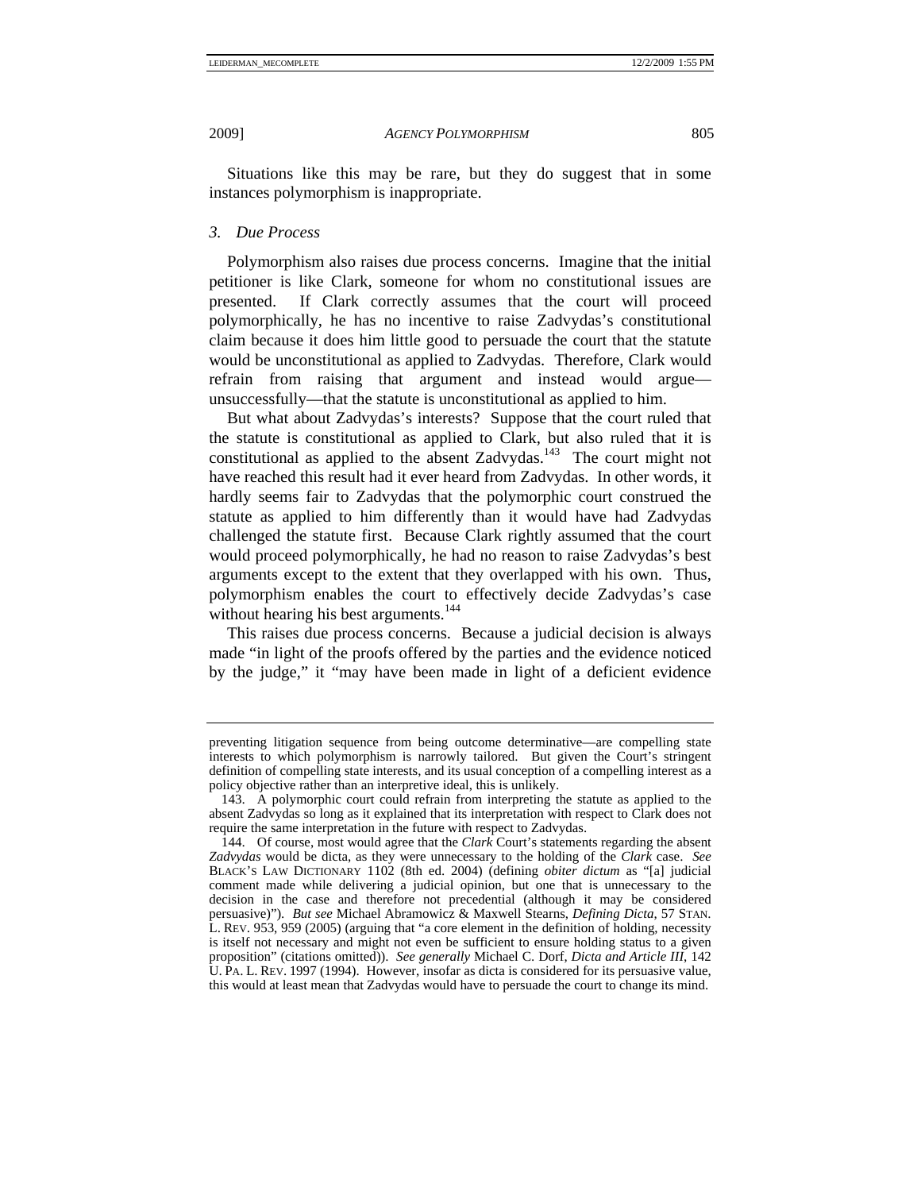Situations like this may be rare, but they do suggest that in some instances polymorphism is inappropriate.

### *3. Due Process*

Polymorphism also raises due process concerns. Imagine that the initial petitioner is like Clark, someone for whom no constitutional issues are presented. If Clark correctly assumes that the court will proceed polymorphically, he has no incentive to raise Zadvydas's constitutional claim because it does him little good to persuade the court that the statute would be unconstitutional as applied to Zadvydas. Therefore, Clark would refrain from raising that argument and instead would argue—unsuccessfully—that the statute is unconstitutional as applied to him.

But what about Zadvydas's interests? Suppose that the court ruled that the statute is constitutional as applied to Clark, but also ruled that it is constitutional as applied to the absent Zadvydas.[143] The court might not have reached this result had it ever heard from Zadvydas. In other words, it hardly seems fair to Zadvydas that the polymorphic court construed the statute as applied to him differently than it would have had Zadvydas challenged the statute first. Because Clark rightly assumed that the court would proceed polymorphically, he had no reason to raise Zadvydas's best arguments except to the extent that they overlapped with his own. Thus, polymorphism enables the court to effectively decide Zadvydas's case without hearing his best arguments.[144]

This raises due process concerns. Because a judicial decision is always made "in light of the proofs offered by the parties and the evidence noticed by the judge," it "may have been made in light of a deficient evidence

---

preventing litigation sequence from being outcome determinative—are compelling state interests to which polymorphism is narrowly tailored. But given the Court's stringent definition of compelling state interests, and its usual conception of a compelling interest as a policy objective rather than an interpretive ideal, this is unlikely.

143. A polymorphic court could refrain from interpreting the statute as applied to the absent Zadvydas so long as it explained that its interpretation with respect to Clark does not require the same interpretation in the future with respect to Zadvydas.

144. Of course, most would agree that the *Clark* Court's statements regarding the absent *Zadvydas* would be dicta, as they were unnecessary to the holding of the *Clark* case. *See* BLACK'S LAW DICTIONARY 1102 (8th ed. 2004) (defining *obiter dictum* as "[a] judicial comment made while delivering a judicial opinion, but one that is unnecessary to the decision in the case and therefore not precedential (although it may be considered persuasive)"). *But see* Michael Abramowicz & Maxwell Stearns, *Defining Dicta*, 57 STAN. L. REV. 953, 959 (2005) (arguing that "a core element in the definition of holding, necessity is itself not necessary and might not even be sufficient to ensure holding status to a given proposition" (citations omitted)). *See generally* Michael C. Dorf, *Dicta and Article III*, 142 U. PA. L. REV. 1997 (1994). However, insofar as dicta is considered for its persuasive value, this would at least mean that Zadvydas would have to persuade the court to change its mind.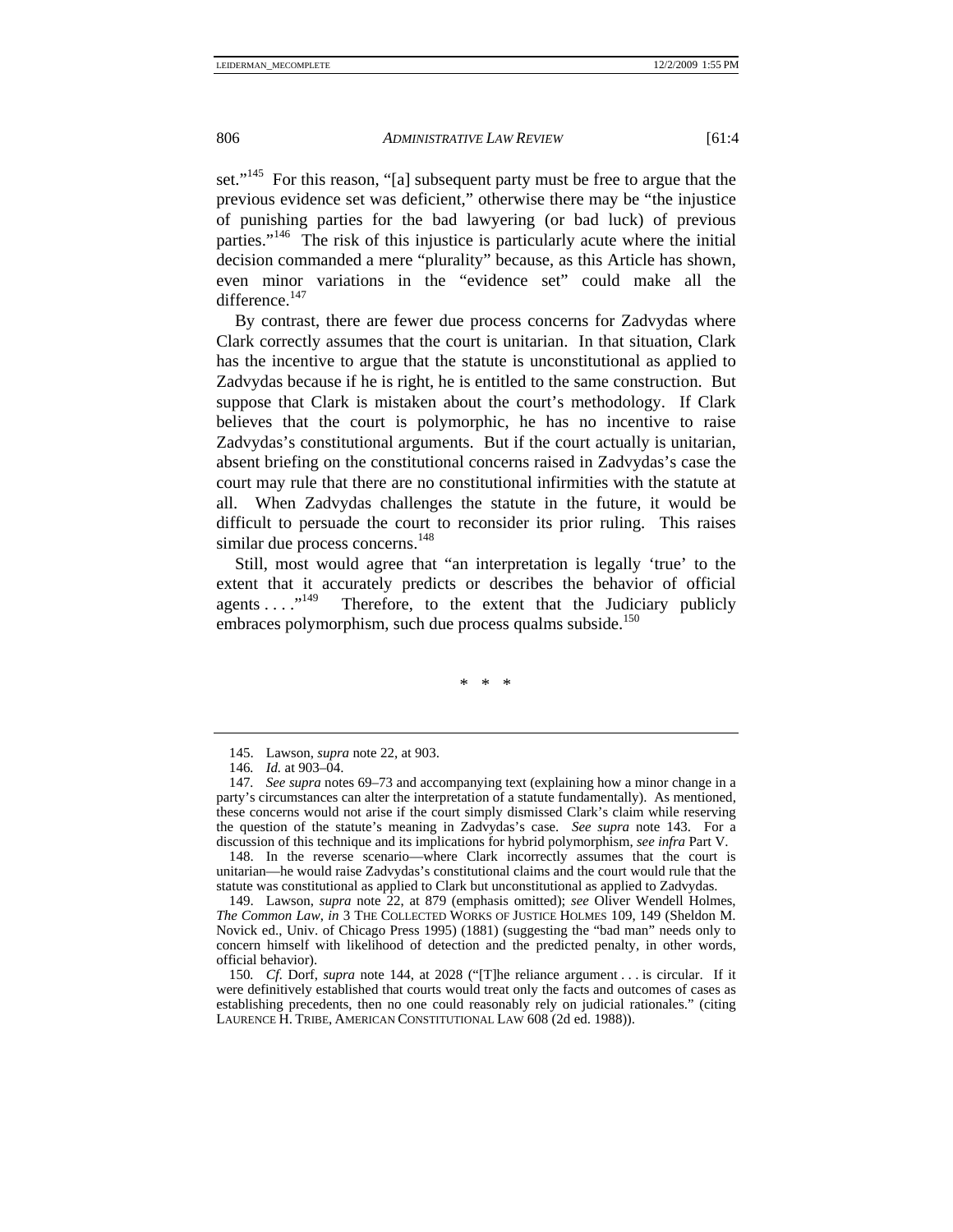set."[145] For this reason, "[a] subsequent party must be free to argue that the previous evidence set was deficient," otherwise there may be "the injustice of punishing parties for the bad lawyering (or bad luck) of previous parties."[146] The risk of this injustice is particularly acute where the initial decision commanded a mere "plurality" because, as this Article has shown, even minor variations in the "evidence set" could make all the difference.[147]

By contrast, there are fewer due process concerns for Zadvydas where Clark correctly assumes that the court is unitarian. In that situation, Clark has the incentive to argue that the statute is unconstitutional as applied to Zadvydas because if he is right, he is entitled to the same construction. But suppose that Clark is mistaken about the court's methodology. If Clark believes that the court is polymorphic, he has no incentive to raise Zadvydas's constitutional arguments. But if the court actually is unitarian, absent briefing on the constitutional concerns raised in Zadvydas's case the court may rule that there are no constitutional infirmities with the statute at all. When Zadvydas challenges the statute in the future, it would be difficult to persuade the court to reconsider its prior ruling. This raises similar due process concerns.[148]

Still, most would agree that "an interpretation is legally 'true' to the extent that it accurately predicts or describes the behavior of official agents . . . ."[149] Therefore, to the extent that the Judiciary publicly embraces polymorphism, such due process qualms subside.[150]

\* \* \*

---

145. Lawson, *supra* note 22, at 903.

146. *Id.* at 903–04.

147. *See supra* notes 69–73 and accompanying text (explaining how a minor change in a party's circumstances can alter the interpretation of a statute fundamentally). As mentioned, these concerns would not arise if the court simply dismissed Clark's claim while reserving the question of the statute's meaning in Zadvydas's case. *See supra* note 143. For a discussion of this technique and its implications for hybrid polymorphism, *see infra* Part V.

148. In the reverse scenario—where Clark incorrectly assumes that the court is unitarian—he would raise Zadvydas's constitutional claims and the court would rule that the statute was constitutional as applied to Clark but unconstitutional as applied to Zadvydas.

149. Lawson, *supra* note 22, at 879 (emphasis omitted); *see* Oliver Wendell Holmes, *The Common Law*, *in* 3 THE COLLECTED WORKS OF JUSTICE HOLMES 109, 149 (Sheldon M. Novick ed., Univ. of Chicago Press 1995) (1881) (suggesting the "bad man" needs only to concern himself with likelihood of detection and the predicted penalty, in other words, official behavior).

150. *Cf.* Dorf, *supra* note 144, at 2028 ("[T]he reliance argument . . . is circular. If it were definitively established that courts would treat only the facts and outcomes of cases as establishing precedents, then no one could reasonably rely on judicial rationales." (citing LAURENCE H. TRIBE, AMERICAN CONSTITUTIONAL LAW 608 (2d ed. 1988)).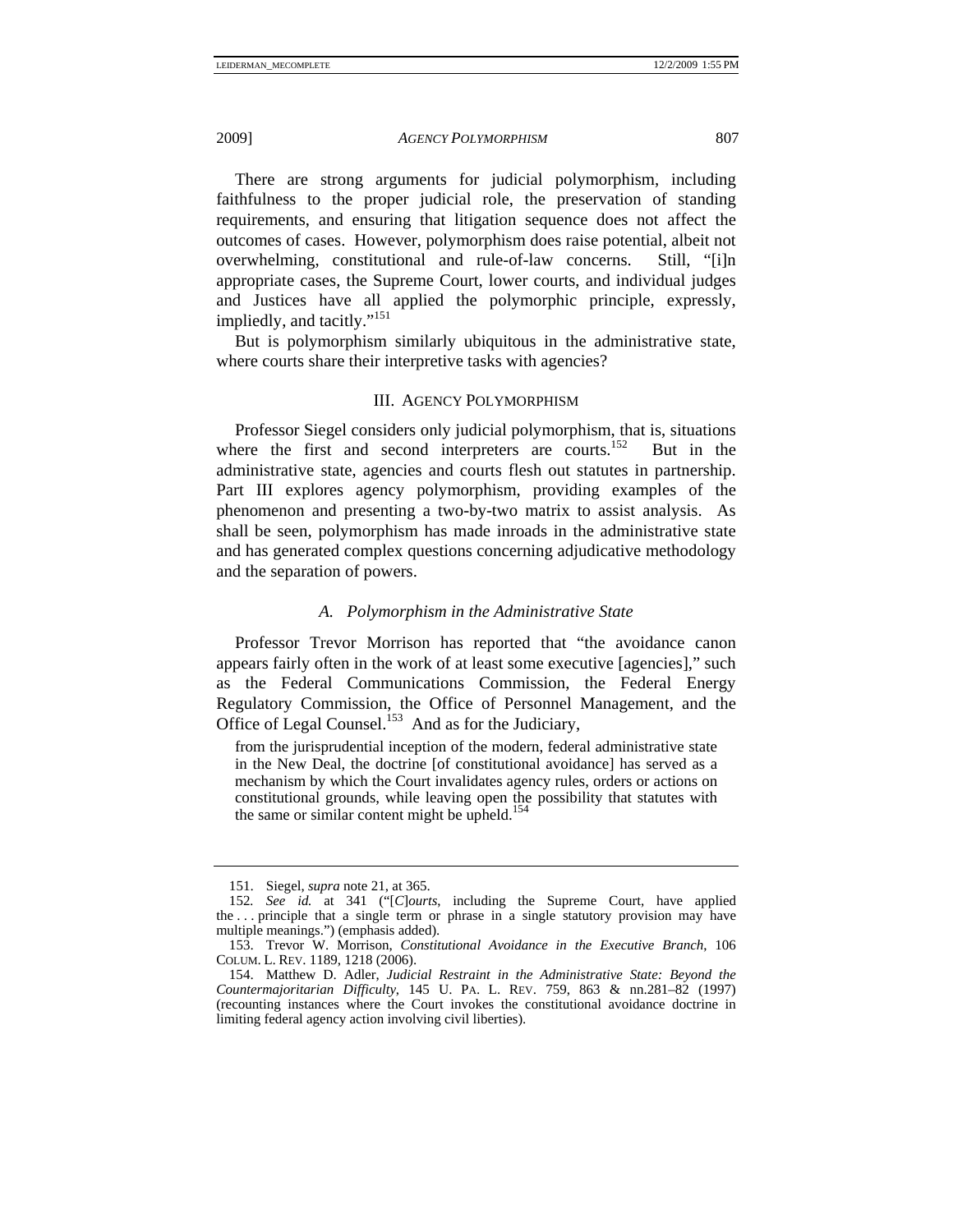There are strong arguments for judicial polymorphism, including faithfulness to the proper judicial role, the preservation of standing requirements, and ensuring that litigation sequence does not affect the outcomes of cases. However, polymorphism does raise potential, albeit not overwhelming, constitutional and rule-of-law concerns. Still, "[i]n appropriate cases, the Supreme Court, lower courts, and individual judges and Justices have all applied the polymorphic principle, expressly, impliedly, and tacitly."[151]

But is polymorphism similarly ubiquitous in the administrative state, where courts share their interpretive tasks with agencies?

## III. Agency Polymorphism

Professor Siegel considers only judicial polymorphism, that is, situations where the first and second interpreters are courts.[152] But in the administrative state, agencies and courts flesh out statutes in partnership. Part III explores agency polymorphism, providing examples of the phenomenon and presenting a two-by-two matrix to assist analysis. As shall be seen, polymorphism has made inroads in the administrative state and has generated complex questions concerning adjudicative methodology and the separation of powers.

### *A. Polymorphism in the Administrative State*

Professor Trevor Morrison has reported that "the avoidance canon appears fairly often in the work of at least some executive [agencies]," such as the Federal Communications Commission, the Federal Energy Regulatory Commission, the Office of Personnel Management, and the Office of Legal Counsel.[153] And as for the Judiciary,

> from the jurisprudential inception of the modern, federal administrative state in the New Deal, the doctrine [of constitutional avoidance] has served as a mechanism by which the Court invalidates agency rules, orders or actions on constitutional grounds, while leaving open the possibility that statutes with the same or similar content might be upheld.[154]

---

151. Siegel, *supra* note 21, at 365.

152. *See id.* at 341 ("[*C*]*ourts*, including the Supreme Court, have applied the . . . principle that a single term or phrase in a single statutory provision may have multiple meanings.") (emphasis added).

153. Trevor W. Morrison, *Constitutional Avoidance in the Executive Branch*, 106 COLUM. L. REV. 1189, 1218 (2006).

154. Matthew D. Adler, *Judicial Restraint in the Administrative State: Beyond the Countermajoritarian Difficulty*, 145 U. PA. L. REV. 759, 863 & nn.281–82 (1997) (recounting instances where the Court invokes the constitutional avoidance doctrine in limiting federal agency action involving civil liberties).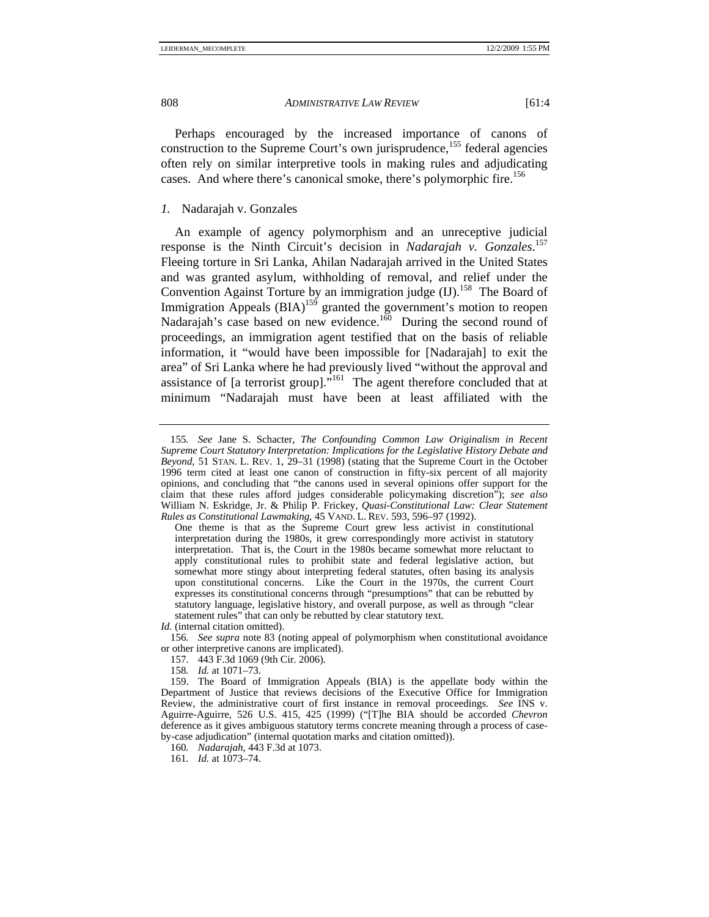Perhaps encouraged by the increased importance of canons of construction to the Supreme Court's own jurisprudence,[155] federal agencies often rely on similar interpretive tools in making rules and adjudicating cases. And where there's canonical smoke, there's polymorphic fire.[156]

### *1.* Nadarajah v. Gonzales

An example of agency polymorphism and an unreceptive judicial response is the Ninth Circuit's decision in *Nadarajah v. Gonzales*.[157] Fleeing torture in Sri Lanka, Ahilan Nadarajah arrived in the United States and was granted asylum, withholding of removal, and relief under the Convention Against Torture by an immigration judge (IJ).[158] The Board of Immigration Appeals (BIA)[159] granted the government's motion to reopen Nadarajah's case based on new evidence.[160] During the second round of proceedings, an immigration agent testified that on the basis of reliable information, it "would have been impossible for [Nadarajah] to exit the area" of Sri Lanka where he had previously lived "without the approval and assistance of [a terrorist group]."[161] The agent therefore concluded that at minimum "Nadarajah must have been at least affiliated with the

---

155. *See* Jane S. Schacter, *The Confounding Common Law Originalism in Recent Supreme Court Statutory Interpretation: Implications for the Legislative History Debate and Beyond*, 51 STAN. L. REV. 1, 29–31 (1998) (stating that the Supreme Court in the October 1996 term cited at least one canon of construction in fifty-six percent of all majority opinions, and concluding that "the canons used in several opinions offer support for the claim that these rules afford judges considerable policymaking discretion"); *see also* William N. Eskridge, Jr. & Philip P. Frickey, *Quasi-Constitutional Law: Clear Statement Rules as Constitutional Lawmaking*, 45 VAND. L. REV. 593, 596–97 (1992).

> One theme is that as the Supreme Court grew less activist in constitutional interpretation during the 1980s, it grew correspondingly more activist in statutory interpretation. That is, the Court in the 1980s became somewhat more reluctant to apply constitutional rules to prohibit state and federal legislative action, but somewhat more stingy about interpreting federal statutes, often basing its analysis upon constitutional concerns. Like the Court in the 1970s, the current Court expresses its constitutional concerns through "presumptions" that can be rebutted by statutory language, legislative history, and overall purpose, as well as through "clear statement rules" that can only be rebutted by clear statutory text.

*Id.* (internal citation omitted).

156. *See supra* note 83 (noting appeal of polymorphism when constitutional avoidance or other interpretive canons are implicated).

157. 443 F.3d 1069 (9th Cir. 2006).

158. *Id.* at 1071–73.

159. The Board of Immigration Appeals (BIA) is the appellate body within the Department of Justice that reviews decisions of the Executive Office for Immigration Review, the administrative court of first instance in removal proceedings. *See* INS v. Aguirre-Aguirre, 526 U.S. 415, 425 (1999) ("[T]he BIA should be accorded *Chevron* deference as it gives ambiguous statutory terms concrete meaning through a process of case-by-case adjudication" (internal quotation marks and citation omitted)).

160. *Nadarajah*, 443 F.3d at 1073.

161. *Id.* at 1073–74.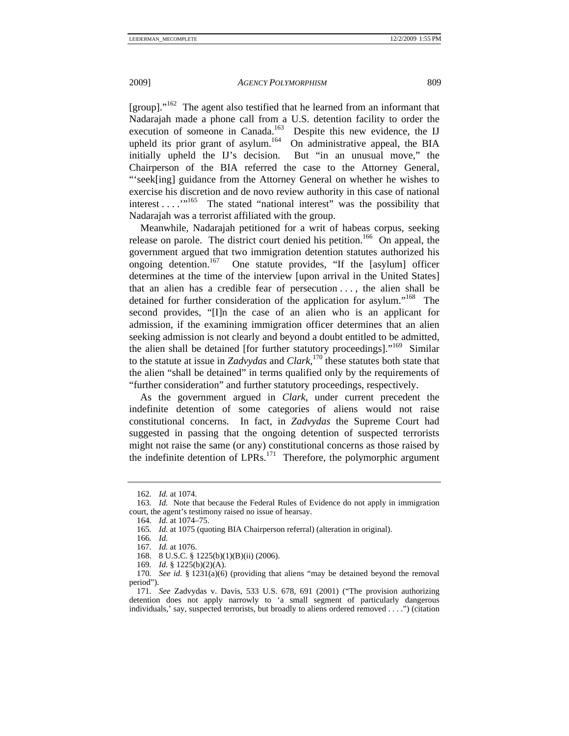[group]."[162] The agent also testified that he learned from an informant that Nadarajah made a phone call from a U.S. detention facility to order the execution of someone in Canada.[163] Despite this new evidence, the IJ upheld its prior grant of asylum.[164] On administrative appeal, the BIA initially upheld the IJ's decision. But "in an unusual move," the Chairperson of the BIA referred the case to the Attorney General, "'seek[ing] guidance from the Attorney General on whether he wishes to exercise his discretion and de novo review authority in this case of national interest . . . .'"[165] The stated "national interest" was the possibility that Nadarajah was a terrorist affiliated with the group.

Meanwhile, Nadarajah petitioned for a writ of habeas corpus, seeking release on parole. The district court denied his petition.[166] On appeal, the government argued that two immigration detention statutes authorized his ongoing detention.[167] One statute provides, "If the [asylum] officer determines at the time of the interview [upon arrival in the United States] that an alien has a credible fear of persecution . . . , the alien shall be detained for further consideration of the application for asylum."[168] The second provides, "[I]n the case of an alien who is an applicant for admission, if the examining immigration officer determines that an alien seeking admission is not clearly and beyond a doubt entitled to be admitted, the alien shall be detained [for further statutory proceedings]."[169] Similar to the statute at issue in *Zadvydas* and *Clark*,[170] these statutes both state that the alien "shall be detained" in terms qualified only by the requirements of "further consideration" and further statutory proceedings, respectively.

As the government argued in *Clark*, under current precedent the indefinite detention of some categories of aliens would not raise constitutional concerns. In fact, in *Zadvydas* the Supreme Court had suggested in passing that the ongoing detention of suspected terrorists might not raise the same (or any) constitutional concerns as those raised by the indefinite detention of LPRs.[171] Therefore, the polymorphic argument

---

162. *Id.* at 1074.

163. *Id.* Note that because the Federal Rules of Evidence do not apply in immigration court, the agent's testimony raised no issue of hearsay.

164. *Id.* at 1074–75.

165. *Id.* at 1075 (quoting BIA Chairperson referral) (alteration in original).

166. *Id.*

167. *Id.* at 1076.

168. 8 U.S.C. § 1225(b)(1)(B)(ii) (2006).

169. *Id.* § 1225(b)(2)(A).

170. *See id.* § 1231(a)(6) (providing that aliens "may be detained beyond the removal period").

171. *See* Zadvydas v. Davis, 533 U.S. 678, 691 (2001) ("The provision authorizing detention does not apply narrowly to 'a small segment of particularly dangerous individuals,' say, suspected terrorists, but broadly to aliens ordered removed . . . .") (citation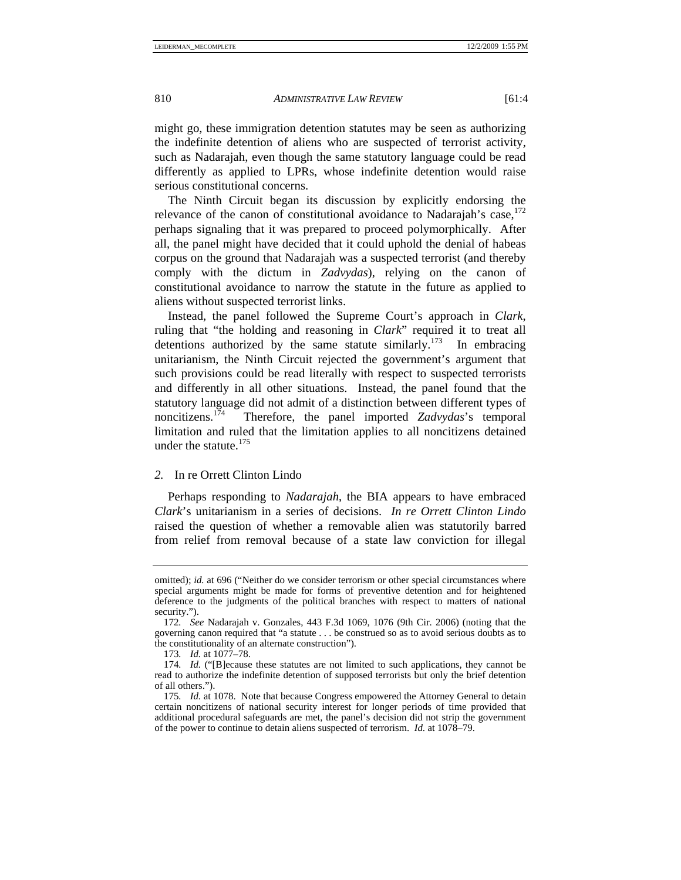might go, these immigration detention statutes may be seen as authorizing the indefinite detention of aliens who are suspected of terrorist activity, such as Nadarajah, even though the same statutory language could be read differently as applied to LPRs, whose indefinite detention would raise serious constitutional concerns.

The Ninth Circuit began its discussion by explicitly endorsing the relevance of the canon of constitutional avoidance to Nadarajah's case,[172] perhaps signaling that it was prepared to proceed polymorphically. After all, the panel might have decided that it could uphold the denial of habeas corpus on the ground that Nadarajah was a suspected terrorist (and thereby comply with the dictum in *Zadvydas*), relying on the canon of constitutional avoidance to narrow the statute in the future as applied to aliens without suspected terrorist links.

Instead, the panel followed the Supreme Court's approach in *Clark*, ruling that "the holding and reasoning in *Clark*" required it to treat all detentions authorized by the same statute similarly.[173] In embracing unitarianism, the Ninth Circuit rejected the government's argument that such provisions could be read literally with respect to suspected terrorists and differently in all other situations. Instead, the panel found that the statutory language did not admit of a distinction between different types of noncitizens.[174] Therefore, the panel imported *Zadvydas*'s temporal limitation and ruled that the limitation applies to all noncitizens detained under the statute.[175]

### *2.* In re Orrett Clinton Lindo

Perhaps responding to *Nadarajah*, the BIA appears to have embraced *Clark*'s unitarianism in a series of decisions. *In re Orrett Clinton Lindo* raised the question of whether a removable alien was statutorily barred from relief from removal because of a state law conviction for illegal

---

omitted); *id.* at 696 ("Neither do we consider terrorism or other special circumstances where special arguments might be made for forms of preventive detention and for heightened deference to the judgments of the political branches with respect to matters of national security.").

172. *See* Nadarajah v. Gonzales, 443 F.3d 1069, 1076 (9th Cir. 2006) (noting that the governing canon required that "a statute . . . be construed so as to avoid serious doubts as to the constitutionality of an alternate construction").

173. *Id.* at 1077–78.

174. *Id.* ("[B]ecause these statutes are not limited to such applications, they cannot be read to authorize the indefinite detention of supposed terrorists but only the brief detention of all others.").

175. *Id.* at 1078. Note that because Congress empowered the Attorney General to detain certain noncitizens of national security interest for longer periods of time provided that additional procedural safeguards are met, the panel's decision did not strip the government of the power to continue to detain aliens suspected of terrorism. *Id.* at 1078–79.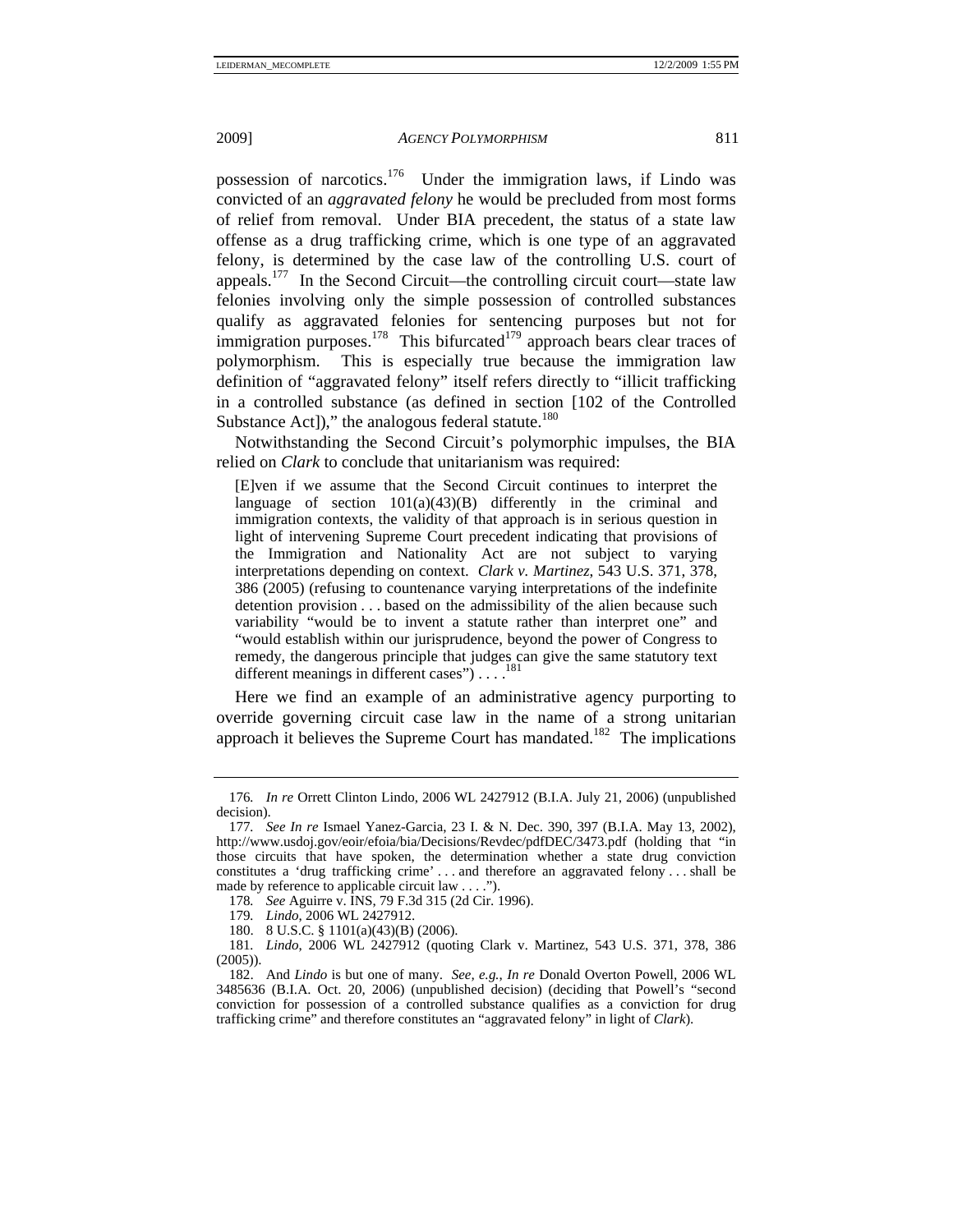possession of narcotics.[176] Under the immigration laws, if Lindo was convicted of an *aggravated felony* he would be precluded from most forms of relief from removal. Under BIA precedent, the status of a state law offense as a drug trafficking crime, which is one type of an aggravated felony, is determined by the case law of the controlling U.S. court of appeals.[177] In the Second Circuit—the controlling circuit court—state law felonies involving only the simple possession of controlled substances qualify as aggravated felonies for sentencing purposes but not for immigration purposes.[178] This bifurcated[179] approach bears clear traces of polymorphism. This is especially true because the immigration law definition of "aggravated felony" itself refers directly to "illicit trafficking in a controlled substance (as defined in section [102 of the Controlled Substance Act])," the analogous federal statute.[180]

Notwithstanding the Second Circuit's polymorphic impulses, the BIA relied on *Clark* to conclude that unitarianism was required:

> [E]ven if we assume that the Second Circuit continues to interpret the language of section 101(a)(43)(B) differently in the criminal and immigration contexts, the validity of that approach is in serious question in light of intervening Supreme Court precedent indicating that provisions of the Immigration and Nationality Act are not subject to varying interpretations depending on context. *Clark v. Martinez*, 543 U.S. 371, 378, 386 (2005) (refusing to countenance varying interpretations of the indefinite detention provision . . . based on the admissibility of the alien because such variability "would be to invent a statute rather than interpret one" and "would establish within our jurisprudence, beyond the power of Congress to remedy, the dangerous principle that judges can give the same statutory text different meanings in different cases") . . . .[181]

Here we find an example of an administrative agency purporting to override governing circuit case law in the name of a strong unitarian approach it believes the Supreme Court has mandated.[182] The implications

---

176. *In re* Orrett Clinton Lindo, 2006 WL 2427912 (B.I.A. July 21, 2006) (unpublished decision).

177. *See In re* Ismael Yanez-Garcia, 23 I. & N. Dec. 390, 397 (B.I.A. May 13, 2002), http://www.usdoj.gov/eoir/efoia/bia/Decisions/Revdec/pdfDEC/3473.pdf (holding that "in those circuits that have spoken, the determination whether a state drug conviction constitutes a 'drug trafficking crime' . . . and therefore an aggravated felony . . . shall be made by reference to applicable circuit law . . . .").

178. *See* Aguirre v. INS, 79 F.3d 315 (2d Cir. 1996).

179. *Lindo*, 2006 WL 2427912.

180. 8 U.S.C. § 1101(a)(43)(B) (2006).

181. *Lindo*, 2006 WL 2427912 (quoting Clark v. Martinez, 543 U.S. 371, 378, 386 (2005)).

182. And *Lindo* is but one of many. *See, e.g.*, *In re* Donald Overton Powell, 2006 WL 3485636 (B.I.A. Oct. 20, 2006) (unpublished decision) (deciding that Powell's "second conviction for possession of a controlled substance qualifies as a conviction for drug trafficking crime" and therefore constitutes an "aggravated felony" in light of *Clark*).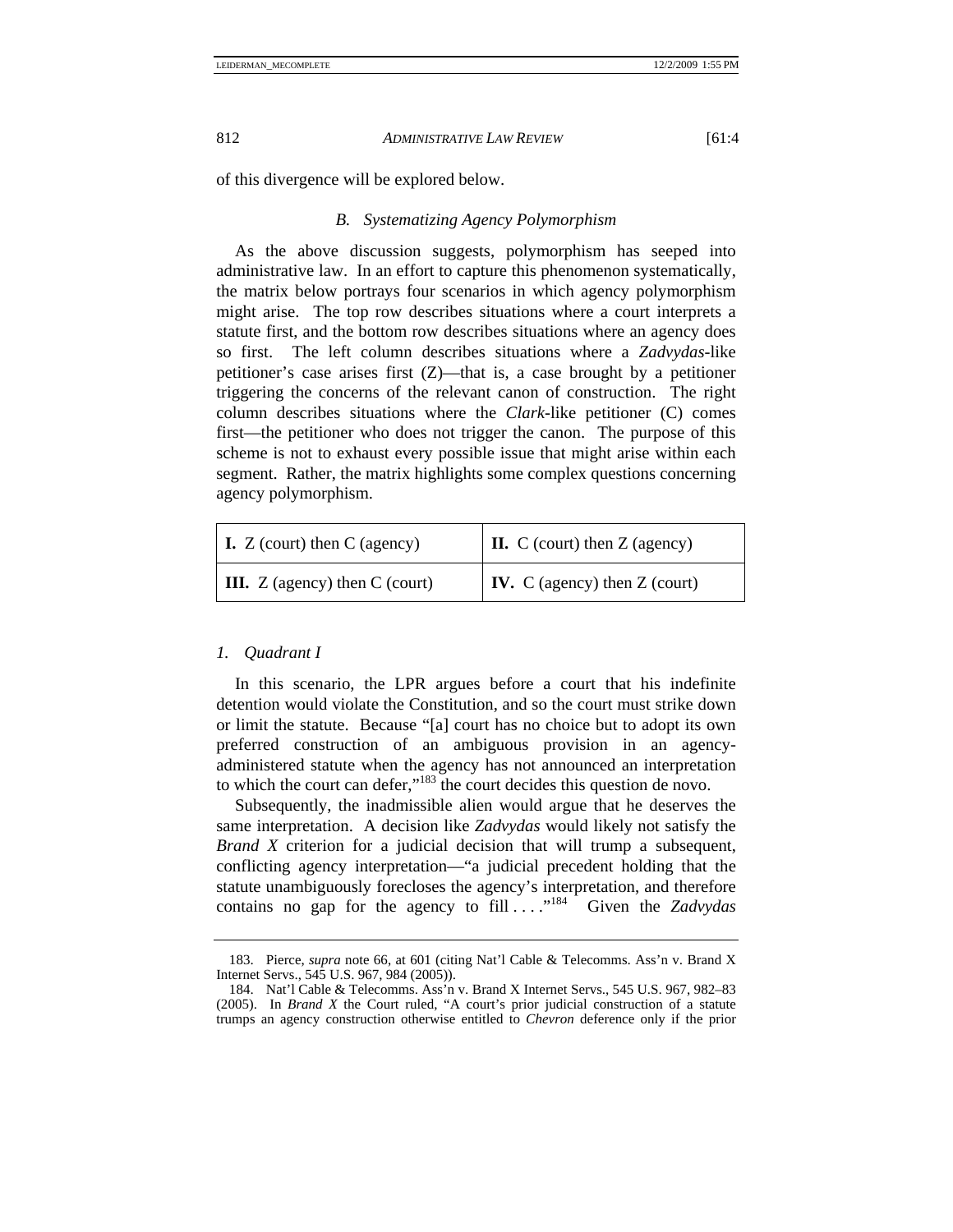of this divergence will be explored below.

### B. *Systematizing Agency Polymorphism*

As the above discussion suggests, polymorphism has seeped into administrative law. In an effort to capture this phenomenon systematically, the matrix below portrays four scenarios in which agency polymorphism might arise. The top row describes situations where a court interprets a statute first, and the bottom row describes situations where an agency does so first. The left column describes situations where a *Zadvydas*-like petitioner's case arises first (Z)—that is, a case brought by a petitioner triggering the concerns of the relevant canon of construction. The right column describes situations where the *Clark*-like petitioner (C) comes first—the petitioner who does not trigger the canon. The purpose of this scheme is not to exhaust every possible issue that might arise within each segment. Rather, the matrix highlights some complex questions concerning agency polymorphism.

| | |
|---|---|
| **I.** Z (court) then C (agency) | **II.** C (court) then Z (agency) |
| **III.** Z (agency) then C (court) | **IV.** C (agency) then Z (court) |

#### 1. *Quadrant I*

In this scenario, the LPR argues before a court that his indefinite detention would violate the Constitution, and so the court must strike down or limit the statute. Because "[a] court has no choice but to adopt its own preferred construction of an ambiguous provision in an agency-administered statute when the agency has not announced an interpretation to which the court can defer,"[183] the court decides this question de novo.

Subsequently, the inadmissible alien would argue that he deserves the same interpretation. A decision like *Zadvydas* would likely not satisfy the *Brand X* criterion for a judicial decision that will trump a subsequent, conflicting agency interpretation—"a judicial precedent holding that the statute unambiguously forecloses the agency's interpretation, and therefore contains no gap for the agency to fill . . . ."[184] Given the *Zadvydas*

---

183. Pierce, *supra* note 66, at 601 (citing Nat'l Cable & Telecomms. Ass'n v. Brand X Internet Servs., 545 U.S. 967, 984 (2005)).

184. Nat'l Cable & Telecomms. Ass'n v. Brand X Internet Servs., 545 U.S. 967, 982–83 (2005). In *Brand X* the Court ruled, "A court's prior judicial construction of a statute trumps an agency construction otherwise entitled to *Chevron* deference only if the prior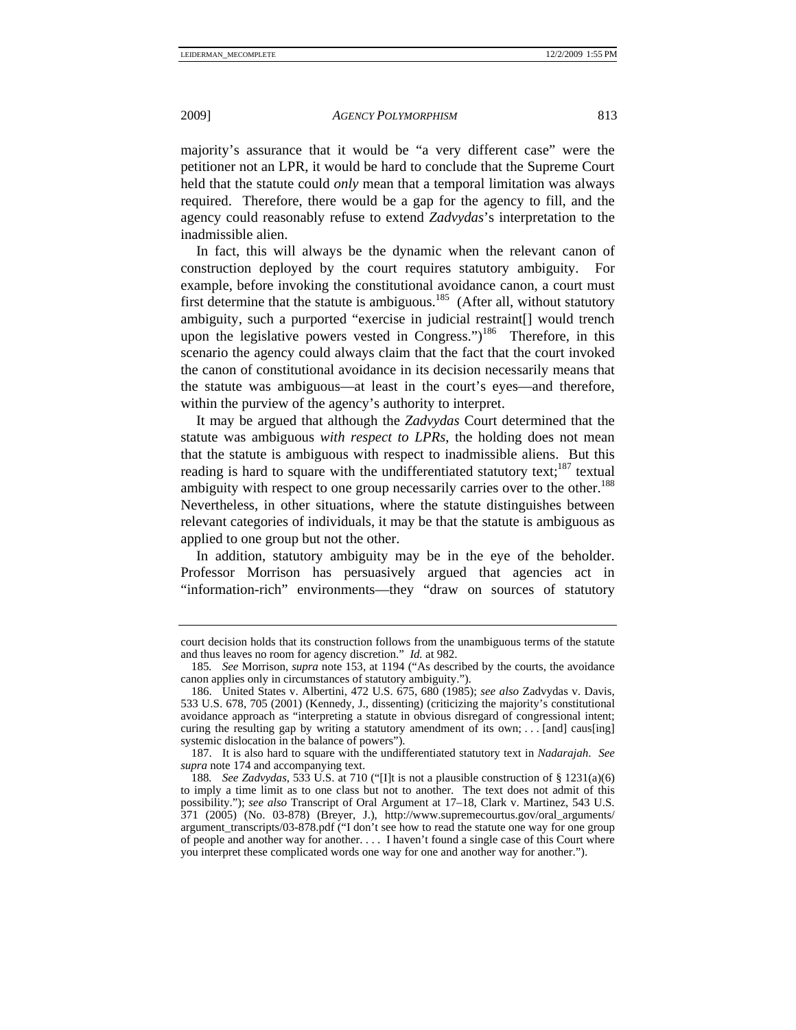majority's assurance that it would be "a very different case" were the petitioner not an LPR, it would be hard to conclude that the Supreme Court held that the statute could *only* mean that a temporal limitation was always required. Therefore, there would be a gap for the agency to fill, and the agency could reasonably refuse to extend *Zadvydas*'s interpretation to the inadmissible alien.

In fact, this will always be the dynamic when the relevant canon of construction deployed by the court requires statutory ambiguity. For example, before invoking the constitutional avoidance canon, a court must first determine that the statute is ambiguous.[185] (After all, without statutory ambiguity, such a purported "exercise in judicial restraint[] would trench upon the legislative powers vested in Congress.")[186] Therefore, in this scenario the agency could always claim that the fact that the court invoked the canon of constitutional avoidance in its decision necessarily means that the statute was ambiguous—at least in the court's eyes—and therefore, within the purview of the agency's authority to interpret.

It may be argued that although the *Zadvydas* Court determined that the statute was ambiguous *with respect to LPRs*, the holding does not mean that the statute is ambiguous with respect to inadmissible aliens. But this reading is hard to square with the undifferentiated statutory text;[187] textual ambiguity with respect to one group necessarily carries over to the other.[188] Nevertheless, in other situations, where the statute distinguishes between relevant categories of individuals, it may be that the statute is ambiguous as applied to one group but not the other.

In addition, statutory ambiguity may be in the eye of the beholder. Professor Morrison has persuasively argued that agencies act in "information-rich" environments—they "draw on sources of statutory

---

court decision holds that its construction follows from the unambiguous terms of the statute and thus leaves no room for agency discretion." *Id.* at 982.

185. *See* Morrison, *supra* note 153, at 1194 ("As described by the courts, the avoidance canon applies only in circumstances of statutory ambiguity.").

186. United States v. Albertini, 472 U.S. 675, 680 (1985); *see also* Zadvydas v. Davis, 533 U.S. 678, 705 (2001) (Kennedy, J., dissenting) (criticizing the majority's constitutional avoidance approach as "interpreting a statute in obvious disregard of congressional intent; curing the resulting gap by writing a statutory amendment of its own; . . . [and] caus[ing] systemic dislocation in the balance of powers").

187. It is also hard to square with the undifferentiated statutory text in *Nadarajah*. *See supra* note 174 and accompanying text.

188. *See Zadvydas*, 533 U.S. at 710 ("[I]t is not a plausible construction of § 1231(a)(6) to imply a time limit as to one class but not to another. The text does not admit of this possibility."); *see also* Transcript of Oral Argument at 17–18, Clark v. Martinez, 543 U.S. 371 (2005) (No. 03-878) (Breyer, J.), http://www.supremecourtus.gov/oral_arguments/argument_transcripts/03-878.pdf ("I don't see how to read the statute one way for one group of people and another way for another. . . . I haven't found a single case of this Court where you interpret these complicated words one way for one and another way for another.").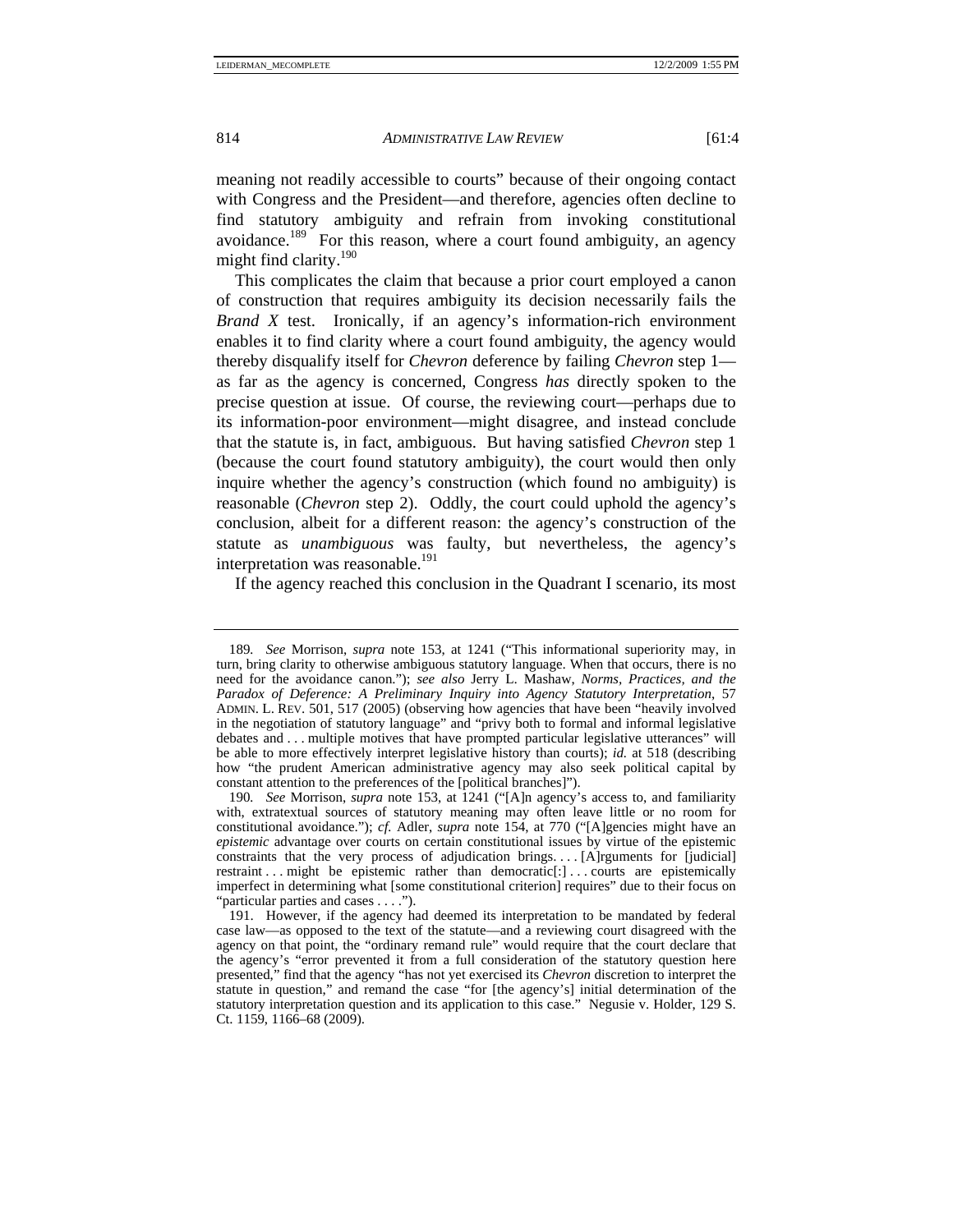meaning not readily accessible to courts" because of their ongoing contact with Congress and the President—and therefore, agencies often decline to find statutory ambiguity and refrain from invoking constitutional avoidance.[189] For this reason, where a court found ambiguity, an agency might find clarity.[190]

This complicates the claim that because a prior court employed a canon of construction that requires ambiguity its decision necessarily fails the *Brand X* test. Ironically, if an agency's information-rich environment enables it to find clarity where a court found ambiguity, the agency would thereby disqualify itself for *Chevron* deference by failing *Chevron* step 1—as far as the agency is concerned, Congress *has* directly spoken to the precise question at issue. Of course, the reviewing court—perhaps due to its information-poor environment—might disagree, and instead conclude that the statute is, in fact, ambiguous. But having satisfied *Chevron* step 1 (because the court found statutory ambiguity), the court would then only inquire whether the agency's construction (which found no ambiguity) is reasonable (*Chevron* step 2). Oddly, the court could uphold the agency's conclusion, albeit for a different reason: the agency's construction of the statute as *unambiguous* was faulty, but nevertheless, the agency's interpretation was reasonable.[191]

If the agency reached this conclusion in the Quadrant I scenario, its most

---

189. *See* Morrison, *supra* note 153, at 1241 ("This informational superiority may, in turn, bring clarity to otherwise ambiguous statutory language. When that occurs, there is no need for the avoidance canon."); *see also* Jerry L. Mashaw, *Norms, Practices, and the Paradox of Deference: A Preliminary Inquiry into Agency Statutory Interpretation*, 57 ADMIN. L. REV. 501, 517 (2005) (observing how agencies that have been "heavily involved in the negotiation of statutory language" and "privy both to formal and informal legislative debates and . . . multiple motives that have prompted particular legislative utterances" will be able to more effectively interpret legislative history than courts); *id.* at 518 (describing how "the prudent American administrative agency may also seek political capital by constant attention to the preferences of the [political branches]").

190. *See* Morrison, *supra* note 153, at 1241 ("[A]n agency's access to, and familiarity with, extratextual sources of statutory meaning may often leave little or no room for constitutional avoidance."); *cf.* Adler, *supra* note 154, at 770 ("[A]gencies might have an *epistemic* advantage over courts on certain constitutional issues by virtue of the epistemic constraints that the very process of adjudication brings. . . . [A]rguments for [judicial] restraint . . . might be epistemic rather than democratic[:] . . . courts are epistemically imperfect in determining what [some constitutional criterion] requires" due to their focus on "particular parties and cases . . . .").

191. However, if the agency had deemed its interpretation to be mandated by federal case law—as opposed to the text of the statute—and a reviewing court disagreed with the agency on that point, the "ordinary remand rule" would require that the court declare that the agency's "error prevented it from a full consideration of the statutory question here presented," find that the agency "has not yet exercised its *Chevron* discretion to interpret the statute in question," and remand the case "for [the agency's] initial determination of the statutory interpretation question and its application to this case." Negusie v. Holder, 129 S. Ct. 1159, 1166–68 (2009).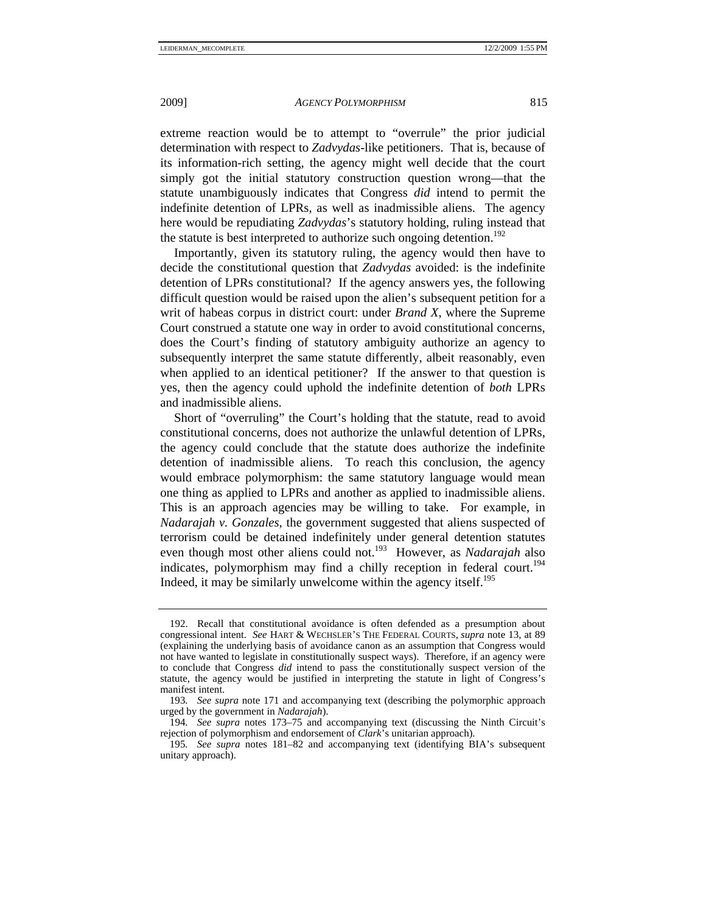extreme reaction would be to attempt to "overrule" the prior judicial determination with respect to *Zadvydas*-like petitioners. That is, because of its information-rich setting, the agency might well decide that the court simply got the initial statutory construction question wrong—that the statute unambiguously indicates that Congress *did* intend to permit the indefinite detention of LPRs, as well as inadmissible aliens. The agency here would be repudiating *Zadvydas*'s statutory holding, ruling instead that the statute is best interpreted to authorize such ongoing detention.[192]

Importantly, given its statutory ruling, the agency would then have to decide the constitutional question that *Zadvydas* avoided: is the indefinite detention of LPRs constitutional? If the agency answers yes, the following difficult question would be raised upon the alien's subsequent petition for a writ of habeas corpus in district court: under *Brand X*, where the Supreme Court construed a statute one way in order to avoid constitutional concerns, does the Court's finding of statutory ambiguity authorize an agency to subsequently interpret the same statute differently, albeit reasonably, even when applied to an identical petitioner? If the answer to that question is yes, then the agency could uphold the indefinite detention of *both* LPRs and inadmissible aliens.

Short of "overruling" the Court's holding that the statute, read to avoid constitutional concerns, does not authorize the unlawful detention of LPRs, the agency could conclude that the statute does authorize the indefinite detention of inadmissible aliens. To reach this conclusion, the agency would embrace polymorphism: the same statutory language would mean one thing as applied to LPRs and another as applied to inadmissible aliens. This is an approach agencies may be willing to take. For example, in *Nadarajah v. Gonzales*, the government suggested that aliens suspected of terrorism could be detained indefinitely under general detention statutes even though most other aliens could not.[193] However, as *Nadarajah* also indicates, polymorphism may find a chilly reception in federal court.[194] Indeed, it may be similarly unwelcome within the agency itself.[195]

---

192. Recall that constitutional avoidance is often defended as a presumption about congressional intent. *See* HART & WECHSLER'S THE FEDERAL COURTS, *supra* note 13, at 89 (explaining the underlying basis of avoidance canon as an assumption that Congress would not have wanted to legislate in constitutionally suspect ways). Therefore, if an agency were to conclude that Congress *did* intend to pass the constitutionally suspect version of the statute, the agency would be justified in interpreting the statute in light of Congress's manifest intent.

193. *See supra* note 171 and accompanying text (describing the polymorphic approach urged by the government in *Nadarajah*).

194. *See supra* notes 173–75 and accompanying text (discussing the Ninth Circuit's rejection of polymorphism and endorsement of *Clark*'s unitarian approach).

195. *See supra* notes 181–82 and accompanying text (identifying BIA's subsequent unitary approach).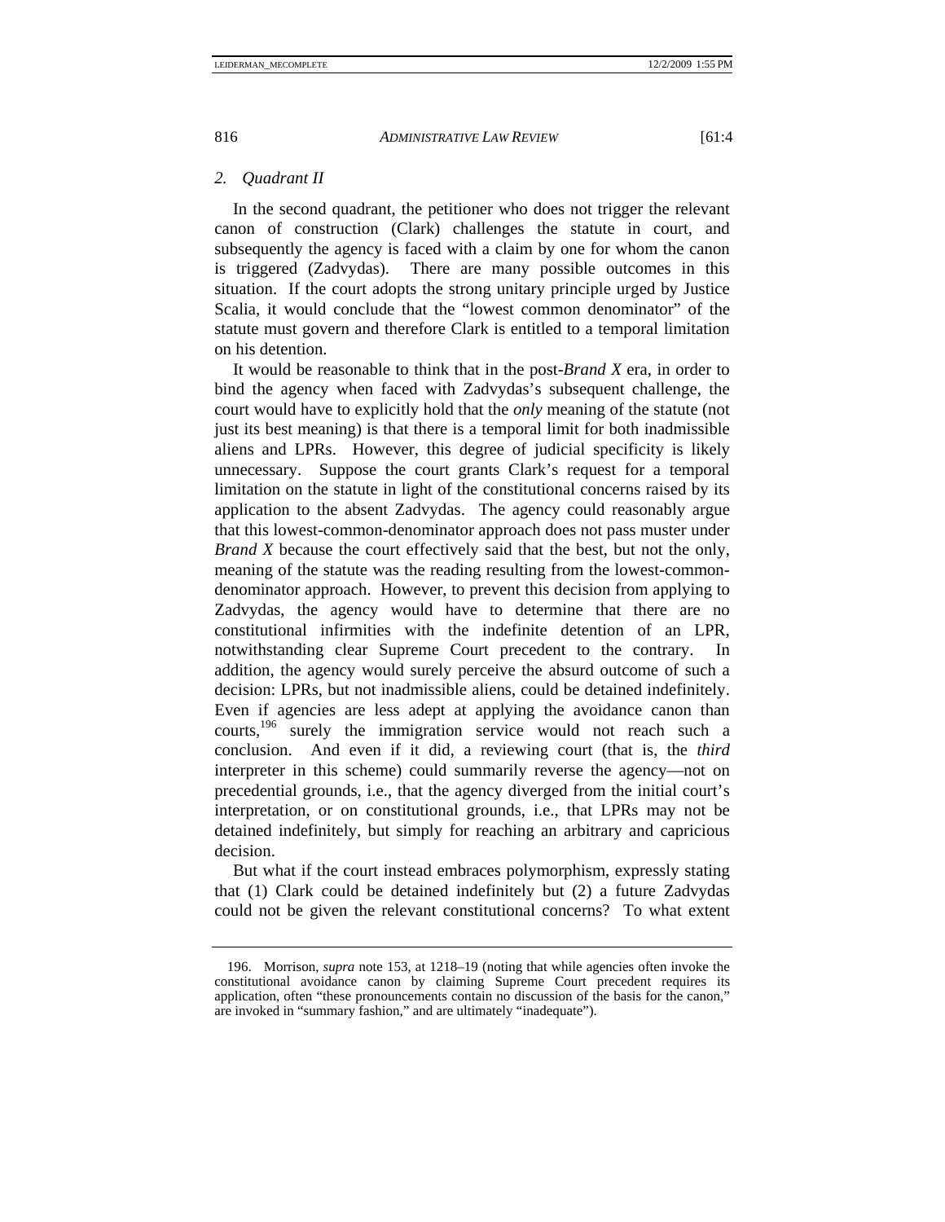### 2. *Quadrant II*

In the second quadrant, the petitioner who does not trigger the relevant canon of construction (Clark) challenges the statute in court, and subsequently the agency is faced with a claim by one for whom the canon is triggered (Zadvydas). There are many possible outcomes in this situation. If the court adopts the strong unitary principle urged by Justice Scalia, it would conclude that the "lowest common denominator" of the statute must govern and therefore Clark is entitled to a temporal limitation on his detention.

It would be reasonable to think that in the post-*Brand X* era, in order to bind the agency when faced with Zadvydas's subsequent challenge, the court would have to explicitly hold that the *only* meaning of the statute (not just its best meaning) is that there is a temporal limit for both inadmissible aliens and LPRs. However, this degree of judicial specificity is likely unnecessary. Suppose the court grants Clark's request for a temporal limitation on the statute in light of the constitutional concerns raised by its application to the absent Zadvydas. The agency could reasonably argue that this lowest-common-denominator approach does not pass muster under *Brand X* because the court effectively said that the best, but not the only, meaning of the statute was the reading resulting from the lowest-common-denominator approach. However, to prevent this decision from applying to Zadvydas, the agency would have to determine that there are no constitutional infirmities with the indefinite detention of an LPR, notwithstanding clear Supreme Court precedent to the contrary. In addition, the agency would surely perceive the absurd outcome of such a decision: LPRs, but not inadmissible aliens, could be detained indefinitely. Even if agencies are less adept at applying the avoidance canon than courts,[196] surely the immigration service would not reach such a conclusion. And even if it did, a reviewing court (that is, the *third* interpreter in this scheme) could summarily reverse the agency—not on precedential grounds, i.e., that the agency diverged from the initial court's interpretation, or on constitutional grounds, i.e., that LPRs may not be detained indefinitely, but simply for reaching an arbitrary and capricious decision.

But what if the court instead embraces polymorphism, expressly stating that (1) Clark could be detained indefinitely but (2) a future Zadvydas could not be given the relevant constitutional concerns? To what extent

---

196. Morrison, *supra* note 153, at 1218–19 (noting that while agencies often invoke the constitutional avoidance canon by claiming Supreme Court precedent requires its application, often "these pronouncements contain no discussion of the basis for the canon," are invoked in "summary fashion," and are ultimately "inadequate").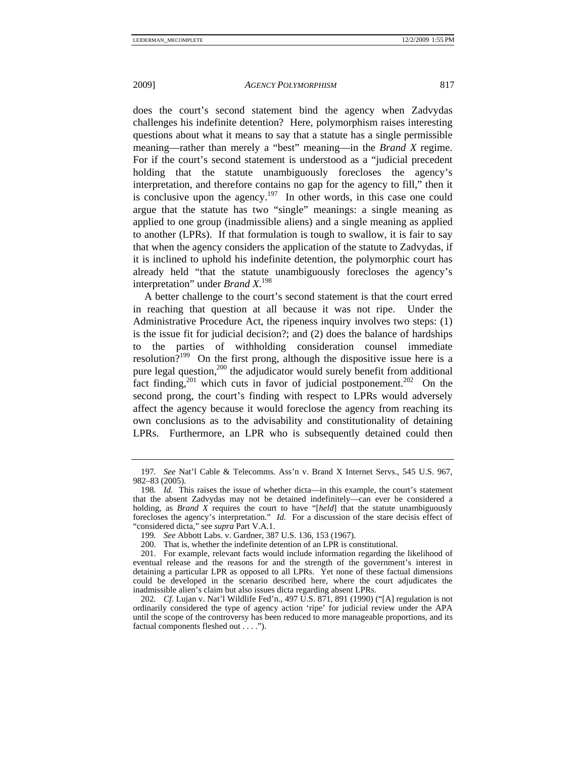does the court's second statement bind the agency when Zadvydas challenges his indefinite detention? Here, polymorphism raises interesting questions about what it means to say that a statute has a single permissible meaning—rather than merely a "best" meaning—in the *Brand X* regime. For if the court's second statement is understood as a "judicial precedent holding that the statute unambiguously forecloses the agency's interpretation, and therefore contains no gap for the agency to fill," then it is conclusive upon the agency.[197] In other words, in this case one could argue that the statute has two "single" meanings: a single meaning as applied to one group (inadmissible aliens) and a single meaning as applied to another (LPRs). If that formulation is tough to swallow, it is fair to say that when the agency considers the application of the statute to Zadvydas, if it is inclined to uphold his indefinite detention, the polymorphic court has already held "that the statute unambiguously forecloses the agency's interpretation" under *Brand X*.[198]

A better challenge to the court's second statement is that the court erred in reaching that question at all because it was not ripe. Under the Administrative Procedure Act, the ripeness inquiry involves two steps: (1) is the issue fit for judicial decision?; and (2) does the balance of hardships to the parties of withholding consideration counsel immediate resolution?[199] On the first prong, although the dispositive issue here is a pure legal question,[200] the adjudicator would surely benefit from additional fact finding,[201] which cuts in favor of judicial postponement.[202] On the second prong, the court's finding with respect to LPRs would adversely affect the agency because it would foreclose the agency from reaching its own conclusions as to the advisability and constitutionality of detaining LPRs. Furthermore, an LPR who is subsequently detained could then

---

197. *See* Nat'l Cable & Telecomms. Ass'n v. Brand X Internet Servs., 545 U.S. 967, 982–83 (2005).

198. *Id.* This raises the issue of whether dicta—in this example, the court's statement that the absent Zadvydas may not be detained indefinitely—can ever be considered a holding, as *Brand X* requires the court to have "[*held*] that the statute unambiguously forecloses the agency's interpretation." *Id.* For a discussion of the stare decisis effect of "considered dicta," see *supra* Part V.A.1.

199. *See* Abbott Labs. v. Gardner, 387 U.S. 136, 153 (1967).

200. That is, whether the indefinite detention of an LPR is constitutional.

201. For example, relevant facts would include information regarding the likelihood of eventual release and the reasons for and the strength of the government's interest in detaining a particular LPR as opposed to all LPRs. Yet none of these factual dimensions could be developed in the scenario described here, where the court adjudicates the inadmissible alien's claim but also issues dicta regarding absent LPRs.

202. *Cf.* Lujan v. Nat'l Wildlife Fed'n., 497 U.S. 871, 891 (1990) ("[A] regulation is not ordinarily considered the type of agency action 'ripe' for judicial review under the APA until the scope of the controversy has been reduced to more manageable proportions, and its factual components fleshed out . . . .").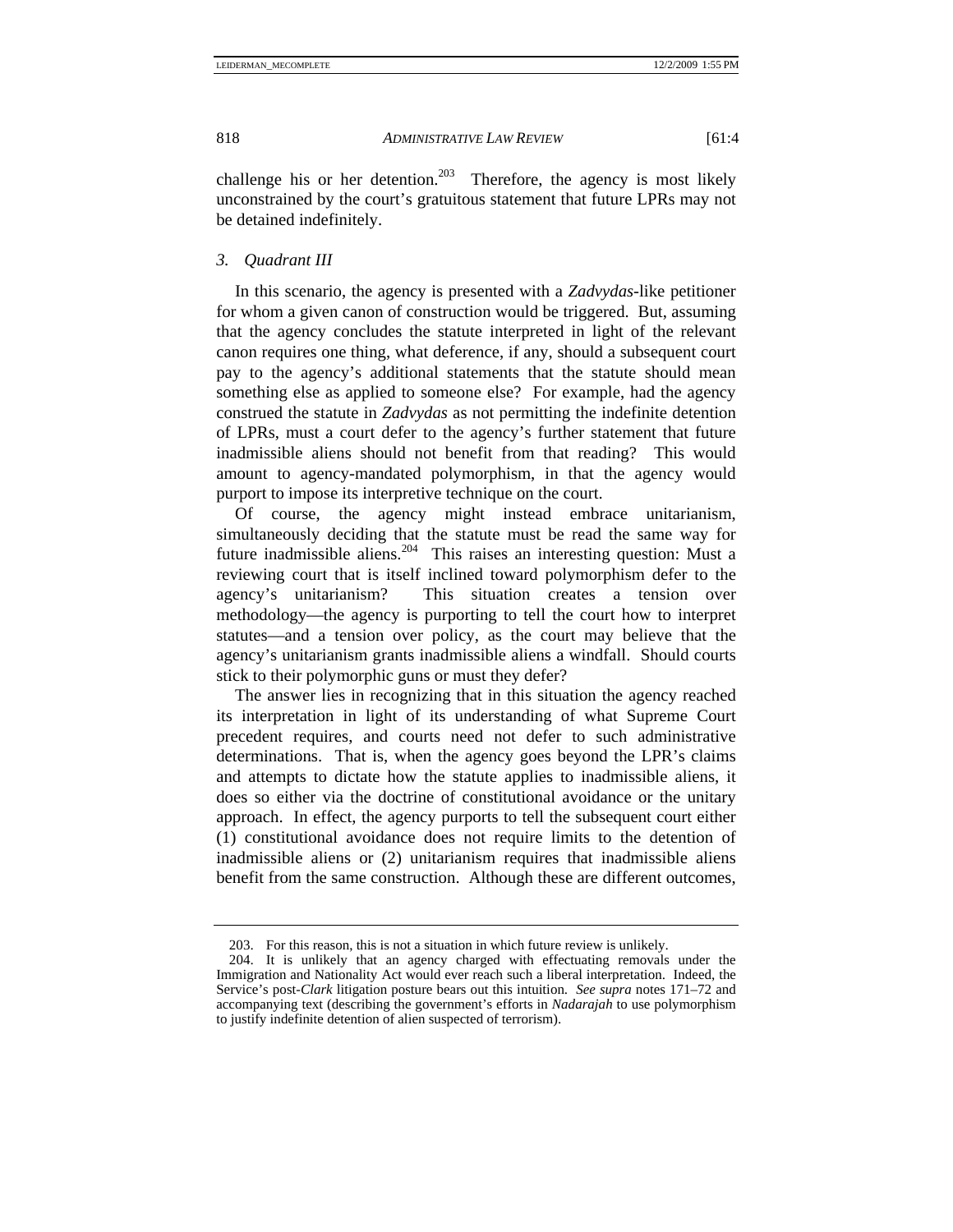challenge his or her detention.[203] Therefore, the agency is most likely unconstrained by the court's gratuitous statement that future LPRs may not be detained indefinitely.

### *3. Quadrant III*

In this scenario, the agency is presented with a *Zadvydas*-like petitioner for whom a given canon of construction would be triggered. But, assuming that the agency concludes the statute interpreted in light of the relevant canon requires one thing, what deference, if any, should a subsequent court pay to the agency's additional statements that the statute should mean something else as applied to someone else? For example, had the agency construed the statute in *Zadvydas* as not permitting the indefinite detention of LPRs, must a court defer to the agency's further statement that future inadmissible aliens should not benefit from that reading? This would amount to agency-mandated polymorphism, in that the agency would purport to impose its interpretive technique on the court.

Of course, the agency might instead embrace unitarianism, simultaneously deciding that the statute must be read the same way for future inadmissible aliens.[204] This raises an interesting question: Must a reviewing court that is itself inclined toward polymorphism defer to the agency's unitarianism? This situation creates a tension over methodology—the agency is purporting to tell the court how to interpret statutes—and a tension over policy, as the court may believe that the agency's unitarianism grants inadmissible aliens a windfall. Should courts stick to their polymorphic guns or must they defer?

The answer lies in recognizing that in this situation the agency reached its interpretation in light of its understanding of what Supreme Court precedent requires, and courts need not defer to such administrative determinations. That is, when the agency goes beyond the LPR's claims and attempts to dictate how the statute applies to inadmissible aliens, it does so either via the doctrine of constitutional avoidance or the unitary approach. In effect, the agency purports to tell the subsequent court either (1) constitutional avoidance does not require limits to the detention of inadmissible aliens or (2) unitarianism requires that inadmissible aliens benefit from the same construction. Although these are different outcomes,

---

203. For this reason, this is not a situation in which future review is unlikely.

204. It is unlikely that an agency charged with effectuating removals under the Immigration and Nationality Act would ever reach such a liberal interpretation. Indeed, the Service's post-*Clark* litigation posture bears out this intuition. *See supra* notes 171–72 and accompanying text (describing the government's efforts in *Nadarajah* to use polymorphism to justify indefinite detention of alien suspected of terrorism).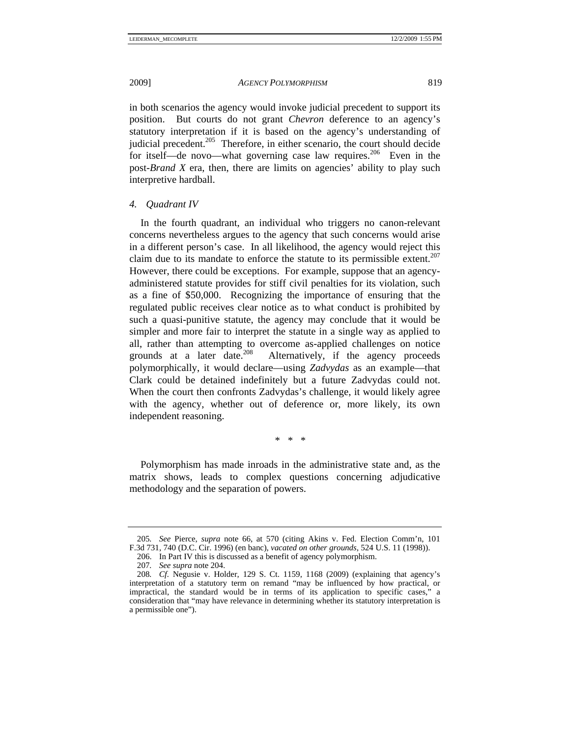in both scenarios the agency would invoke judicial precedent to support its position. But courts do not grant *Chevron* deference to an agency's statutory interpretation if it is based on the agency's understanding of judicial precedent.[205] Therefore, in either scenario, the court should decide for itself—de novo—what governing case law requires.[206] Even in the post-*Brand X* era, then, there are limits on agencies' ability to play such interpretive hardball.

#### 4. Quadrant IV

In the fourth quadrant, an individual who triggers no canon-relevant concerns nevertheless argues to the agency that such concerns would arise in a different person's case. In all likelihood, the agency would reject this claim due to its mandate to enforce the statute to its permissible extent.[207] However, there could be exceptions. For example, suppose that an agency-administered statute provides for stiff civil penalties for its violation, such as a fine of $50,000. Recognizing the importance of ensuring that the regulated public receives clear notice as to what conduct is prohibited by such a quasi-punitive statute, the agency may conclude that it would be simpler and more fair to interpret the statute in a single way as applied to all, rather than attempting to overcome as-applied challenges on notice grounds at a later date.[208] Alternatively, if the agency proceeds polymorphically, it would declare—using *Zadvydas* as an example—that Clark could be detained indefinitely but a future Zadvydas could not. When the court then confronts Zadvydas's challenge, it would likely agree with the agency, whether out of deference or, more likely, its own independent reasoning.

\* \* \*

Polymorphism has made inroads in the administrative state and, as the matrix shows, leads to complex questions concerning adjudicative methodology and the separation of powers.

---

205. *See* Pierce, *supra* note 66, at 570 (citing Akins v. Fed. Election Comm'n, 101 F.3d 731, 740 (D.C. Cir. 1996) (en banc), *vacated on other grounds*, 524 U.S. 11 (1998)).

206. In Part IV this is discussed as a benefit of agency polymorphism.

207. *See supra* note 204.

208. *Cf.* Negusie v. Holder, 129 S. Ct. 1159, 1168 (2009) (explaining that agency's interpretation of a statutory term on remand "may be influenced by how practical, or impractical, the standard would be in terms of its application to specific cases," a consideration that "may have relevance in determining whether its statutory interpretation is a permissible one").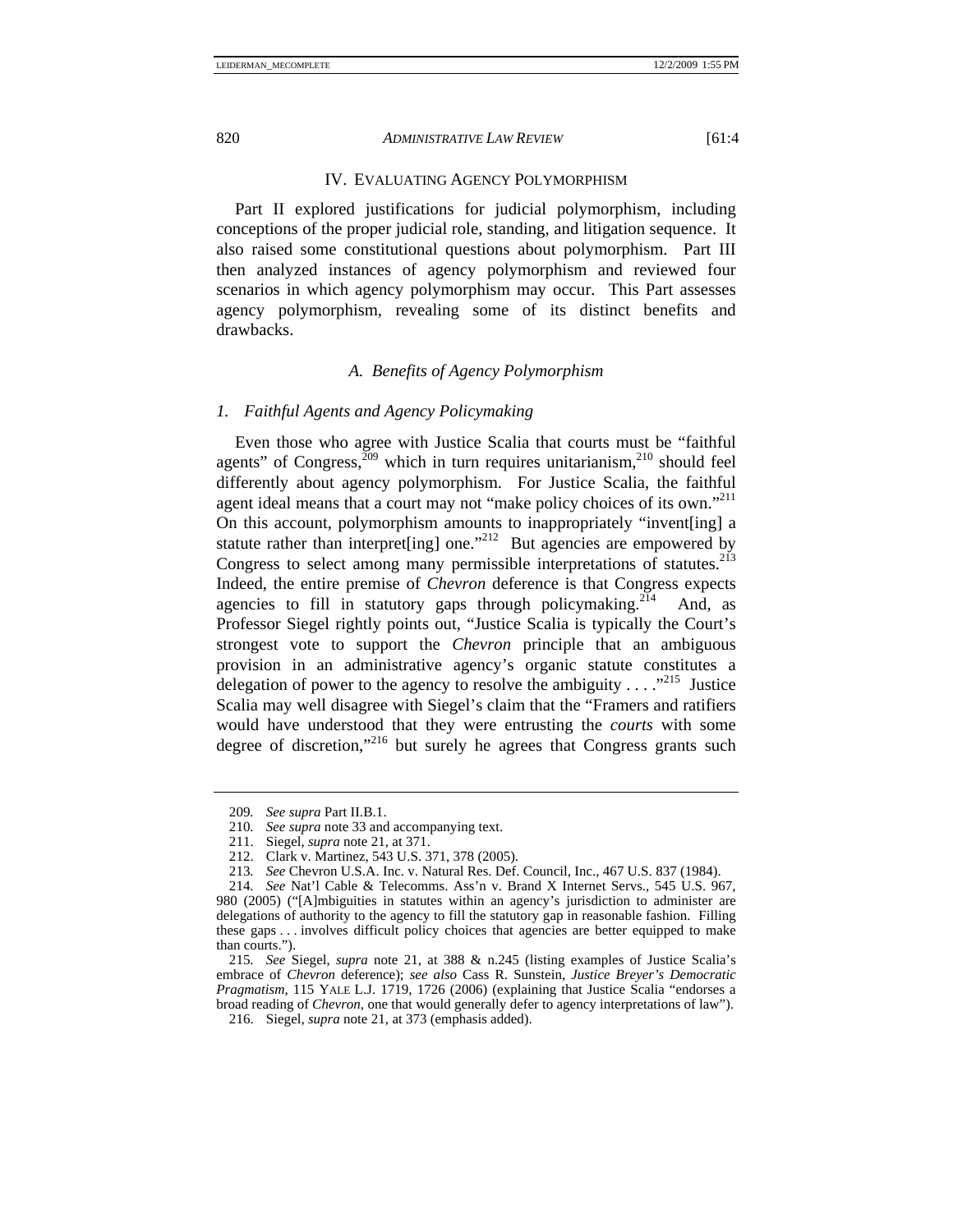## IV. EVALUATING AGENCY POLYMORPHISM

Part II explored justifications for judicial polymorphism, including conceptions of the proper judicial role, standing, and litigation sequence. It also raised some constitutional questions about polymorphism. Part III then analyzed instances of agency polymorphism and reviewed four scenarios in which agency polymorphism may occur. This Part assesses agency polymorphism, revealing some of its distinct benefits and drawbacks.

### *A. Benefits of Agency Polymorphism*

#### *1. Faithful Agents and Agency Policymaking*

Even those who agree with Justice Scalia that courts must be "faithful agents" of Congress,[209] which in turn requires unitarianism,[210] should feel differently about agency polymorphism. For Justice Scalia, the faithful agent ideal means that a court may not "make policy choices of its own."[211] On this account, polymorphism amounts to inappropriately "invent[ing] a statute rather than interpret[ing] one."[212] But agencies are empowered by Congress to select among many permissible interpretations of statutes.[213] Indeed, the entire premise of *Chevron* deference is that Congress expects agencies to fill in statutory gaps through policymaking.[214] And, as Professor Siegel rightly points out, "Justice Scalia is typically the Court's strongest vote to support the *Chevron* principle that an ambiguous provision in an administrative agency's organic statute constitutes a delegation of power to the agency to resolve the ambiguity . . . ."[215] Justice Scalia may well disagree with Siegel's claim that the "Framers and ratifiers would have understood that they were entrusting the *courts* with some degree of discretion,"[216] but surely he agrees that Congress grants such

---

209. *See supra* Part II.B.1.

210. *See supra* note 33 and accompanying text.

211. Siegel, *supra* note 21, at 371.

212. Clark v. Martinez, 543 U.S. 371, 378 (2005).

213. *See* Chevron U.S.A. Inc. v. Natural Res. Def. Council, Inc., 467 U.S. 837 (1984).

214. *See* Nat'l Cable & Telecomms. Ass'n v. Brand X Internet Servs., 545 U.S. 967, 980 (2005) ("[A]mbiguities in statutes within an agency's jurisdiction to administer are delegations of authority to the agency to fill the statutory gap in reasonable fashion. Filling these gaps . . . involves difficult policy choices that agencies are better equipped to make than courts.").

215. *See* Siegel, *supra* note 21, at 388 & n.245 (listing examples of Justice Scalia's embrace of *Chevron* deference); *see also* Cass R. Sunstein, *Justice Breyer's Democratic Pragmatism*, 115 YALE L.J. 1719, 1726 (2006) (explaining that Justice Scalia "endorses a broad reading of *Chevron*, one that would generally defer to agency interpretations of law").

216. Siegel, *supra* note 21, at 373 (emphasis added).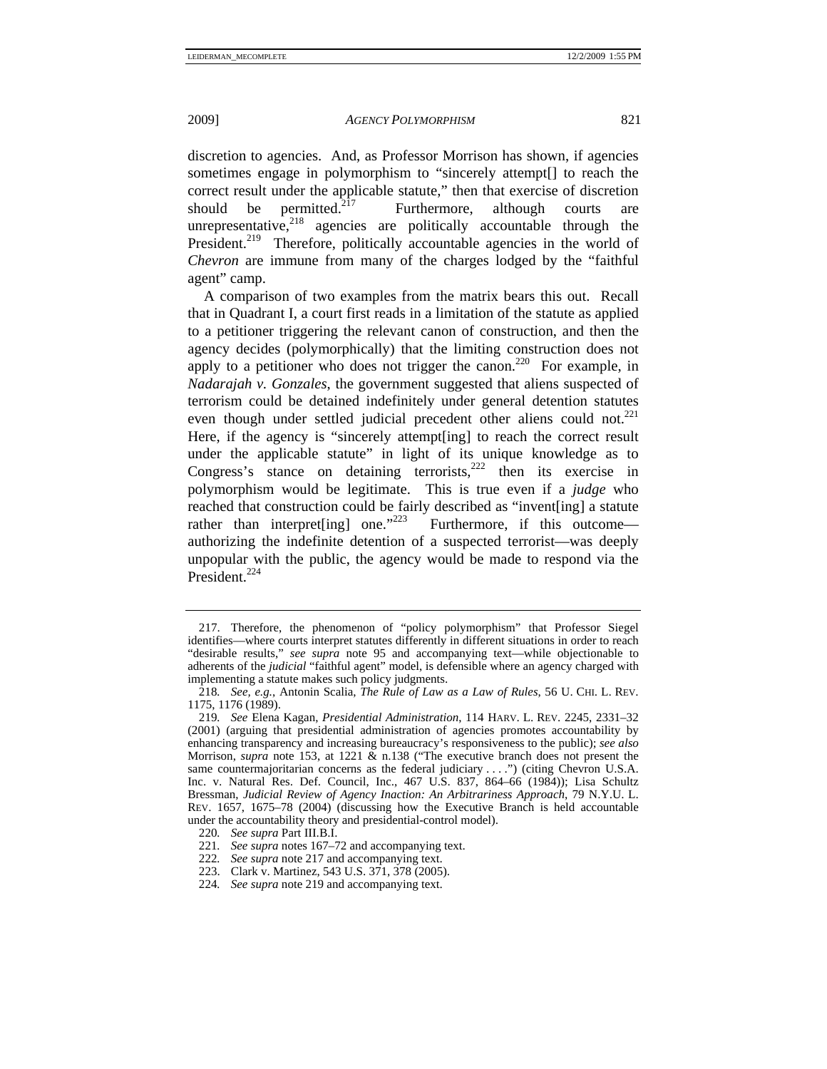discretion to agencies. And, as Professor Morrison has shown, if agencies sometimes engage in polymorphism to "sincerely attempt[] to reach the correct result under the applicable statute," then that exercise of discretion should be permitted.[217] Furthermore, although courts are unrepresentative,[218] agencies are politically accountable through the President.[219] Therefore, politically accountable agencies in the world of *Chevron* are immune from many of the charges lodged by the "faithful agent" camp.

A comparison of two examples from the matrix bears this out. Recall that in Quadrant I, a court first reads in a limitation of the statute as applied to a petitioner triggering the relevant canon of construction, and then the agency decides (polymorphically) that the limiting construction does not apply to a petitioner who does not trigger the canon.[220] For example, in *Nadarajah v. Gonzales*, the government suggested that aliens suspected of terrorism could be detained indefinitely under general detention statutes even though under settled judicial precedent other aliens could not.[221] Here, if the agency is "sincerely attempt[ing] to reach the correct result under the applicable statute" in light of its unique knowledge as to Congress's stance on detaining terrorists,[222] then its exercise in polymorphism would be legitimate. This is true even if a *judge* who reached that construction could be fairly described as "invent[ing] a statute rather than interpret[ing] one."[223] Furthermore, if this outcome—authorizing the indefinite detention of a suspected terrorist—was deeply unpopular with the public, the agency would be made to respond via the President.[224]

---

217. Therefore, the phenomenon of "policy polymorphism" that Professor Siegel identifies—where courts interpret statutes differently in different situations in order to reach "desirable results," *see supra* note 95 and accompanying text—while objectionable to adherents of the *judicial* "faithful agent" model, is defensible where an agency charged with implementing a statute makes such policy judgments.

218. *See, e.g.*, Antonin Scalia, *The Rule of Law as a Law of Rules*, 56 U. CHI. L. REV. 1175, 1176 (1989).

219. *See* Elena Kagan, *Presidential Administration*, 114 HARV. L. REV. 2245, 2331–32 (2001) (arguing that presidential administration of agencies promotes accountability by enhancing transparency and increasing bureaucracy's responsiveness to the public); *see also* Morrison, *supra* note 153, at 1221 & n.138 ("The executive branch does not present the same countermajoritarian concerns as the federal judiciary . . . .") (citing Chevron U.S.A. Inc. v. Natural Res. Def. Council, Inc., 467 U.S. 837, 864–66 (1984)); Lisa Schultz Bressman, *Judicial Review of Agency Inaction: An Arbitrariness Approach*, 79 N.Y.U. L. REV. 1657, 1675–78 (2004) (discussing how the Executive Branch is held accountable under the accountability theory and presidential-control model).

220. *See supra* Part III.B.I.

221. *See supra* notes 167–72 and accompanying text.

222. *See supra* note 217 and accompanying text.

223. Clark v. Martinez, 543 U.S. 371, 378 (2005).

224. *See supra* note 219 and accompanying text.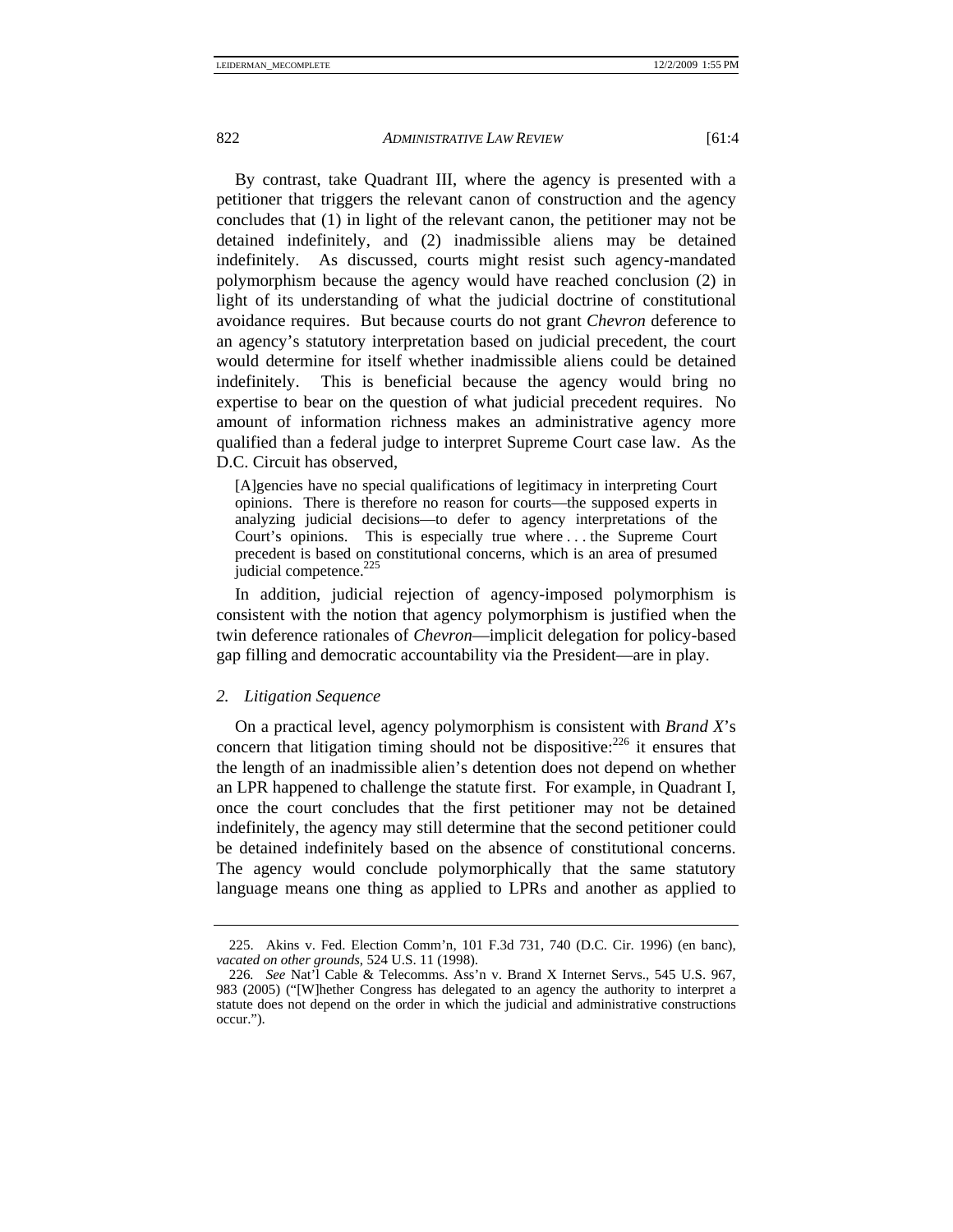By contrast, take Quadrant III, where the agency is presented with a petitioner that triggers the relevant canon of construction and the agency concludes that (1) in light of the relevant canon, the petitioner may not be detained indefinitely, and (2) inadmissible aliens may be detained indefinitely. As discussed, courts might resist such agency-mandated polymorphism because the agency would have reached conclusion (2) in light of its understanding of what the judicial doctrine of constitutional avoidance requires. But because courts do not grant *Chevron* deference to an agency's statutory interpretation based on judicial precedent, the court would determine for itself whether inadmissible aliens could be detained indefinitely. This is beneficial because the agency would bring no expertise to bear on the question of what judicial precedent requires. No amount of information richness makes an administrative agency more qualified than a federal judge to interpret Supreme Court case law. As the D.C. Circuit has observed,

> [A]gencies have no special qualifications of legitimacy in interpreting Court opinions. There is therefore no reason for courts—the supposed experts in analyzing judicial decisions—to defer to agency interpretations of the Court's opinions. This is especially true where . . . the Supreme Court precedent is based on constitutional concerns, which is an area of presumed judicial competence.[225]

In addition, judicial rejection of agency-imposed polymorphism is consistent with the notion that agency polymorphism is justified when the twin deference rationales of *Chevron*—implicit delegation for policy-based gap filling and democratic accountability via the President—are in play.

### *2. Litigation Sequence*

On a practical level, agency polymorphism is consistent with *Brand X*'s concern that litigation timing should not be dispositive:[226] it ensures that the length of an inadmissible alien's detention does not depend on whether an LPR happened to challenge the statute first. For example, in Quadrant I, once the court concludes that the first petitioner may not be detained indefinitely, the agency may still determine that the second petitioner could be detained indefinitely based on the absence of constitutional concerns. The agency would conclude polymorphically that the same statutory language means one thing as applied to LPRs and another as applied to

---

225. Akins v. Fed. Election Comm'n, 101 F.3d 731, 740 (D.C. Cir. 1996) (en banc), *vacated on other grounds*, 524 U.S. 11 (1998).

226. *See* Nat'l Cable & Telecomms. Ass'n v. Brand X Internet Servs., 545 U.S. 967, 983 (2005) ("[W]hether Congress has delegated to an agency the authority to interpret a statute does not depend on the order in which the judicial and administrative constructions occur.").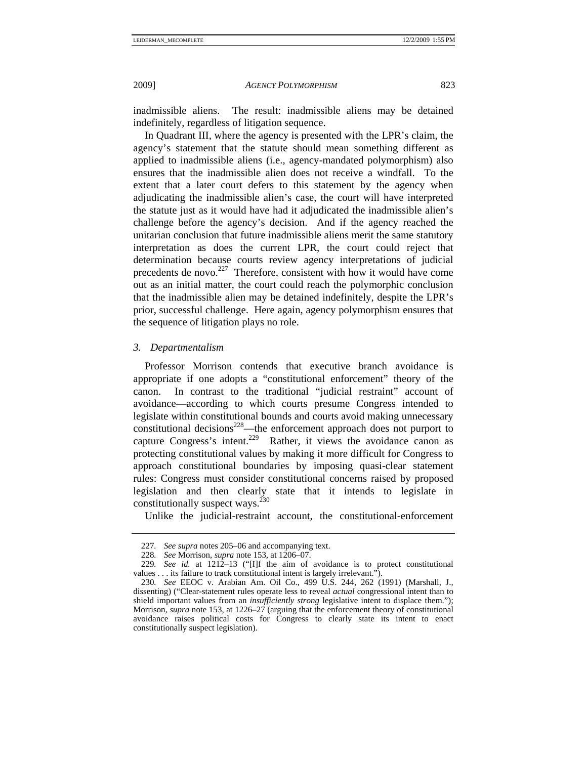inadmissible aliens. The result: inadmissible aliens may be detained indefinitely, regardless of litigation sequence.

In Quadrant III, where the agency is presented with the LPR's claim, the agency's statement that the statute should mean something different as applied to inadmissible aliens (i.e., agency-mandated polymorphism) also ensures that the inadmissible alien does not receive a windfall. To the extent that a later court defers to this statement by the agency when adjudicating the inadmissible alien's case, the court will have interpreted the statute just as it would have had it adjudicated the inadmissible alien's challenge before the agency's decision. And if the agency reached the unitarian conclusion that future inadmissible aliens merit the same statutory interpretation as does the current LPR, the court could reject that determination because courts review agency interpretations of judicial precedents de novo.[227] Therefore, consistent with how it would have come out as an initial matter, the court could reach the polymorphic conclusion that the inadmissible alien may be detained indefinitely, despite the LPR's prior, successful challenge. Here again, agency polymorphism ensures that the sequence of litigation plays no role.

### *3. Departmentalism*

Professor Morrison contends that executive branch avoidance is appropriate if one adopts a "constitutional enforcement" theory of the canon. In contrast to the traditional "judicial restraint" account of avoidance—according to which courts presume Congress intended to legislate within constitutional bounds and courts avoid making unnecessary constitutional decisions[228]—the enforcement approach does not purport to capture Congress's intent.[229] Rather, it views the avoidance canon as protecting constitutional values by making it more difficult for Congress to approach constitutional boundaries by imposing quasi-clear statement rules: Congress must consider constitutional concerns raised by proposed legislation and then clearly state that it intends to legislate in constitutionally suspect ways.[230]

Unlike the judicial-restraint account, the constitutional-enforcement

---

227. *See supra* notes 205–06 and accompanying text.

228. *See* Morrison, *supra* note 153, at 1206–07.

229. *See id.* at 1212–13 ("[I]f the aim of avoidance is to protect constitutional values . . . its failure to track constitutional intent is largely irrelevant.").

230. *See* EEOC v. Arabian Am. Oil Co., 499 U.S. 244, 262 (1991) (Marshall, J., dissenting) ("Clear-statement rules operate less to reveal *actual* congressional intent than to shield important values from an *insufficiently strong* legislative intent to displace them."); Morrison, *supra* note 153, at 1226–27 (arguing that the enforcement theory of constitutional avoidance raises political costs for Congress to clearly state its intent to enact constitutionally suspect legislation).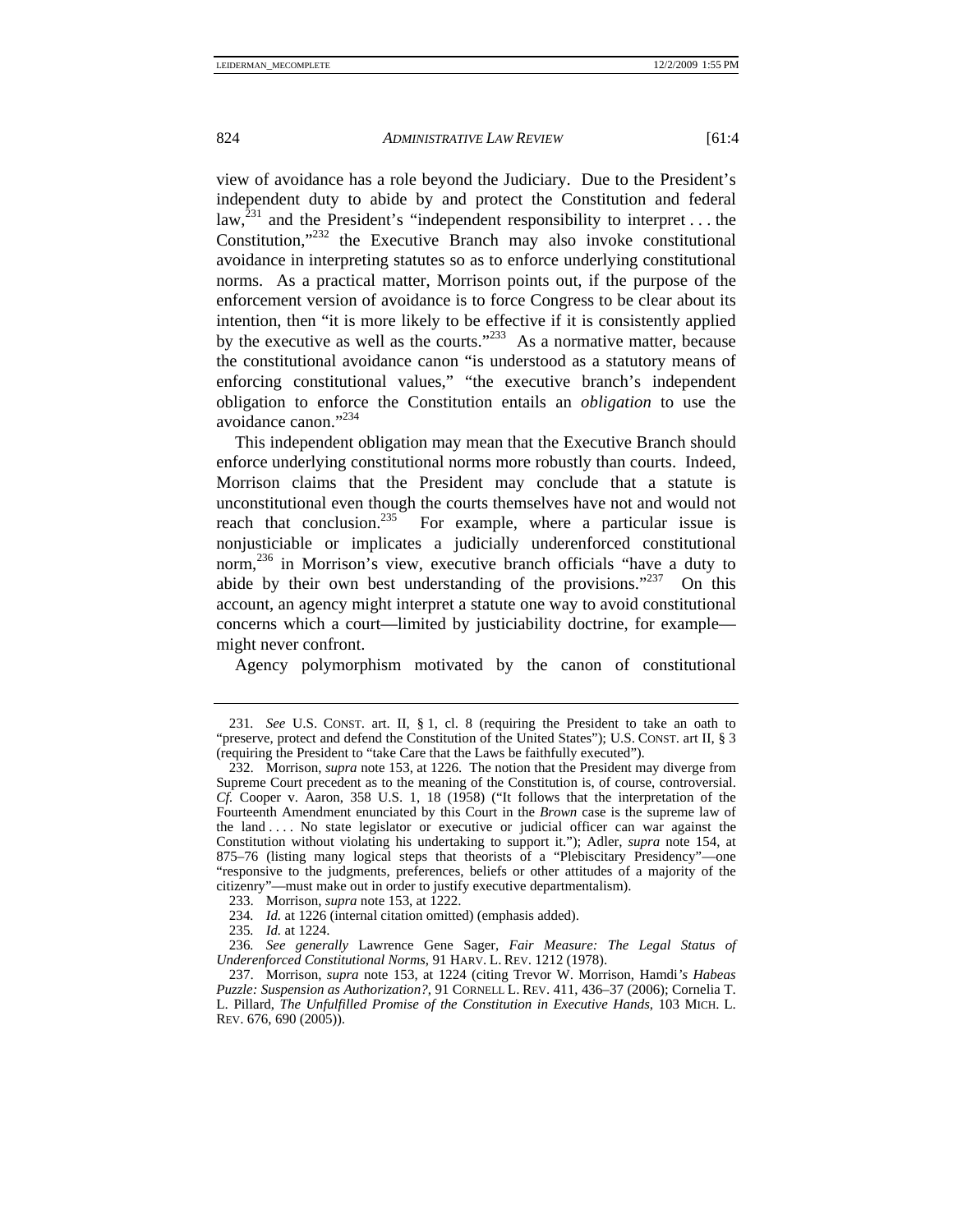view of avoidance has a role beyond the Judiciary. Due to the President's independent duty to abide by and protect the Constitution and federal law,[231] and the President's "independent responsibility to interpret . . . the Constitution,"[232] the Executive Branch may also invoke constitutional avoidance in interpreting statutes so as to enforce underlying constitutional norms. As a practical matter, Morrison points out, if the purpose of the enforcement version of avoidance is to force Congress to be clear about its intention, then "it is more likely to be effective if it is consistently applied by the executive as well as the courts."[233] As a normative matter, because the constitutional avoidance canon "is understood as a statutory means of enforcing constitutional values," "the executive branch's independent obligation to enforce the Constitution entails an *obligation* to use the avoidance canon."[234]

This independent obligation may mean that the Executive Branch should enforce underlying constitutional norms more robustly than courts. Indeed, Morrison claims that the President may conclude that a statute is unconstitutional even though the courts themselves have not and would not reach that conclusion.[235] For example, where a particular issue is nonjusticiable or implicates a judicially underenforced constitutional norm,[236] in Morrison's view, executive branch officials "have a duty to abide by their own best understanding of the provisions."[237] On this account, an agency might interpret a statute one way to avoid constitutional concerns which a court—limited by justiciability doctrine, for example—might never confront.

Agency polymorphism motivated by the canon of constitutional

---

231. *See* U.S. CONST. art. II, § 1, cl. 8 (requiring the President to take an oath to "preserve, protect and defend the Constitution of the United States"); U.S. CONST. art II, § 3 (requiring the President to "take Care that the Laws be faithfully executed").

232. Morrison, *supra* note 153, at 1226. The notion that the President may diverge from Supreme Court precedent as to the meaning of the Constitution is, of course, controversial. *Cf.* Cooper v. Aaron, 358 U.S. 1, 18 (1958) ("It follows that the interpretation of the Fourteenth Amendment enunciated by this Court in the *Brown* case is the supreme law of the land . . . . No state legislator or executive or judicial officer can war against the Constitution without violating his undertaking to support it."); Adler, *supra* note 154, at 875–76 (listing many logical steps that theorists of a "Plebiscitary Presidency"—one "responsive to the judgments, preferences, beliefs or other attitudes of a majority of the citizenry"—must make out in order to justify executive departmentalism).

233. Morrison, *supra* note 153, at 1222.

234. *Id.* at 1226 (internal citation omitted) (emphasis added).

235. *Id.* at 1224.

236. *See generally* Lawrence Gene Sager, *Fair Measure: The Legal Status of Underenforced Constitutional Norms*, 91 HARV. L. REV. 1212 (1978).

237. Morrison, *supra* note 153, at 1224 (citing Trevor W. Morrison, Hamdi*'s Habeas Puzzle: Suspension as Authorization?*, 91 CORNELL L. REV. 411, 436–37 (2006); Cornelia T. L. Pillard, *The Unfulfilled Promise of the Constitution in Executive Hands*, 103 MICH. L. REV. 676, 690 (2005)).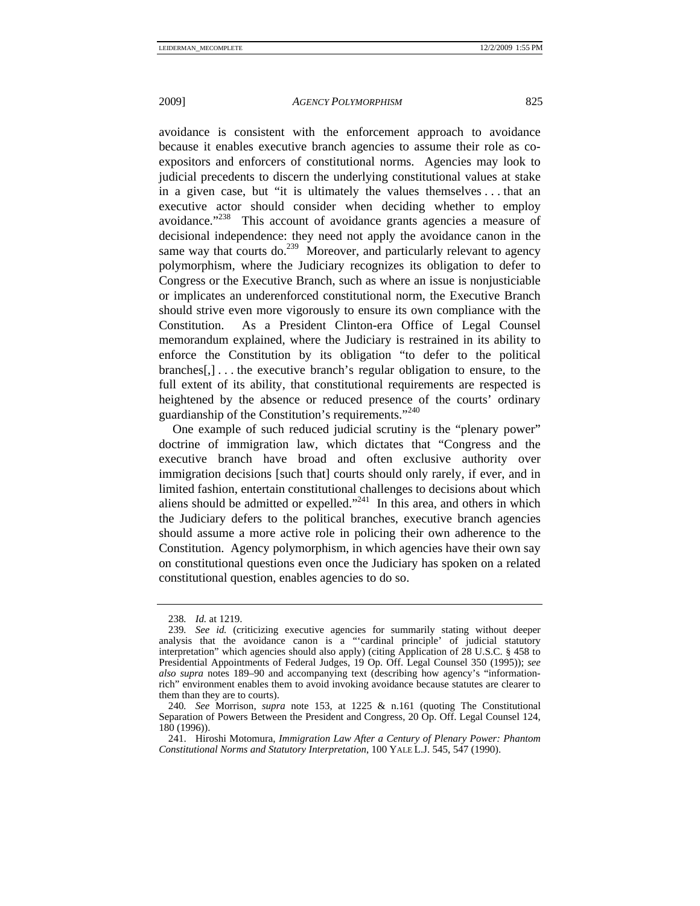avoidance is consistent with the enforcement approach to avoidance because it enables executive branch agencies to assume their role as co-expositors and enforcers of constitutional norms. Agencies may look to judicial precedents to discern the underlying constitutional values at stake in a given case, but "it is ultimately the values themselves . . . that an executive actor should consider when deciding whether to employ avoidance."[238] This account of avoidance grants agencies a measure of decisional independence: they need not apply the avoidance canon in the same way that courts do.[239] Moreover, and particularly relevant to agency polymorphism, where the Judiciary recognizes its obligation to defer to Congress or the Executive Branch, such as where an issue is nonjusticiable or implicates an underenforced constitutional norm, the Executive Branch should strive even more vigorously to ensure its own compliance with the Constitution. As a President Clinton-era Office of Legal Counsel memorandum explained, where the Judiciary is restrained in its ability to enforce the Constitution by its obligation "to defer to the political branches[,] . . . the executive branch's regular obligation to ensure, to the full extent of its ability, that constitutional requirements are respected is heightened by the absence or reduced presence of the courts' ordinary guardianship of the Constitution's requirements."[240]

One example of such reduced judicial scrutiny is the "plenary power" doctrine of immigration law, which dictates that "Congress and the executive branch have broad and often exclusive authority over immigration decisions [such that] courts should only rarely, if ever, and in limited fashion, entertain constitutional challenges to decisions about which aliens should be admitted or expelled."[241] In this area, and others in which the Judiciary defers to the political branches, executive branch agencies should assume a more active role in policing their own adherence to the Constitution. Agency polymorphism, in which agencies have their own say on constitutional questions even once the Judiciary has spoken on a related constitutional question, enables agencies to do so.

---

238. *Id.* at 1219.

239. *See id.* (criticizing executive agencies for summarily stating without deeper analysis that the avoidance canon is a "'cardinal principle' of judicial statutory interpretation" which agencies should also apply) (citing Application of 28 U.S.C. § 458 to Presidential Appointments of Federal Judges, 19 Op. Off. Legal Counsel 350 (1995)); *see also supra* notes 189–90 and accompanying text (describing how agency's "information-rich" environment enables them to avoid invoking avoidance because statutes are clearer to them than they are to courts).

240. *See* Morrison, *supra* note 153, at 1225 & n.161 (quoting The Constitutional Separation of Powers Between the President and Congress, 20 Op. Off. Legal Counsel 124, 180 (1996)).

241. Hiroshi Motomura, *Immigration Law After a Century of Plenary Power: Phantom Constitutional Norms and Statutory Interpretation*, 100 YALE L.J. 545, 547 (1990).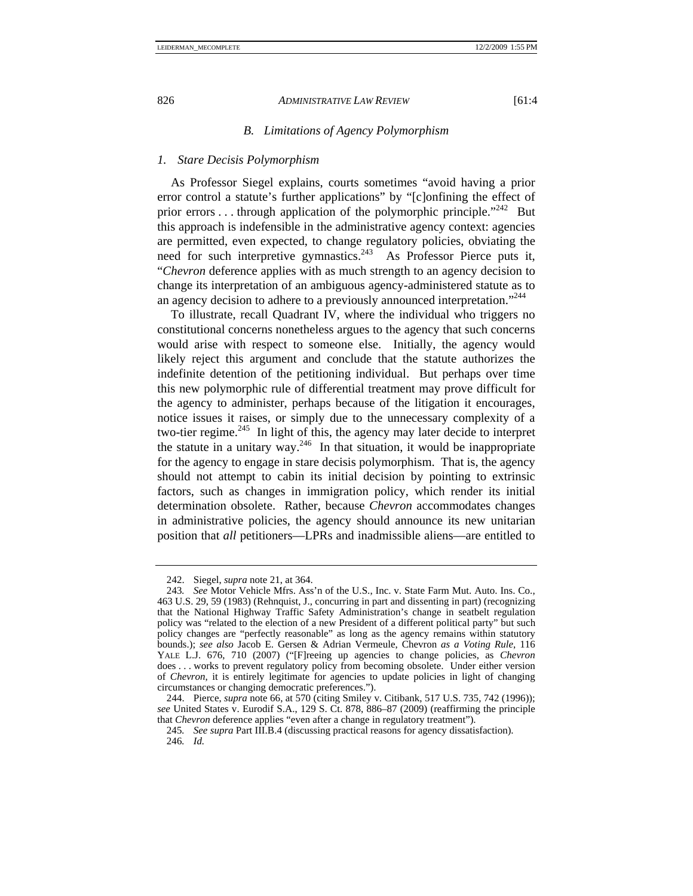### B. *Limitations of Agency Polymorphism*

#### 1. *Stare Decisis Polymorphism*

As Professor Siegel explains, courts sometimes "avoid having a prior error control a statute's further applications" by "[c]onfining the effect of prior errors . . . through application of the polymorphic principle."[242] But this approach is indefensible in the administrative agency context: agencies are permitted, even expected, to change regulatory policies, obviating the need for such interpretive gymnastics.[243] As Professor Pierce puts it, "*Chevron* deference applies with as much strength to an agency decision to change its interpretation of an ambiguous agency-administered statute as to an agency decision to adhere to a previously announced interpretation."[244]

To illustrate, recall Quadrant IV, where the individual who triggers no constitutional concerns nonetheless argues to the agency that such concerns would arise with respect to someone else. Initially, the agency would likely reject this argument and conclude that the statute authorizes the indefinite detention of the petitioning individual. But perhaps over time this new polymorphic rule of differential treatment may prove difficult for the agency to administer, perhaps because of the litigation it encourages, notice issues it raises, or simply due to the unnecessary complexity of a two-tier regime.[245] In light of this, the agency may later decide to interpret the statute in a unitary way.[246] In that situation, it would be inappropriate for the agency to engage in stare decisis polymorphism. That is, the agency should not attempt to cabin its initial decision by pointing to extrinsic factors, such as changes in immigration policy, which render its initial determination obsolete. Rather, because *Chevron* accommodates changes in administrative policies, the agency should announce its new unitarian position that *all* petitioners—LPRs and inadmissible aliens—are entitled to

---

242. Siegel, *supra* note 21, at 364.

243. *See* Motor Vehicle Mfrs. Ass'n of the U.S., Inc. v. State Farm Mut. Auto. Ins. Co., 463 U.S. 29, 59 (1983) (Rehnquist, J., concurring in part and dissenting in part) (recognizing that the National Highway Traffic Safety Administration's change in seatbelt regulation policy was "related to the election of a new President of a different political party" but such policy changes are "perfectly reasonable" as long as the agency remains within statutory bounds.); *see also* Jacob E. Gersen & Adrian Vermeule, Chevron *as a Voting Rule*, 116 YALE L.J. 676, 710 (2007) ("[F]reeing up agencies to change policies, as *Chevron* does . . . works to prevent regulatory policy from becoming obsolete. Under either version of *Chevron*, it is entirely legitimate for agencies to update policies in light of changing circumstances or changing democratic preferences.").

244. Pierce, *supra* note 66, at 570 (citing Smiley v. Citibank, 517 U.S. 735, 742 (1996)); *see* United States v. Eurodif S.A., 129 S. Ct. 878, 886–87 (2009) (reaffirming the principle that *Chevron* deference applies "even after a change in regulatory treatment").

245. *See supra* Part III.B.4 (discussing practical reasons for agency dissatisfaction).

246. *Id.*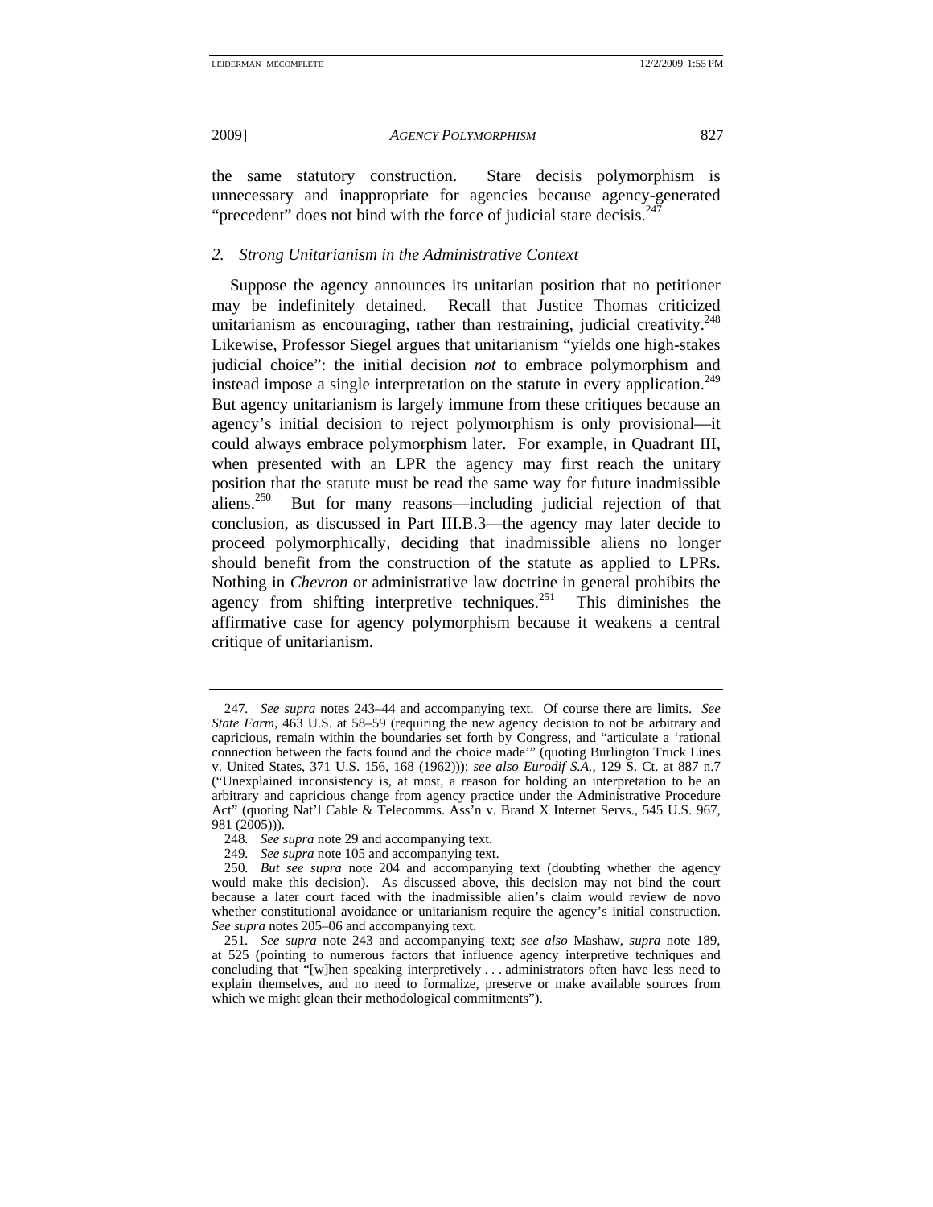the same statutory construction. Stare decisis polymorphism is unnecessary and inappropriate for agencies because agency-generated "precedent" does not bind with the force of judicial stare decisis.[247]

### 2. *Strong Unitarianism in the Administrative Context*

Suppose the agency announces its unitarian position that no petitioner may be indefinitely detained. Recall that Justice Thomas criticized unitarianism as encouraging, rather than restraining, judicial creativity.[248] Likewise, Professor Siegel argues that unitarianism "yields one high-stakes judicial choice": the initial decision *not* to embrace polymorphism and instead impose a single interpretation on the statute in every application.[249] But agency unitarianism is largely immune from these critiques because an agency's initial decision to reject polymorphism is only provisional—it could always embrace polymorphism later. For example, in Quadrant III, when presented with an LPR the agency may first reach the unitary position that the statute must be read the same way for future inadmissible aliens.[250] But for many reasons—including judicial rejection of that conclusion, as discussed in Part III.B.3—the agency may later decide to proceed polymorphically, deciding that inadmissible aliens no longer should benefit from the construction of the statute as applied to LPRs. Nothing in *Chevron* or administrative law doctrine in general prohibits the agency from shifting interpretive techniques.[251] This diminishes the affirmative case for agency polymorphism because it weakens a central critique of unitarianism.

---

247. *See supra* notes 243–44 and accompanying text. Of course there are limits. *See State Farm*, 463 U.S. at 58–59 (requiring the new agency decision to not be arbitrary and capricious, remain within the boundaries set forth by Congress, and "articulate a 'rational connection between the facts found and the choice made'" (quoting Burlington Truck Lines v. United States, 371 U.S. 156, 168 (1962))); *see also Eurodif S.A.*, 129 S. Ct. at 887 n.7 ("Unexplained inconsistency is, at most, a reason for holding an interpretation to be an arbitrary and capricious change from agency practice under the Administrative Procedure Act" (quoting Nat'l Cable & Telecomms. Ass'n v. Brand X Internet Servs., 545 U.S. 967, 981 (2005))).

248. *See supra* note 29 and accompanying text.

249. *See supra* note 105 and accompanying text.

250. *But see supra* note 204 and accompanying text (doubting whether the agency would make this decision). As discussed above, this decision may not bind the court because a later court faced with the inadmissible alien's claim would review de novo whether constitutional avoidance or unitarianism require the agency's initial construction. *See supra* notes 205–06 and accompanying text.

251. *See supra* note 243 and accompanying text; *see also* Mashaw, *supra* note 189, at 525 (pointing to numerous factors that influence agency interpretive techniques and concluding that "[w]hen speaking interpretively . . . administrators often have less need to explain themselves, and no need to formalize, preserve or make available sources from which we might glean their methodological commitments").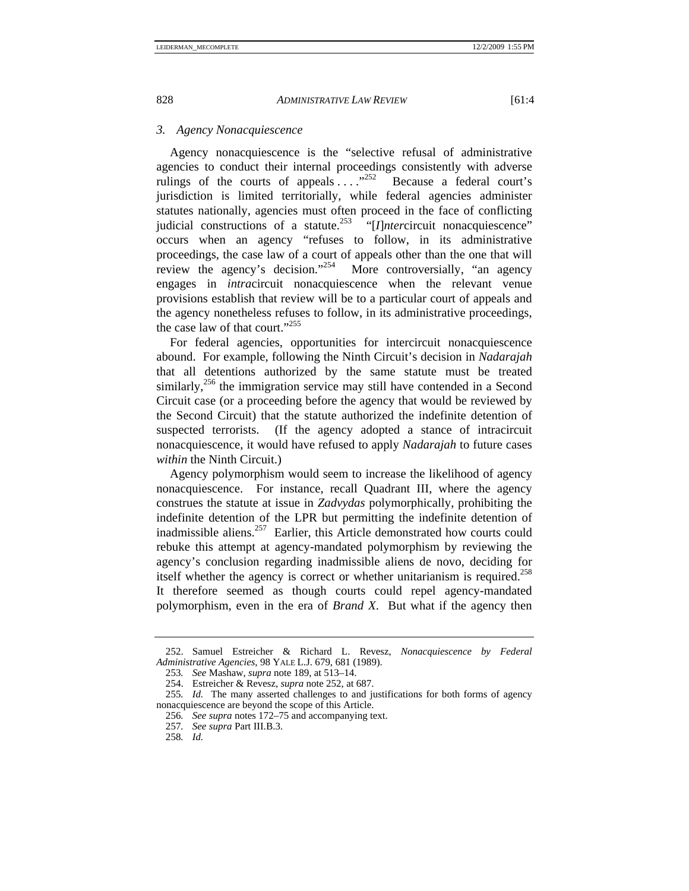### 3. *Agency Nonacquiescence*

Agency nonacquiescence is the "selective refusal of administrative agencies to conduct their internal proceedings consistently with adverse rulings of the courts of appeals . . . ."[252] Because a federal court's jurisdiction is limited territorially, while federal agencies administer statutes nationally, agencies must often proceed in the face of conflicting judicial constructions of a statute.[253] "[*I*]*nter*circuit nonacquiescence" occurs when an agency "refuses to follow, in its administrative proceedings, the case law of a court of appeals other than the one that will review the agency's decision."[254] More controversially, "an agency engages in *intra*circuit nonacquiescence when the relevant venue provisions establish that review will be to a particular court of appeals and the agency nonetheless refuses to follow, in its administrative proceedings, the case law of that court."[255]

For federal agencies, opportunities for intercircuit nonacquiescence abound. For example, following the Ninth Circuit's decision in *Nadarajah* that all detentions authorized by the same statute must be treated similarly,[256] the immigration service may still have contended in a Second Circuit case (or a proceeding before the agency that would be reviewed by the Second Circuit) that the statute authorized the indefinite detention of suspected terrorists. (If the agency adopted a stance of intracircuit nonacquiescence, it would have refused to apply *Nadarajah* to future cases *within* the Ninth Circuit.)

Agency polymorphism would seem to increase the likelihood of agency nonacquiescence. For instance, recall Quadrant III, where the agency construes the statute at issue in *Zadvydas* polymorphically, prohibiting the indefinite detention of the LPR but permitting the indefinite detention of inadmissible aliens.[257] Earlier, this Article demonstrated how courts could rebuke this attempt at agency-mandated polymorphism by reviewing the agency's conclusion regarding inadmissible aliens de novo, deciding for itself whether the agency is correct or whether unitarianism is required.[258] It therefore seemed as though courts could repel agency-mandated polymorphism, even in the era of *Brand X*. But what if the agency then

---

252. Samuel Estreicher & Richard L. Revesz, *Nonacquiescence by Federal Administrative Agencies*, 98 YALE L.J. 679, 681 (1989).

253. *See* Mashaw, *supra* note 189, at 513–14.

254. Estreicher & Revesz, *supra* note 252, at 687.

255. *Id.* The many asserted challenges to and justifications for both forms of agency nonacquiescence are beyond the scope of this Article.

256. *See supra* notes 172–75 and accompanying text.

257. *See supra* Part III.B.3.

258. *Id.*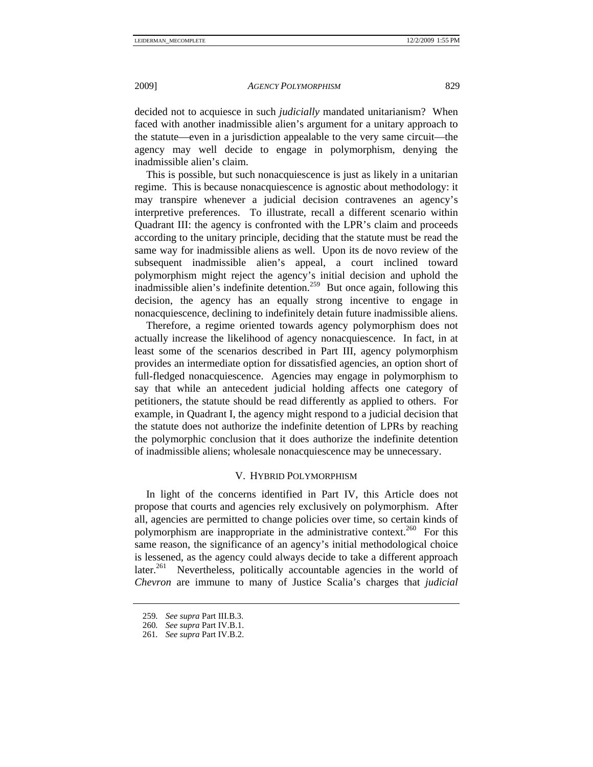decided not to acquiesce in such *judicially* mandated unitarianism? When faced with another inadmissible alien's argument for a unitary approach to the statute—even in a jurisdiction appealable to the very same circuit—the agency may well decide to engage in polymorphism, denying the inadmissible alien's claim.

This is possible, but such nonacquiescence is just as likely in a unitarian regime. This is because nonacquiescence is agnostic about methodology: it may transpire whenever a judicial decision contravenes an agency's interpretive preferences. To illustrate, recall a different scenario within Quadrant III: the agency is confronted with the LPR's claim and proceeds according to the unitary principle, deciding that the statute must be read the same way for inadmissible aliens as well. Upon its de novo review of the subsequent inadmissible alien's appeal, a court inclined toward polymorphism might reject the agency's initial decision and uphold the inadmissible alien's indefinite detention.[259] But once again, following this decision, the agency has an equally strong incentive to engage in nonacquiescence, declining to indefinitely detain future inadmissible aliens.

Therefore, a regime oriented towards agency polymorphism does not actually increase the likelihood of agency nonacquiescence. In fact, in at least some of the scenarios described in Part III, agency polymorphism provides an intermediate option for dissatisfied agencies, an option short of full-fledged nonacquiescence. Agencies may engage in polymorphism to say that while an antecedent judicial holding affects one category of petitioners, the statute should be read differently as applied to others. For example, in Quadrant I, the agency might respond to a judicial decision that the statute does not authorize the indefinite detention of LPRs by reaching the polymorphic conclusion that it does authorize the indefinite detention of inadmissible aliens; wholesale nonacquiescence may be unnecessary.

## V. Hybrid Polymorphism

In light of the concerns identified in Part IV, this Article does not propose that courts and agencies rely exclusively on polymorphism. After all, agencies are permitted to change policies over time, so certain kinds of polymorphism are inappropriate in the administrative context.[260] For this same reason, the significance of an agency's initial methodological choice is lessened, as the agency could always decide to take a different approach later.[261] Nevertheless, politically accountable agencies in the world of *Chevron* are immune to many of Justice Scalia's charges that *judicial*

---

259. *See supra* Part III.B.3.

260. *See supra* Part IV.B.1.

261. *See supra* Part IV.B.2.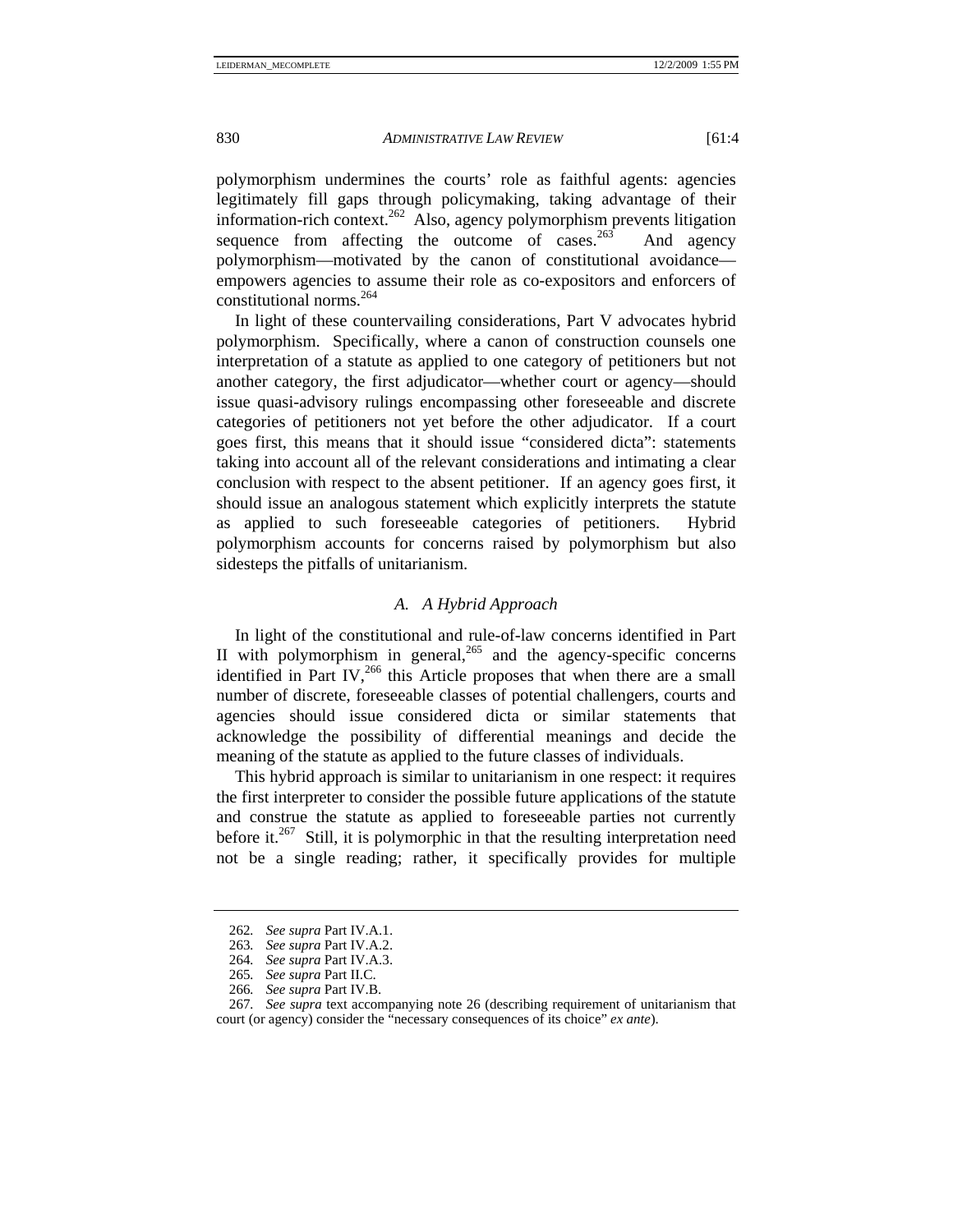polymorphism undermines the courts' role as faithful agents: agencies legitimately fill gaps through policymaking, taking advantage of their information-rich context.[262] Also, agency polymorphism prevents litigation sequence from affecting the outcome of cases.[263] And agency polymorphism—motivated by the canon of constitutional avoidance—empowers agencies to assume their role as co-expositors and enforcers of constitutional norms.[264]

In light of these countervailing considerations, Part V advocates hybrid polymorphism. Specifically, where a canon of construction counsels one interpretation of a statute as applied to one category of petitioners but not another category, the first adjudicator—whether court or agency—should issue quasi-advisory rulings encompassing other foreseeable and discrete categories of petitioners not yet before the other adjudicator. If a court goes first, this means that it should issue "considered dicta": statements taking into account all of the relevant considerations and intimating a clear conclusion with respect to the absent petitioner. If an agency goes first, it should issue an analogous statement which explicitly interprets the statute as applied to such foreseeable categories of petitioners. Hybrid polymorphism accounts for concerns raised by polymorphism but also sidesteps the pitfalls of unitarianism.

### *A. A Hybrid Approach*

In light of the constitutional and rule-of-law concerns identified in Part II with polymorphism in general,[265] and the agency-specific concerns identified in Part IV,[266] this Article proposes that when there are a small number of discrete, foreseeable classes of potential challengers, courts and agencies should issue considered dicta or similar statements that acknowledge the possibility of differential meanings and decide the meaning of the statute as applied to the future classes of individuals.

This hybrid approach is similar to unitarianism in one respect: it requires the first interpreter to consider the possible future applications of the statute and construe the statute as applied to foreseeable parties not currently before it.[267] Still, it is polymorphic in that the resulting interpretation need not be a single reading; rather, it specifically provides for multiple

---

262. *See supra* Part IV.A.1.

263. *See supra* Part IV.A.2.

264. *See supra* Part IV.A.3.

265. *See supra* Part II.C.

266. *See supra* Part IV.B.

267. *See supra* text accompanying note 26 (describing requirement of unitarianism that court (or agency) consider the "necessary consequences of its choice" *ex ante*).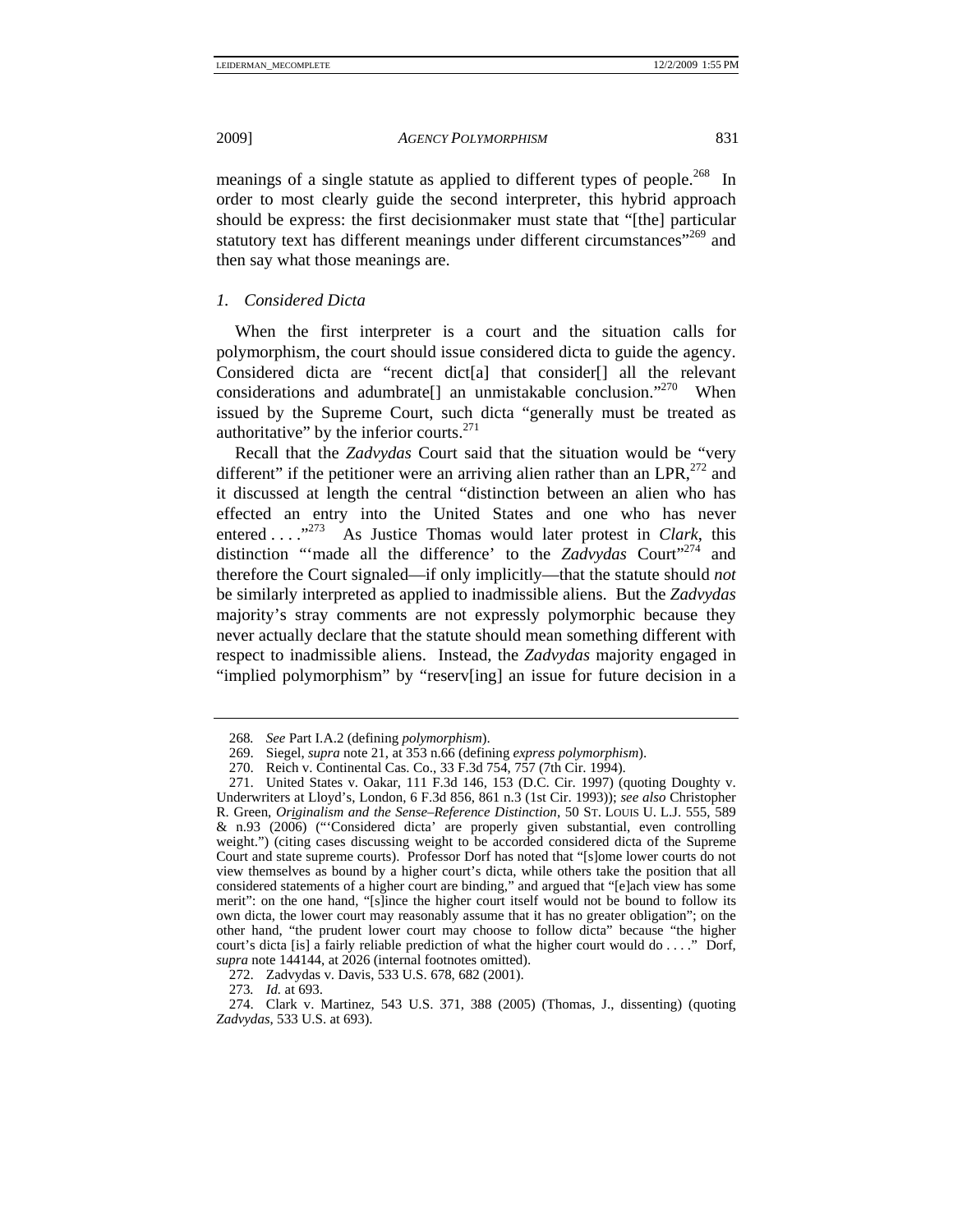meanings of a single statute as applied to different types of people.[268] In order to most clearly guide the second interpreter, this hybrid approach should be express: the first decisionmaker must state that "[the] particular statutory text has different meanings under different circumstances"[269] and then say what those meanings are.

### *1. Considered Dicta*

When the first interpreter is a court and the situation calls for polymorphism, the court should issue considered dicta to guide the agency. Considered dicta are "recent dict[a] that consider[] all the relevant considerations and adumbrate[] an unmistakable conclusion."[270] When issued by the Supreme Court, such dicta "generally must be treated as authoritative" by the inferior courts.[271]

Recall that the *Zadvydas* Court said that the situation would be "very different" if the petitioner were an arriving alien rather than an LPR,[272] and it discussed at length the central "distinction between an alien who has effected an entry into the United States and one who has never entered . . . ."[273] As Justice Thomas would later protest in *Clark*, this distinction "'made all the difference' to the *Zadvydas* Court"[274] and therefore the Court signaled—if only implicitly—that the statute should *not* be similarly interpreted as applied to inadmissible aliens. But the *Zadvydas* majority's stray comments are not expressly polymorphic because they never actually declare that the statute should mean something different with respect to inadmissible aliens. Instead, the *Zadvydas* majority engaged in "implied polymorphism" by "reserv[ing] an issue for future decision in a

---

268. *See* Part I.A.2 (defining *polymorphism*).

269. Siegel, *supra* note 21, at 353 n.66 (defining *express polymorphism*).

270. Reich v. Continental Cas. Co., 33 F.3d 754, 757 (7th Cir. 1994).

271. United States v. Oakar, 111 F.3d 146, 153 (D.C. Cir. 1997) (quoting Doughty v. Underwriters at Lloyd's, London, 6 F.3d 856, 861 n.3 (1st Cir. 1993)); *see also* Christopher R. Green, *Originalism and the Sense–Reference Distinction*, 50 ST. LOUIS U. L.J. 555, 589 & n.93 (2006) ("'Considered dicta' are properly given substantial, even controlling weight.") (citing cases discussing weight to be accorded considered dicta of the Supreme Court and state supreme courts). Professor Dorf has noted that "[s]ome lower courts do not view themselves as bound by a higher court's dicta, while others take the position that all considered statements of a higher court are binding," and argued that "[e]ach view has some merit": on the one hand, "[s]ince the higher court itself would not be bound to follow its own dicta, the lower court may reasonably assume that it has no greater obligation"; on the other hand, "the prudent lower court may choose to follow dicta" because "the higher court's dicta [is] a fairly reliable prediction of what the higher court would do . . . ." Dorf, *supra* note 144144, at 2026 (internal footnotes omitted).

272. Zadvydas v. Davis, 533 U.S. 678, 682 (2001).

273. *Id.* at 693.

274. Clark v. Martinez, 543 U.S. 371, 388 (2005) (Thomas, J., dissenting) (quoting *Zadvydas*, 533 U.S. at 693).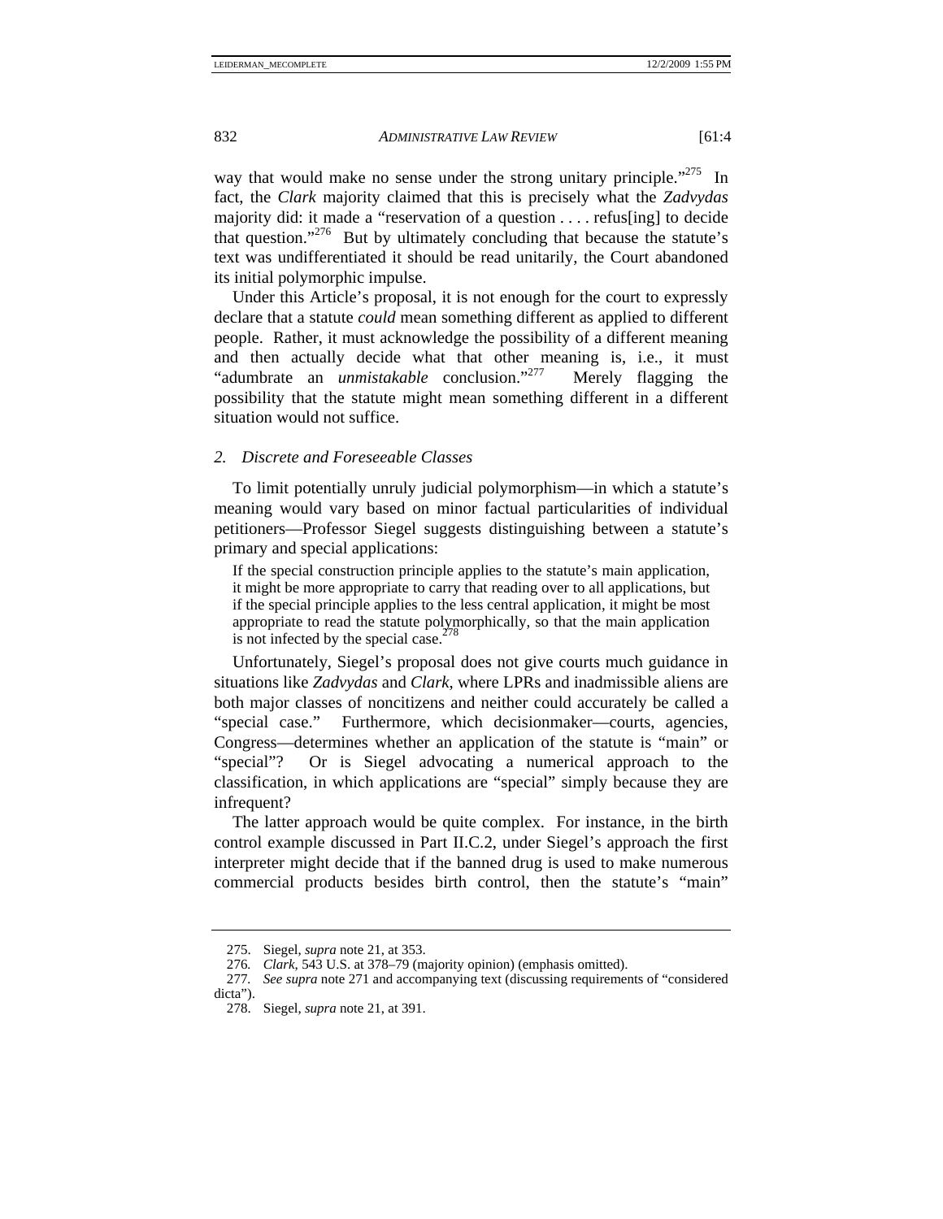way that would make no sense under the strong unitary principle."[275] In fact, the *Clark* majority claimed that this is precisely what the *Zadvydas* majority did: it made a "reservation of a question . . . . refus[ing] to decide that question."[276] But by ultimately concluding that because the statute's text was undifferentiated it should be read unitarily, the Court abandoned its initial polymorphic impulse.

Under this Article's proposal, it is not enough for the court to expressly declare that a statute *could* mean something different as applied to different people. Rather, it must acknowledge the possibility of a different meaning and then actually decide what that other meaning is, i.e., it must "adumbrate an *unmistakable* conclusion."[277] Merely flagging the possibility that the statute might mean something different in a different situation would not suffice.

### *2. Discrete and Foreseeable Classes*

To limit potentially unruly judicial polymorphism—in which a statute's meaning would vary based on minor factual particularities of individual petitioners—Professor Siegel suggests distinguishing between a statute's primary and special applications:

> If the special construction principle applies to the statute's main application, it might be more appropriate to carry that reading over to all applications, but if the special principle applies to the less central application, it might be most appropriate to read the statute polymorphically, so that the main application is not infected by the special case.[278]

Unfortunately, Siegel's proposal does not give courts much guidance in situations like *Zadvydas* and *Clark*, where LPRs and inadmissible aliens are both major classes of noncitizens and neither could accurately be called a "special case." Furthermore, which decisionmaker—courts, agencies, Congress—determines whether an application of the statute is "main" or "special"? Or is Siegel advocating a numerical approach to the classification, in which applications are "special" simply because they are infrequent?

The latter approach would be quite complex. For instance, in the birth control example discussed in Part II.C.2, under Siegel's approach the first interpreter might decide that if the banned drug is used to make numerous commercial products besides birth control, then the statute's "main"

---

275. Siegel, *supra* note 21, at 353.

276. *Clark*, 543 U.S. at 378–79 (majority opinion) (emphasis omitted).

277. *See supra* note 271 and accompanying text (discussing requirements of "considered dicta").

278. Siegel, *supra* note 21, at 391.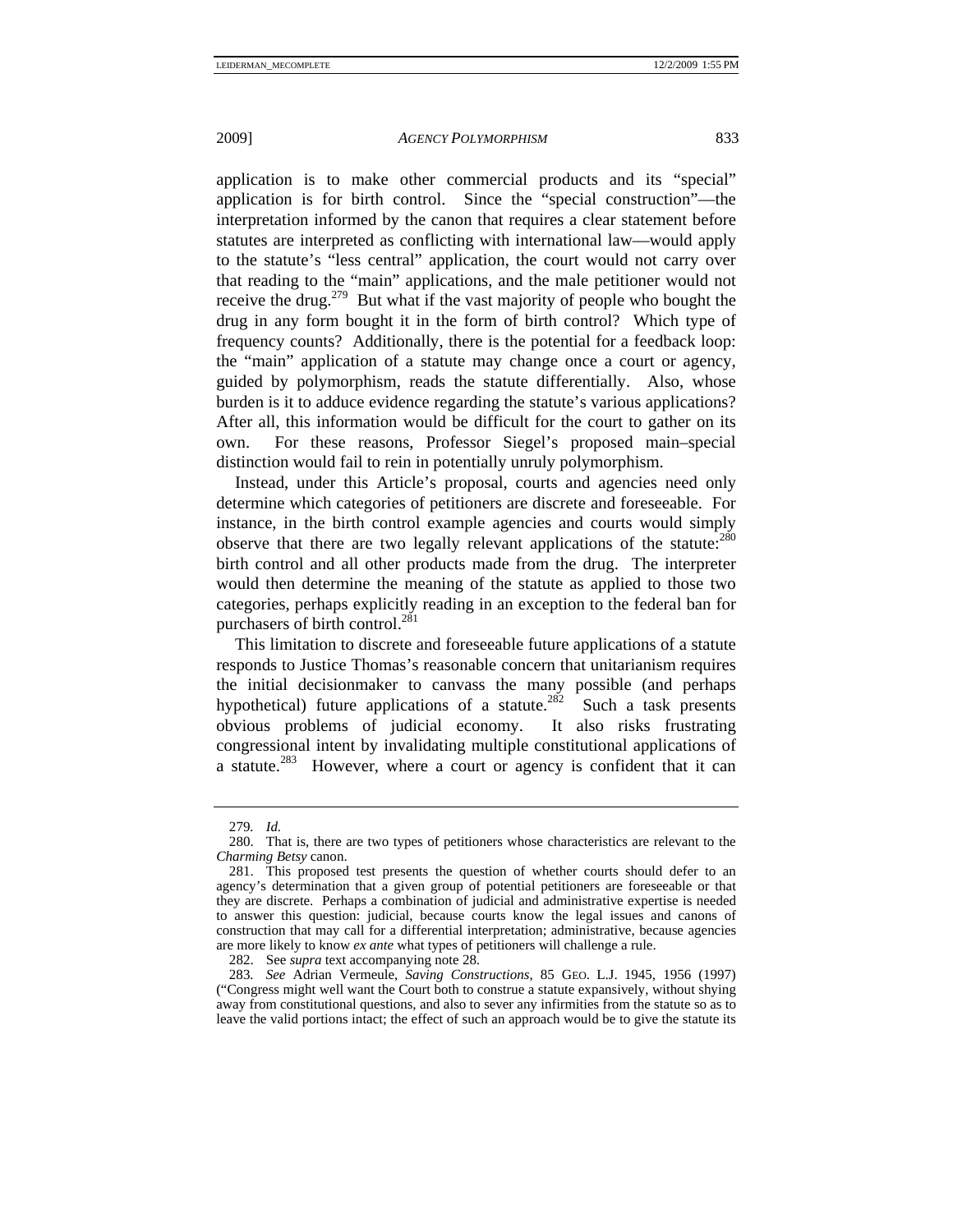application is to make other commercial products and its "special" application is for birth control. Since the "special construction"—the interpretation informed by the canon that requires a clear statement before statutes are interpreted as conflicting with international law—would apply to the statute's "less central" application, the court would not carry over that reading to the "main" applications, and the male petitioner would not receive the drug.[279] But what if the vast majority of people who bought the drug in any form bought it in the form of birth control? Which type of frequency counts? Additionally, there is the potential for a feedback loop: the "main" application of a statute may change once a court or agency, guided by polymorphism, reads the statute differentially. Also, whose burden is it to adduce evidence regarding the statute's various applications? After all, this information would be difficult for the court to gather on its own. For these reasons, Professor Siegel's proposed main–special distinction would fail to rein in potentially unruly polymorphism.

Instead, under this Article's proposal, courts and agencies need only determine which categories of petitioners are discrete and foreseeable. For instance, in the birth control example agencies and courts would simply observe that there are two legally relevant applications of the statute:[280] birth control and all other products made from the drug. The interpreter would then determine the meaning of the statute as applied to those two categories, perhaps explicitly reading in an exception to the federal ban for purchasers of birth control.[281]

This limitation to discrete and foreseeable future applications of a statute responds to Justice Thomas's reasonable concern that unitarianism requires the initial decisionmaker to canvass the many possible (and perhaps hypothetical) future applications of a statute.[282] Such a task presents obvious problems of judicial economy. It also risks frustrating congressional intent by invalidating multiple constitutional applications of a statute.[283] However, where a court or agency is confident that it can

---

279. *Id.*

280. That is, there are two types of petitioners whose characteristics are relevant to the *Charming Betsy* canon.

281. This proposed test presents the question of whether courts should defer to an agency's determination that a given group of potential petitioners are foreseeable or that they are discrete. Perhaps a combination of judicial and administrative expertise is needed to answer this question: judicial, because courts know the legal issues and canons of construction that may call for a differential interpretation; administrative, because agencies are more likely to know *ex ante* what types of petitioners will challenge a rule.

282. See *supra* text accompanying note 28.

283. *See* Adrian Vermeule, *Saving Constructions*, 85 GEO. L.J. 1945, 1956 (1997) ("Congress might well want the Court both to construe a statute expansively, without shying away from constitutional questions, and also to sever any infirmities from the statute so as to leave the valid portions intact; the effect of such an approach would be to give the statute its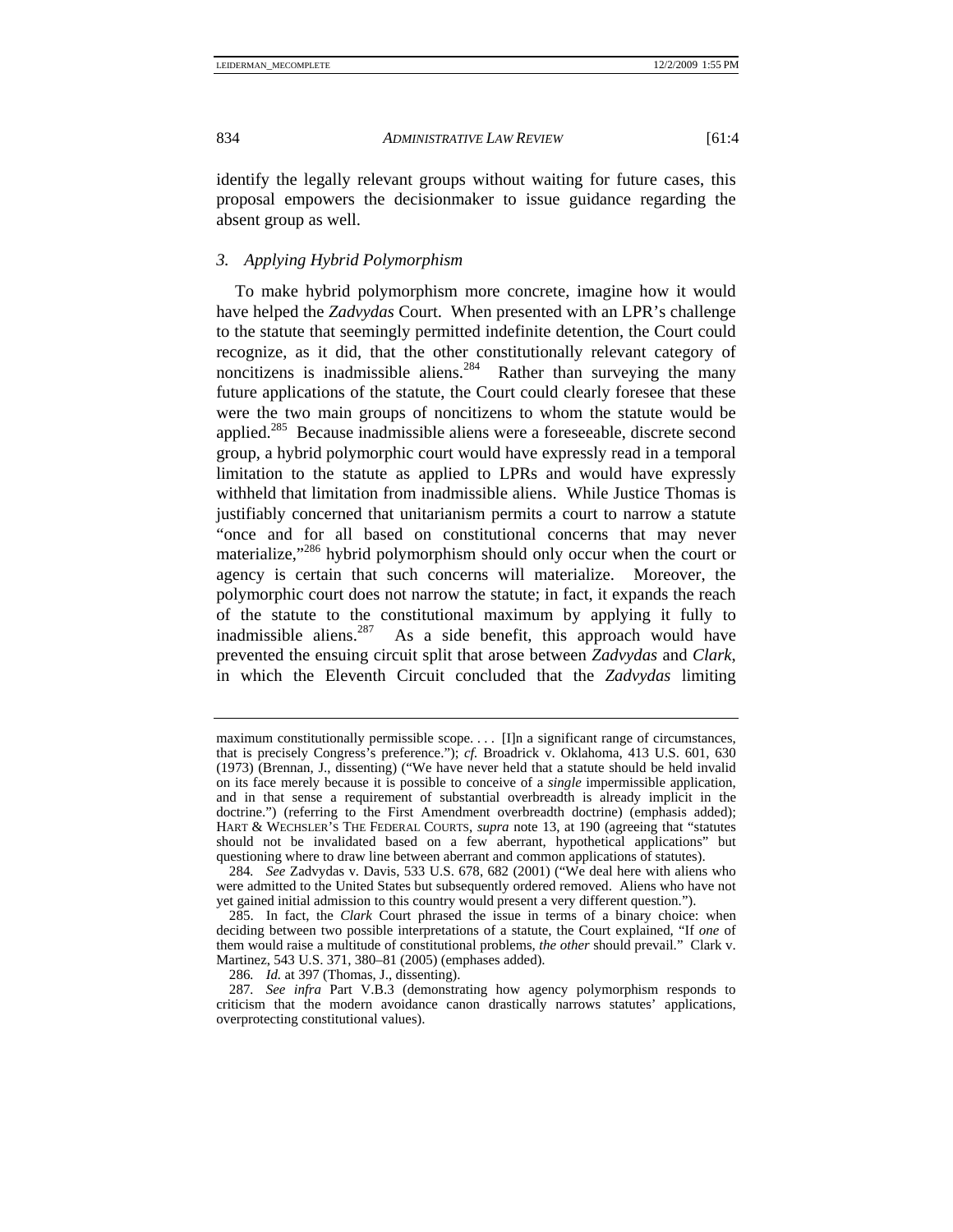identify the legally relevant groups without waiting for future cases, this proposal empowers the decisionmaker to issue guidance regarding the absent group as well.

### *3. Applying Hybrid Polymorphism*

To make hybrid polymorphism more concrete, imagine how it would have helped the *Zadvydas* Court. When presented with an LPR's challenge to the statute that seemingly permitted indefinite detention, the Court could recognize, as it did, that the other constitutionally relevant category of noncitizens is inadmissible aliens.[284] Rather than surveying the many future applications of the statute, the Court could clearly foresee that these were the two main groups of noncitizens to whom the statute would be applied.[285] Because inadmissible aliens were a foreseeable, discrete second group, a hybrid polymorphic court would have expressly read in a temporal limitation to the statute as applied to LPRs and would have expressly withheld that limitation from inadmissible aliens. While Justice Thomas is justifiably concerned that unitarianism permits a court to narrow a statute "once and for all based on constitutional concerns that may never materialize,"[286] hybrid polymorphism should only occur when the court or agency is certain that such concerns will materialize. Moreover, the polymorphic court does not narrow the statute; in fact, it expands the reach of the statute to the constitutional maximum by applying it fully to inadmissible aliens.[287] As a side benefit, this approach would have prevented the ensuing circuit split that arose between *Zadvydas* and *Clark*, in which the Eleventh Circuit concluded that the *Zadvydas* limiting

---

maximum constitutionally permissible scope. . . . [I]n a significant range of circumstances, that is precisely Congress's preference."); *cf.* Broadrick v. Oklahoma, 413 U.S. 601, 630 (1973) (Brennan, J., dissenting) ("We have never held that a statute should be held invalid on its face merely because it is possible to conceive of a *single* impermissible application, and in that sense a requirement of substantial overbreadth is already implicit in the doctrine.") (referring to the First Amendment overbreadth doctrine) (emphasis added); HART & WECHSLER'S THE FEDERAL COURTS, *supra* note 13, at 190 (agreeing that "statutes should not be invalidated based on a few aberrant, hypothetical applications" but questioning where to draw line between aberrant and common applications of statutes).

284. *See* Zadvydas v. Davis, 533 U.S. 678, 682 (2001) ("We deal here with aliens who were admitted to the United States but subsequently ordered removed. Aliens who have not yet gained initial admission to this country would present a very different question.").

285. In fact, the *Clark* Court phrased the issue in terms of a binary choice: when deciding between two possible interpretations of a statute, the Court explained, "If *one* of them would raise a multitude of constitutional problems, *the other* should prevail." Clark v. Martinez, 543 U.S. 371, 380–81 (2005) (emphases added).

286. *Id.* at 397 (Thomas, J., dissenting).

287. *See infra* Part V.B.3 (demonstrating how agency polymorphism responds to criticism that the modern avoidance canon drastically narrows statutes' applications, overprotecting constitutional values).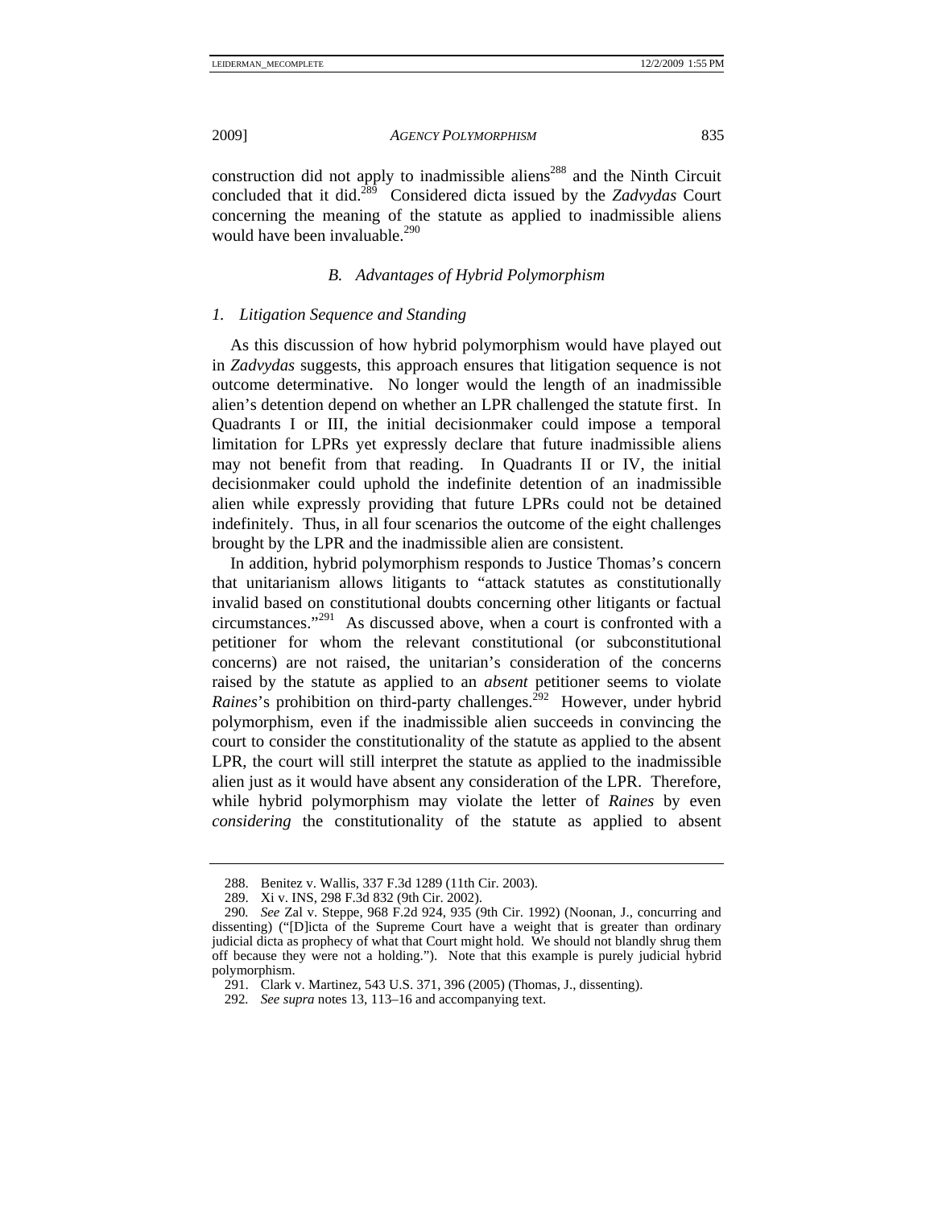construction did not apply to inadmissible aliens[288] and the Ninth Circuit concluded that it did.[289] Considered dicta issued by the *Zadvydas* Court concerning the meaning of the statute as applied to inadmissible aliens would have been invaluable.[290]

### *B. Advantages of Hybrid Polymorphism*

#### *1. Litigation Sequence and Standing*

As this discussion of how hybrid polymorphism would have played out in *Zadvydas* suggests, this approach ensures that litigation sequence is not outcome determinative. No longer would the length of an inadmissible alien's detention depend on whether an LPR challenged the statute first. In Quadrants I or III, the initial decisionmaker could impose a temporal limitation for LPRs yet expressly declare that future inadmissible aliens may not benefit from that reading. In Quadrants II or IV, the initial decisionmaker could uphold the indefinite detention of an inadmissible alien while expressly providing that future LPRs could not be detained indefinitely. Thus, in all four scenarios the outcome of the eight challenges brought by the LPR and the inadmissible alien are consistent.

In addition, hybrid polymorphism responds to Justice Thomas's concern that unitarianism allows litigants to "attack statutes as constitutionally invalid based on constitutional doubts concerning other litigants or factual circumstances."[291] As discussed above, when a court is confronted with a petitioner for whom the relevant constitutional (or subconstitutional concerns) are not raised, the unitarian's consideration of the concerns raised by the statute as applied to an *absent* petitioner seems to violate *Raines*'s prohibition on third-party challenges.[292] However, under hybrid polymorphism, even if the inadmissible alien succeeds in convincing the court to consider the constitutionality of the statute as applied to the absent LPR, the court will still interpret the statute as applied to the inadmissible alien just as it would have absent any consideration of the LPR. Therefore, while hybrid polymorphism may violate the letter of *Raines* by even *considering* the constitutionality of the statute as applied to absent

---

288. Benitez v. Wallis, 337 F.3d 1289 (11th Cir. 2003).

289. Xi v. INS, 298 F.3d 832 (9th Cir. 2002).

290. *See* Zal v. Steppe, 968 F.2d 924, 935 (9th Cir. 1992) (Noonan, J., concurring and dissenting) ("[D]icta of the Supreme Court have a weight that is greater than ordinary judicial dicta as prophecy of what that Court might hold. We should not blandly shrug them off because they were not a holding."). Note that this example is purely judicial hybrid polymorphism.

291. Clark v. Martinez, 543 U.S. 371, 396 (2005) (Thomas, J., dissenting).

292. *See supra* notes 13, 113–16 and accompanying text.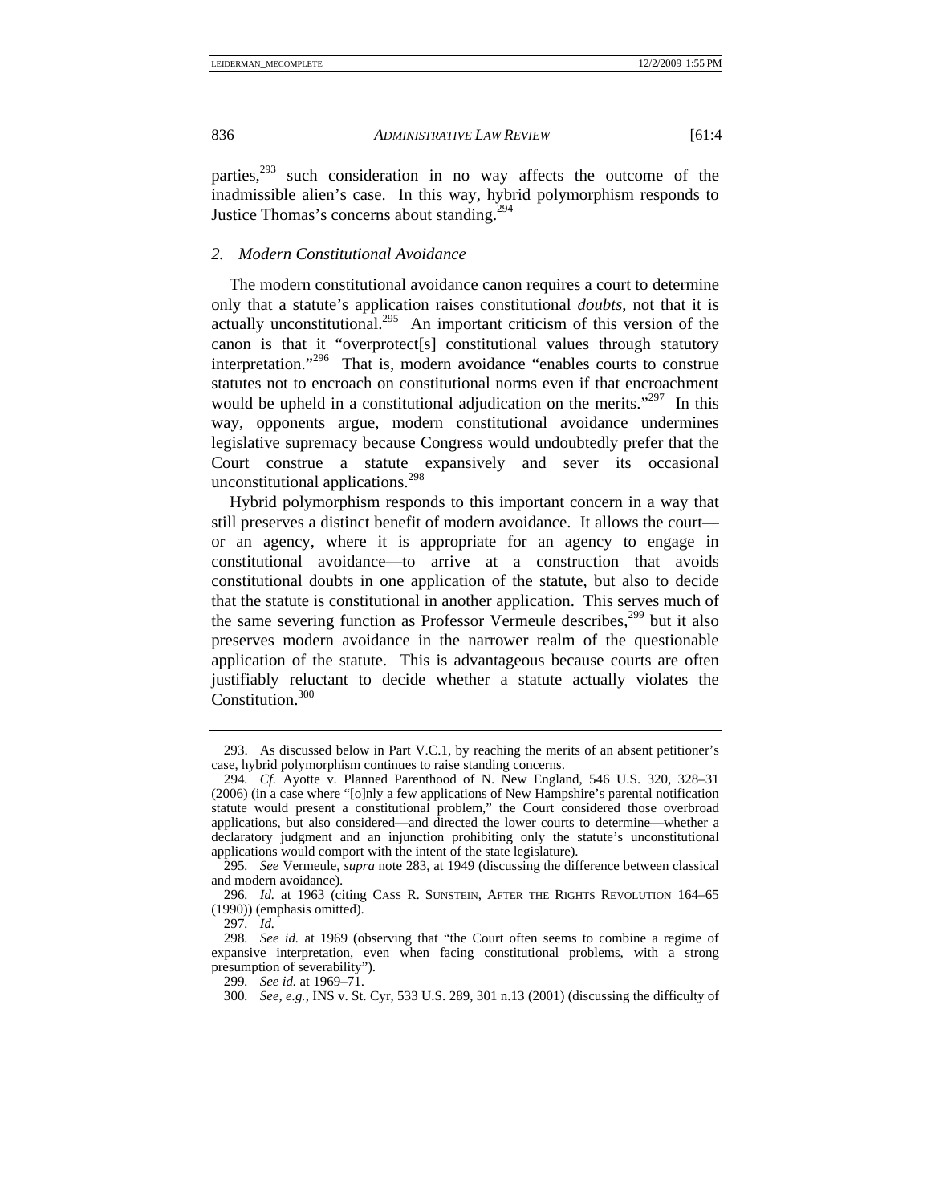parties,[293] such consideration in no way affects the outcome of the inadmissible alien's case. In this way, hybrid polymorphism responds to Justice Thomas's concerns about standing.[294]

### *2. Modern Constitutional Avoidance*

The modern constitutional avoidance canon requires a court to determine only that a statute's application raises constitutional *doubts*, not that it is actually unconstitutional.[295] An important criticism of this version of the canon is that it "overprotect[s] constitutional values through statutory interpretation."[296] That is, modern avoidance "enables courts to construe statutes not to encroach on constitutional norms even if that encroachment would be upheld in a constitutional adjudication on the merits."[297] In this way, opponents argue, modern constitutional avoidance undermines legislative supremacy because Congress would undoubtedly prefer that the Court construe a statute expansively and sever its occasional unconstitutional applications.[298]

Hybrid polymorphism responds to this important concern in a way that still preserves a distinct benefit of modern avoidance. It allows the court—or an agency, where it is appropriate for an agency to engage in constitutional avoidance—to arrive at a construction that avoids constitutional doubts in one application of the statute, but also to decide that the statute is constitutional in another application. This serves much of the same severing function as Professor Vermeule describes,[299] but it also preserves modern avoidance in the narrower realm of the questionable application of the statute. This is advantageous because courts are often justifiably reluctant to decide whether a statute actually violates the Constitution.[300]

---

293. As discussed below in Part V.C.1, by reaching the merits of an absent petitioner's case, hybrid polymorphism continues to raise standing concerns.

294. *Cf.* Ayotte v. Planned Parenthood of N. New England, 546 U.S. 320, 328–31 (2006) (in a case where "[o]nly a few applications of New Hampshire's parental notification statute would present a constitutional problem," the Court considered those overbroad applications, but also considered—and directed the lower courts to determine—whether a declaratory judgment and an injunction prohibiting only the statute's unconstitutional applications would comport with the intent of the state legislature).

295. *See* Vermeule, *supra* note 283, at 1949 (discussing the difference between classical and modern avoidance).

296. *Id.* at 1963 (citing CASS R. SUNSTEIN, AFTER THE RIGHTS REVOLUTION 164–65 (1990)) (emphasis omitted).

297. *Id.*

298. *See id.* at 1969 (observing that "the Court often seems to combine a regime of expansive interpretation, even when facing constitutional problems, with a strong presumption of severability").

299. *See id.* at 1969–71.

300. *See, e.g.*, INS v. St. Cyr, 533 U.S. 289, 301 n.13 (2001) (discussing the difficulty of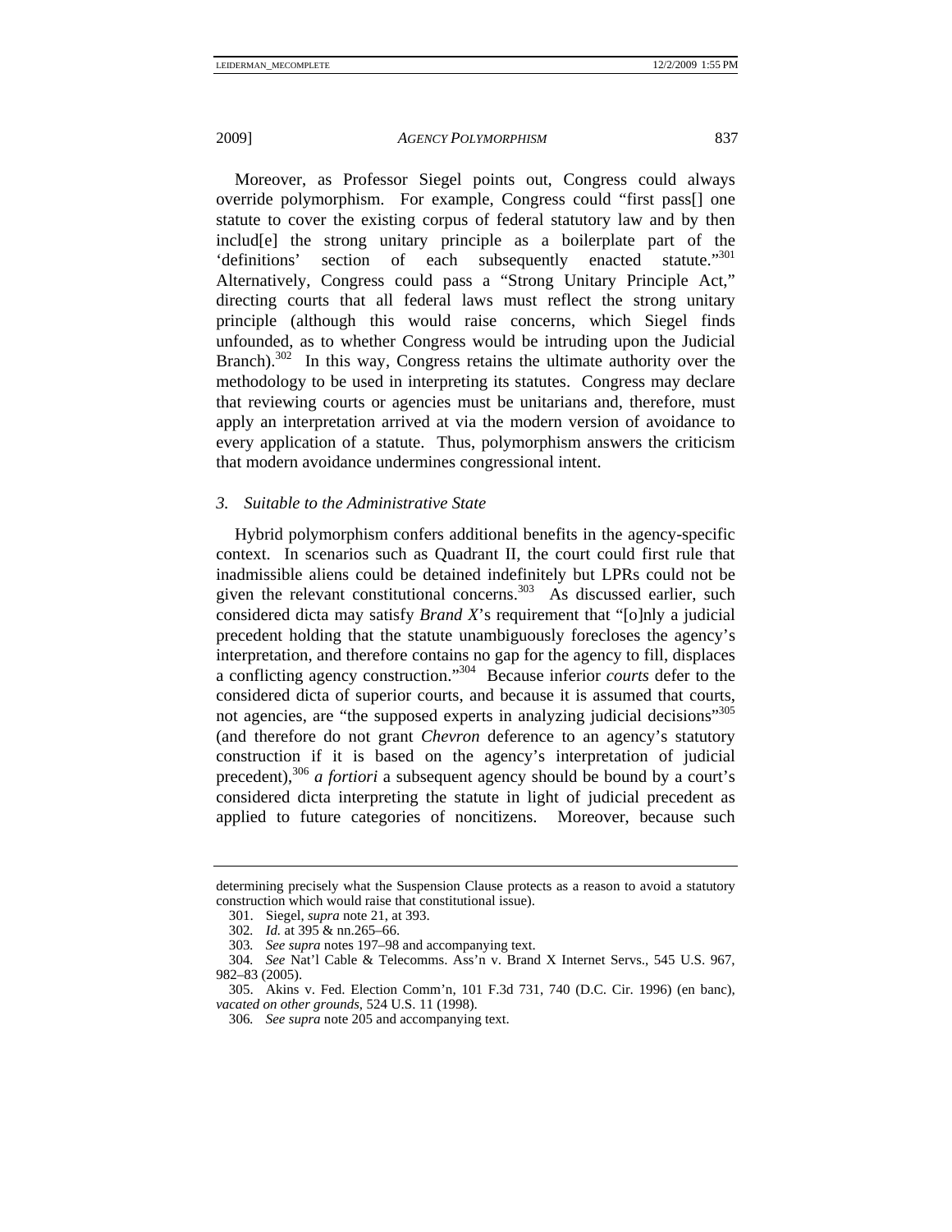Moreover, as Professor Siegel points out, Congress could always override polymorphism. For example, Congress could "first pass[] one statute to cover the existing corpus of federal statutory law and by then includ[e] the strong unitary principle as a boilerplate part of the 'definitions' section of each subsequently enacted statute."[301] Alternatively, Congress could pass a "Strong Unitary Principle Act," directing courts that all federal laws must reflect the strong unitary principle (although this would raise concerns, which Siegel finds unfounded, as to whether Congress would be intruding upon the Judicial Branch).[302] In this way, Congress retains the ultimate authority over the methodology to be used in interpreting its statutes. Congress may declare that reviewing courts or agencies must be unitarians and, therefore, must apply an interpretation arrived at via the modern version of avoidance to every application of a statute. Thus, polymorphism answers the criticism that modern avoidance undermines congressional intent.

### *3. Suitable to the Administrative State*

Hybrid polymorphism confers additional benefits in the agency-specific context. In scenarios such as Quadrant II, the court could first rule that inadmissible aliens could be detained indefinitely but LPRs could not be given the relevant constitutional concerns.[303] As discussed earlier, such considered dicta may satisfy *Brand X*'s requirement that "[o]nly a judicial precedent holding that the statute unambiguously forecloses the agency's interpretation, and therefore contains no gap for the agency to fill, displaces a conflicting agency construction."[304] Because inferior *courts* defer to the considered dicta of superior courts, and because it is assumed that courts, not agencies, are "the supposed experts in analyzing judicial decisions"[305] (and therefore do not grant *Chevron* deference to an agency's statutory construction if it is based on the agency's interpretation of judicial precedent),[306] *a fortiori* a subsequent agency should be bound by a court's considered dicta interpreting the statute in light of judicial precedent as applied to future categories of noncitizens. Moreover, because such

---

determining precisely what the Suspension Clause protects as a reason to avoid a statutory construction which would raise that constitutional issue).

301. Siegel, *supra* note 21, at 393.

302. *Id.* at 395 & nn.265–66.

303. *See supra* notes 197–98 and accompanying text.

304. *See* Nat'l Cable & Telecomms. Ass'n v. Brand X Internet Servs., 545 U.S. 967, 982–83 (2005).

305. Akins v. Fed. Election Comm'n, 101 F.3d 731, 740 (D.C. Cir. 1996) (en banc), *vacated on other grounds*, 524 U.S. 11 (1998).

306. *See supra* note 205 and accompanying text.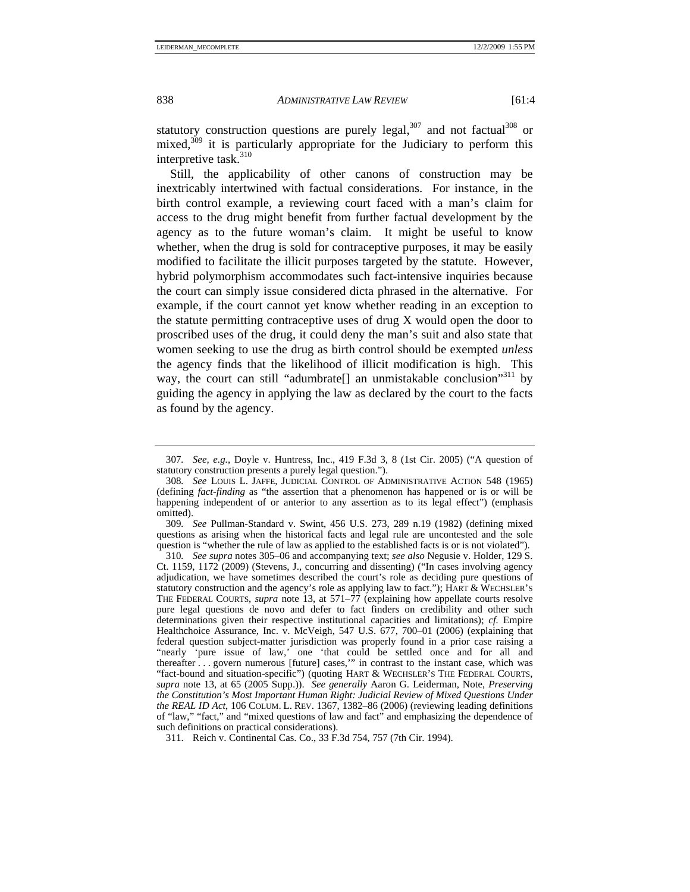statutory construction questions are purely legal,[307] and not factual[308] or mixed,[309] it is particularly appropriate for the Judiciary to perform this interpretive task.[310]

Still, the applicability of other canons of construction may be inextricably intertwined with factual considerations. For instance, in the birth control example, a reviewing court faced with a man's claim for access to the drug might benefit from further factual development by the agency as to the future woman's claim. It might be useful to know whether, when the drug is sold for contraceptive purposes, it may be easily modified to facilitate the illicit purposes targeted by the statute. However, hybrid polymorphism accommodates such fact-intensive inquiries because the court can simply issue considered dicta phrased in the alternative. For example, if the court cannot yet know whether reading in an exception to the statute permitting contraceptive uses of drug X would open the door to proscribed uses of the drug, it could deny the man's suit and also state that women seeking to use the drug as birth control should be exempted *unless* the agency finds that the likelihood of illicit modification is high. This way, the court can still "adumbrate[] an unmistakable conclusion"[311] by guiding the agency in applying the law as declared by the court to the facts as found by the agency.

---

307. *See, e.g.*, Doyle v. Huntress, Inc., 419 F.3d 3, 8 (1st Cir. 2005) ("A question of statutory construction presents a purely legal question.").

308. *See* LOUIS L. JAFFE, JUDICIAL CONTROL OF ADMINISTRATIVE ACTION 548 (1965) (defining *fact-finding* as "the assertion that a phenomenon has happened or is or will be happening independent of or anterior to any assertion as to its legal effect") (emphasis omitted).

309. *See* Pullman-Standard v. Swint, 456 U.S. 273, 289 n.19 (1982) (defining mixed questions as arising when the historical facts and legal rule are uncontested and the sole question is "whether the rule of law as applied to the established facts is or is not violated").

310. *See supra* notes 305–06 and accompanying text; *see also* Negusie v. Holder, 129 S. Ct. 1159, 1172 (2009) (Stevens, J., concurring and dissenting) ("In cases involving agency adjudication, we have sometimes described the court's role as deciding pure questions of statutory construction and the agency's role as applying law to fact."); HART & WECHSLER'S THE FEDERAL COURTS, *supra* note 13, at 571–77 (explaining how appellate courts resolve pure legal questions de novo and defer to fact finders on credibility and other such determinations given their respective institutional capacities and limitations); *cf.* Empire Healthchoice Assurance, Inc. v. McVeigh, 547 U.S. 677, 700–01 (2006) (explaining that federal question subject-matter jurisdiction was properly found in a prior case raising a "nearly 'pure issue of law,' one 'that could be settled once and for all and thereafter . . . govern numerous [future] cases,'" in contrast to the instant case, which was "fact-bound and situation-specific") (quoting HART & WECHSLER'S THE FEDERAL COURTS, *supra* note 13, at 65 (2005 Supp.)). *See generally* Aaron G. Leiderman, Note, *Preserving the Constitution's Most Important Human Right: Judicial Review of Mixed Questions Under the REAL ID Act*, 106 COLUM. L. REV. 1367, 1382–86 (2006) (reviewing leading definitions of "law," "fact," and "mixed questions of law and fact" and emphasizing the dependence of such definitions on practical considerations).

311. Reich v. Continental Cas. Co., 33 F.3d 754, 757 (7th Cir. 1994).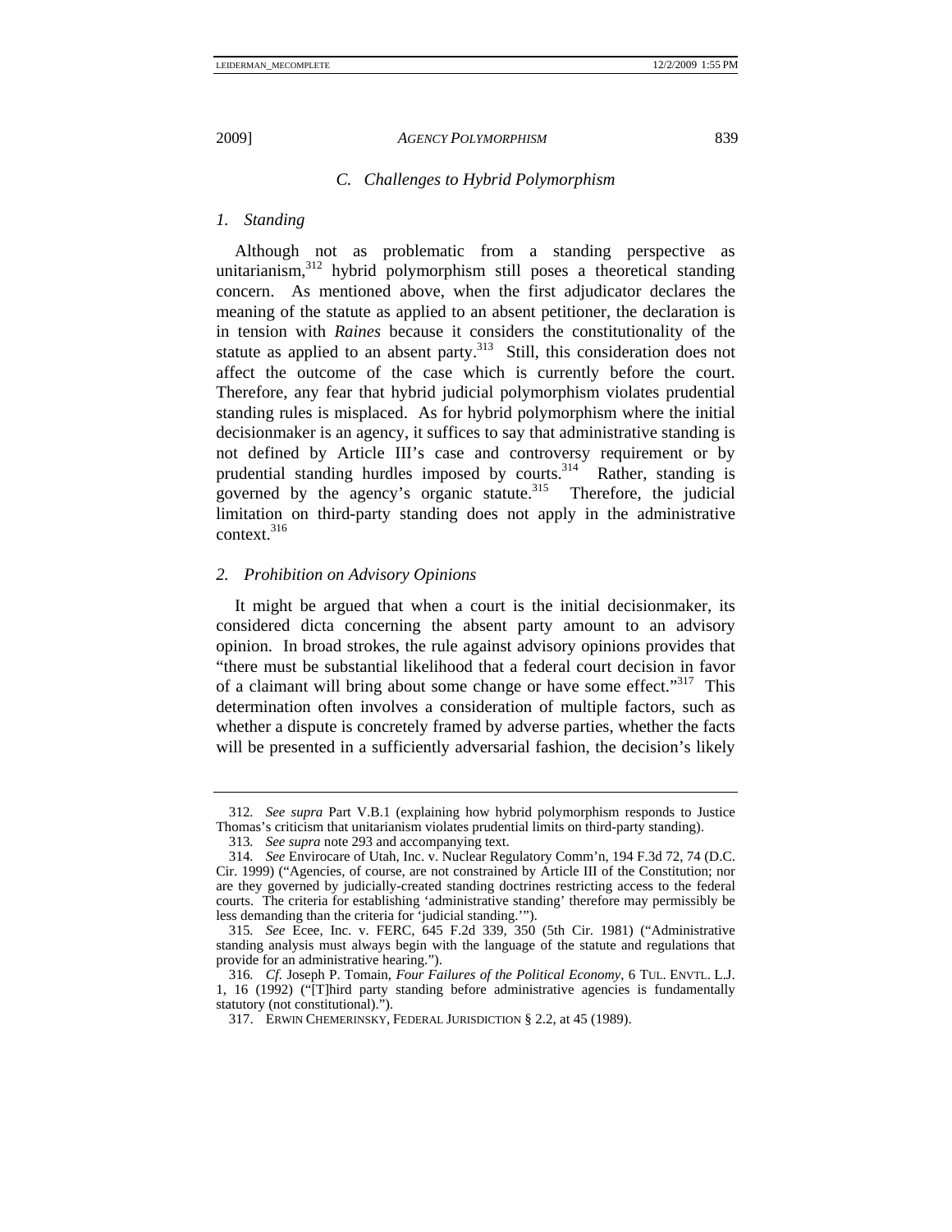### C. *Challenges to Hybrid Polymorphism*

#### 1. *Standing*

Although not as problematic from a standing perspective as unitarianism,[312] hybrid polymorphism still poses a theoretical standing concern. As mentioned above, when the first adjudicator declares the meaning of the statute as applied to an absent petitioner, the declaration is in tension with *Raines* because it considers the constitutionality of the statute as applied to an absent party.[313] Still, this consideration does not affect the outcome of the case which is currently before the court. Therefore, any fear that hybrid judicial polymorphism violates prudential standing rules is misplaced. As for hybrid polymorphism where the initial decisionmaker is an agency, it suffices to say that administrative standing is not defined by Article III's case and controversy requirement or by prudential standing hurdles imposed by courts.[314] Rather, standing is governed by the agency's organic statute.[315] Therefore, the judicial limitation on third-party standing does not apply in the administrative context.[316]

#### 2. *Prohibition on Advisory Opinions*

It might be argued that when a court is the initial decisionmaker, its considered dicta concerning the absent party amount to an advisory opinion. In broad strokes, the rule against advisory opinions provides that "there must be substantial likelihood that a federal court decision in favor of a claimant will bring about some change or have some effect."[317] This determination often involves a consideration of multiple factors, such as whether a dispute is concretely framed by adverse parties, whether the facts will be presented in a sufficiently adversarial fashion, the decision's likely

---

312. *See supra* Part V.B.1 (explaining how hybrid polymorphism responds to Justice Thomas's criticism that unitarianism violates prudential limits on third-party standing).

313. *See supra* note 293 and accompanying text.

314. *See* Envirocare of Utah, Inc. v. Nuclear Regulatory Comm'n, 194 F.3d 72, 74 (D.C. Cir. 1999) ("Agencies, of course, are not constrained by Article III of the Constitution; nor are they governed by judicially-created standing doctrines restricting access to the federal courts. The criteria for establishing 'administrative standing' therefore may permissibly be less demanding than the criteria for 'judicial standing.'").

315. *See* Ecee, Inc. v. FERC, 645 F.2d 339, 350 (5th Cir. 1981) ("Administrative standing analysis must always begin with the language of the statute and regulations that provide for an administrative hearing.").

316. *Cf.* Joseph P. Tomain, *Four Failures of the Political Economy*, 6 TUL. ENVTL. L.J. 1, 16 (1992) ("[T]hird party standing before administrative agencies is fundamentally statutory (not constitutional).").

317. ERWIN CHEMERINSKY, FEDERAL JURISDICTION § 2.2, at 45 (1989).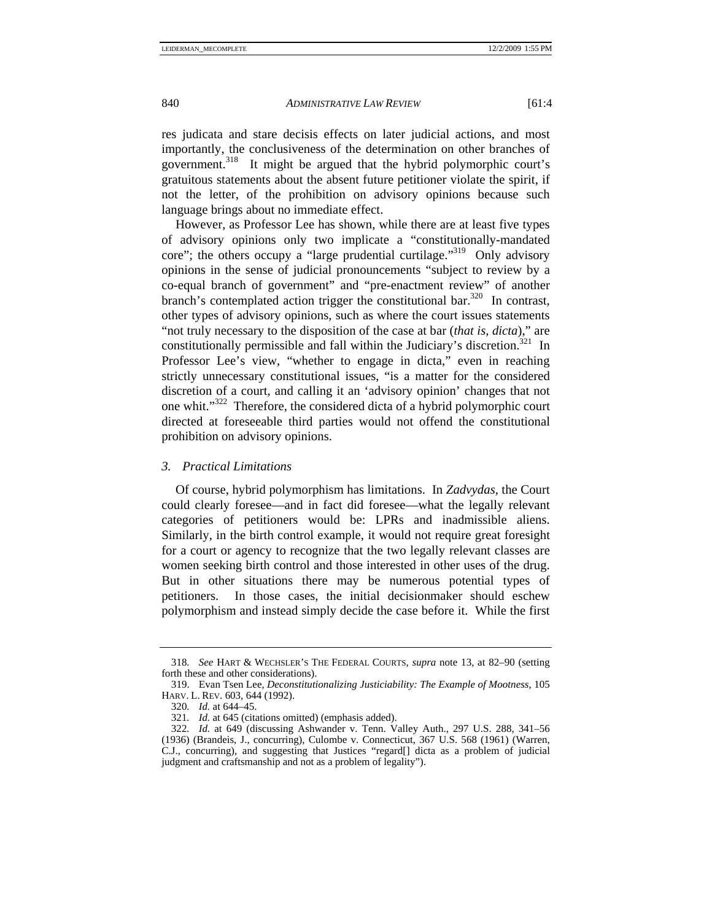res judicata and stare decisis effects on later judicial actions, and most importantly, the conclusiveness of the determination on other branches of government.[318] It might be argued that the hybrid polymorphic court's gratuitous statements about the absent future petitioner violate the spirit, if not the letter, of the prohibition on advisory opinions because such language brings about no immediate effect.

However, as Professor Lee has shown, while there are at least five types of advisory opinions only two implicate a "constitutionally-mandated core"; the others occupy a "large prudential curtilage."[319] Only advisory opinions in the sense of judicial pronouncements "subject to review by a co-equal branch of government" and "pre-enactment review" of another branch's contemplated action trigger the constitutional bar.[320] In contrast, other types of advisory opinions, such as where the court issues statements "not truly necessary to the disposition of the case at bar (*that is, dicta*)," are constitutionally permissible and fall within the Judiciary's discretion.[321] In Professor Lee's view, "whether to engage in dicta," even in reaching strictly unnecessary constitutional issues, "is a matter for the considered discretion of a court, and calling it an 'advisory opinion' changes that not one whit."[322] Therefore, the considered dicta of a hybrid polymorphic court directed at foreseeable third parties would not offend the constitutional prohibition on advisory opinions.

### *3. Practical Limitations*

Of course, hybrid polymorphism has limitations. In *Zadvydas*, the Court could clearly foresee—and in fact did foresee—what the legally relevant categories of petitioners would be: LPRs and inadmissible aliens. Similarly, in the birth control example, it would not require great foresight for a court or agency to recognize that the two legally relevant classes are women seeking birth control and those interested in other uses of the drug. But in other situations there may be numerous potential types of petitioners. In those cases, the initial decisionmaker should eschew polymorphism and instead simply decide the case before it. While the first

---

318. *See* HART & WECHSLER'S THE FEDERAL COURTS, *supra* note 13, at 82–90 (setting forth these and other considerations).

319. Evan Tsen Lee, *Deconstitutionalizing Justiciability: The Example of Mootness*, 105 HARV. L. REV. 603, 644 (1992).

320. *Id.* at 644–45.

321. *Id.* at 645 (citations omitted) (emphasis added).

322. *Id.* at 649 (discussing Ashwander v. Tenn. Valley Auth., 297 U.S. 288, 341–56 (1936) (Brandeis, J., concurring), Culombe v. Connecticut, 367 U.S. 568 (1961) (Warren, C.J., concurring), and suggesting that Justices "regard[] dicta as a problem of judicial judgment and craftsmanship and not as a problem of legality").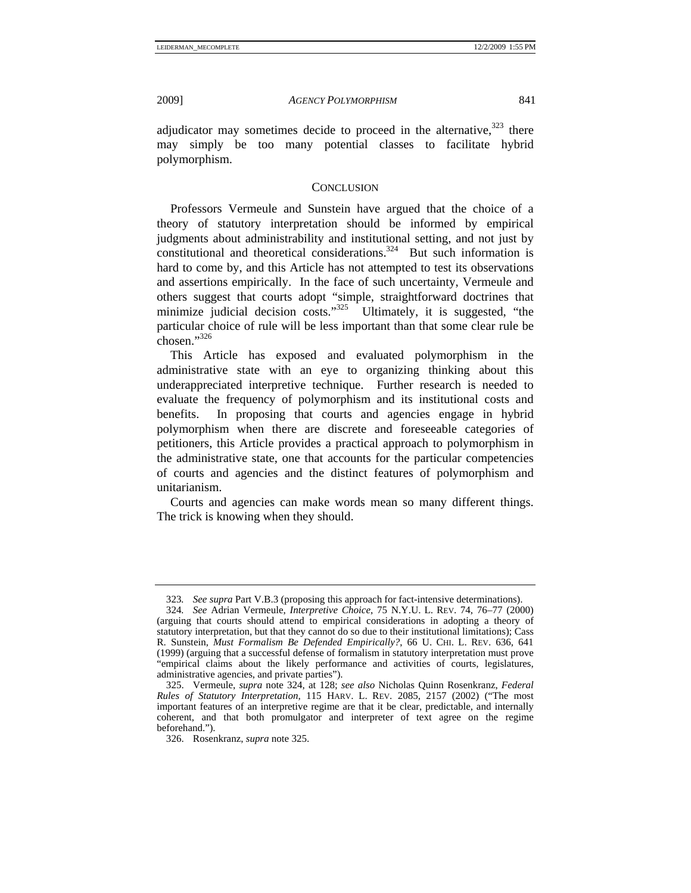adjudicator may sometimes decide to proceed in the alternative,[323] there may simply be too many potential classes to facilitate hybrid polymorphism.

## CONCLUSION

Professors Vermeule and Sunstein have argued that the choice of a theory of statutory interpretation should be informed by empirical judgments about administrability and institutional setting, and not just by constitutional and theoretical considerations.[324] But such information is hard to come by, and this Article has not attempted to test its observations and assertions empirically. In the face of such uncertainty, Vermeule and others suggest that courts adopt "simple, straightforward doctrines that minimize judicial decision costs."[325] Ultimately, it is suggested, "the particular choice of rule will be less important than that some clear rule be chosen."[326]

This Article has exposed and evaluated polymorphism in the administrative state with an eye to organizing thinking about this underappreciated interpretive technique. Further research is needed to evaluate the frequency of polymorphism and its institutional costs and benefits. In proposing that courts and agencies engage in hybrid polymorphism when there are discrete and foreseeable categories of petitioners, this Article provides a practical approach to polymorphism in the administrative state, one that accounts for the particular competencies of courts and agencies and the distinct features of polymorphism and unitarianism.

Courts and agencies can make words mean so many different things. The trick is knowing when they should.

---

323. *See supra* Part V.B.3 (proposing this approach for fact-intensive determinations).

324. *See* Adrian Vermeule, *Interpretive Choice*, 75 N.Y.U. L. REV. 74, 76–77 (2000) (arguing that courts should attend to empirical considerations in adopting a theory of statutory interpretation, but that they cannot do so due to their institutional limitations); Cass R. Sunstein, *Must Formalism Be Defended Empirically?*, 66 U. CHI. L. REV. 636, 641 (1999) (arguing that a successful defense of formalism in statutory interpretation must prove "empirical claims about the likely performance and activities of courts, legislatures, administrative agencies, and private parties").

325. Vermeule, *supra* note 324, at 128; *see also* Nicholas Quinn Rosenkranz, *Federal Rules of Statutory Interpretation*, 115 HARV. L. REV. 2085, 2157 (2002) ("The most important features of an interpretive regime are that it be clear, predictable, and internally coherent, and that both promulgator and interpreter of text agree on the regime beforehand.").

326. Rosenkranz, *supra* note 325.